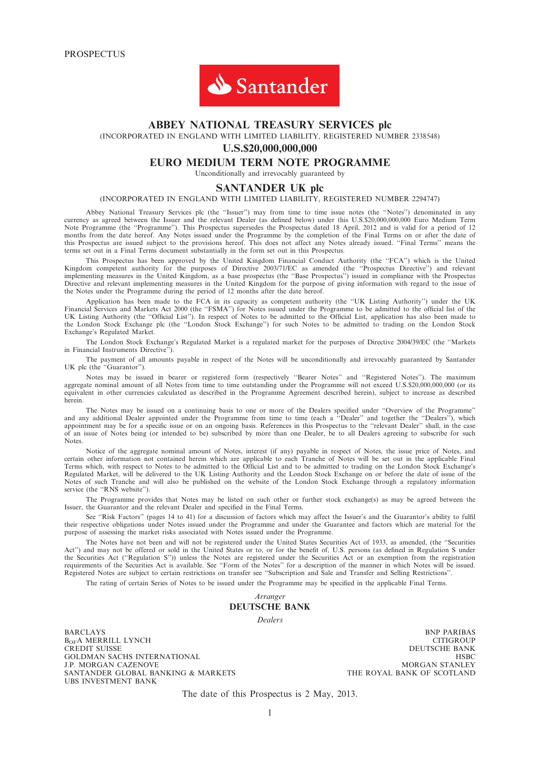PROSPECTUS

Santander

# ABBEY NATIONAL TREASURY SERVICES plc

(INCORPORATED IN ENGLAND WITH LIMITED LIABILITY, REGISTERED NUMBER 2338548)

## U.S.$20,000,000,000

## EURO MEDIUM TERM NOTE PROGRAMME

Unconditionally and irrevocably guaranteed by

## SANTANDER UK plc

(INCORPORATED IN ENGLAND WITH LIMITED LIABILITY, REGISTERED NUMBER 2294747)

Abbey National Treasury Services plc (the ''Issuer'') may from time to time issue notes (the ''Notes'') denominated in any currency as agreed between the Issuer and the relevant Dealer (as defined below) under this U.S.$20,000,000,000 Euro Medium Term Note Programme (the ''Programme''). This Prospectus supersedes the Prospectus dated 18 April, 2012 and is valid for a period of 12 months from the date hereof. Any Notes issued under the Programme by the completion of the Final Terms on or after the date of this Prospectus are issued subject to the provisions hereof. This does not affect any Notes already issued. ''Final Terms'' means the terms set out in a Final Terms document substantially in the form set out in this Prospectus.

This Prospectus has been approved by the United Kingdom Financial Conduct Authority (the ''FCA'') which is the United Kingdom competent authority for the purposes of Directive 2003/71/EC as amended (the ''Prospectus Directive'') and relevant implementing measures in the United Kingdom, as a base prospectus (the ''Base Prospectus'') issued in compliance with the Prospectus Directive and relevant implementing measures in the United Kingdom for the purpose of giving information with regard to the issue of the Notes under the Programme during the period of 12 months after the date hereof.

Application has been made to the FCA in its capacity as competent authority (the ''UK Listing Authority'') under the UK Financial Services and Markets Act 2000 (the ''FSMA'') for Notes issued under the Programme to be admitted to the official list of the UK Listing Authority (the ''Official List''). In respect of Notes to be admitted to the Official List, application has also been made to the London Stock Exchange plc (the ''London Stock Exchange'') for such Notes to be admitted to trading on the London Stock Exchange's Regulated Market.

The London Stock Exchange's Regulated Market is a regulated market for the purposes of Directive 2004/39/EC (the ''Markets in Financial Instruments Directive'').

The payment of all amounts payable in respect of the Notes will be unconditionally and irrevocably guaranteed by Santander UK plc (the ''Guarantor'').

Notes may be issued in bearer or registered form (respectively ''Bearer Notes'' and ''Registered Notes''). The maximum aggregate nominal amount of all Notes from time to time outstanding under the Programme will not exceed U.S.$20,000,000,000 (or its equivalent in other currencies calculated as described in the Programme Agreement described herein), subject to increase as described herein.

The Notes may be issued on a continuing basis to one or more of the Dealers specified under ''Overview of the Programme'' and any additional Dealer appointed under the Programme from time to time (each a ''Dealer'' and together the ''Dealers''), which appointment may be for a specific issue or on an ongoing basis. References in this Prospectus to the ''relevant Dealer'' shall, in the case of an issue of Notes being (or intended to be) subscribed by more than one Dealer, be to all Dealers agreeing to subscribe for such Notes.

Notice of the aggregate nominal amount of Notes, interest (if any) payable in respect of Notes, the issue price of Notes, and certain other information not contained herein which are applicable to each Tranche of Notes will be set out in the applicable Final Terms which, with respect to Notes to be admitted to the Official List and to be admitted to trading on the London Stock Exchange's Regulated Market, will be delivered to the UK Listing Authority and the London Stock Exchange on or before the date of issue of the Notes of such Tranche and will also be published on the website of the London Stock Exchange through a regulatory information service (the ''RNS website'').

The Programme provides that Notes may be listed on such other or further stock exchange(s) as may be agreed between the Issuer, the Guarantor and the relevant Dealer and specified in the Final Terms.

See ''Risk Factors'' (pages 14 to 41) for a discussion of factors which may affect the Issuer's and the Guarantor's ability to fulfil their respective obligations under Notes issued under the Programme and under the Guarantee and factors which are material for the purpose of assessing the market risks associated with Notes issued under the Programme.

The Notes have not been and will not be registered under the United States Securities Act of 1933, as amended, (the ''Securities Act'') and may not be offered or sold in the United States or to, or for the benefit of, U.S. persons (as defined in Regulation S under the Securities Act (''Regulation S'')) unless the Notes are registered under the Securities Act or an exemption from the registration requirements of the Securities Act is available. See ''Form of the Notes'' for a description of the manner in which Notes will be issued. Registered Notes are subject to certain restrictions on transfer see ''Subscription and Sale and Transfer and Selling Restrictions''.

The rating of certain Series of Notes to be issued under the Programme may be specified in the applicable Final Terms.

*Arranger*

**DEUTSCHE BANK**

*Dealers*

BARCLAYS
BofA MERRILL LYNCH
CREDIT SUISSE
GOLDMAN SACHS INTERNATIONAL
J.P. MORGAN CAZENOVE
SANTANDER GLOBAL BANKING & MARKETS
UBS INVESTMENT BANK

BNP PARIBAS
CITIGROUP
DEUTSCHE BANK
HSBC
MORGAN STANLEY
THE ROYAL BANK OF SCOTLAND

The date of this Prospectus is 2 May, 2013.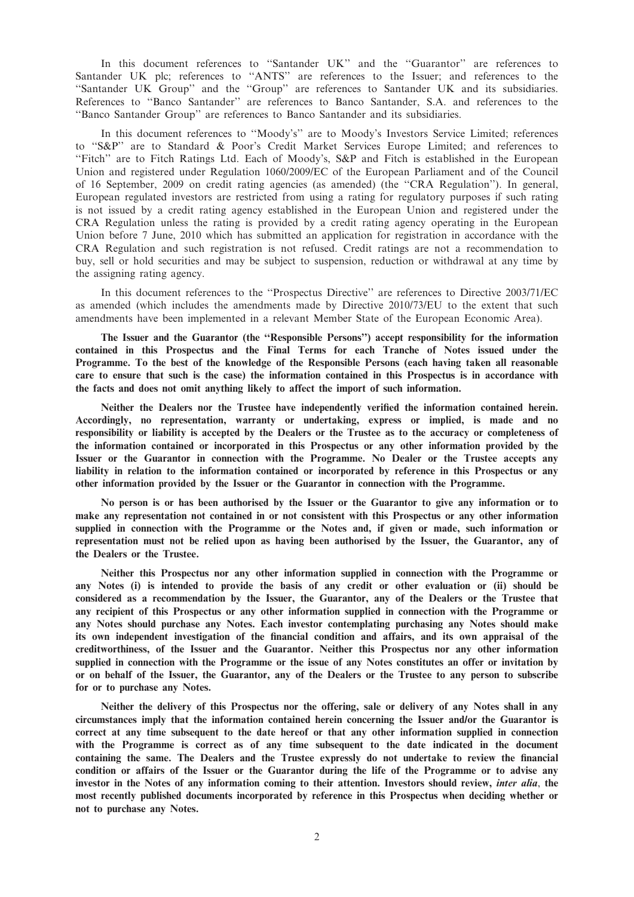In this document references to "Santander UK" and the "Guarantor" are references to Santander UK plc; references to "ANTS" are references to the Issuer; and references to the "Santander UK Group" and the "Group" are references to Santander UK and its subsidiaries. References to "Banco Santander" are references to Banco Santander, S.A. and references to the "Banco Santander Group" are references to Banco Santander and its subsidiaries.

In this document references to "Moody's" are to Moody's Investors Service Limited; references to "S&P" are to Standard & Poor's Credit Market Services Europe Limited; and references to "Fitch" are to Fitch Ratings Ltd. Each of Moody's, S&P and Fitch is established in the European Union and registered under Regulation 1060/2009/EC of the European Parliament and of the Council of 16 September, 2009 on credit rating agencies (as amended) (the "CRA Regulation"). In general, European regulated investors are restricted from using a rating for regulatory purposes if such rating is not issued by a credit rating agency established in the European Union and registered under the CRA Regulation unless the rating is provided by a credit rating agency operating in the European Union before 7 June, 2010 which has submitted an application for registration in accordance with the CRA Regulation and such registration is not refused. Credit ratings are not a recommendation to buy, sell or hold securities and may be subject to suspension, reduction or withdrawal at any time by the assigning rating agency.

In this document references to the "Prospectus Directive" are references to Directive 2003/71/EC as amended (which includes the amendments made by Directive 2010/73/EU to the extent that such amendments have been implemented in a relevant Member State of the European Economic Area).

**The Issuer and the Guarantor (the "Responsible Persons") accept responsibility for the information contained in this Prospectus and the Final Terms for each Tranche of Notes issued under the Programme. To the best of the knowledge of the Responsible Persons (each having taken all reasonable care to ensure that such is the case) the information contained in this Prospectus is in accordance with the facts and does not omit anything likely to affect the import of such information.**

**Neither the Dealers nor the Trustee have independently verified the information contained herein. Accordingly, no representation, warranty or undertaking, express or implied, is made and no responsibility or liability is accepted by the Dealers or the Trustee as to the accuracy or completeness of the information contained or incorporated in this Prospectus or any other information provided by the Issuer or the Guarantor in connection with the Programme. No Dealer or the Trustee accepts any liability in relation to the information contained or incorporated by reference in this Prospectus or any other information provided by the Issuer or the Guarantor in connection with the Programme.**

**No person is or has been authorised by the Issuer or the Guarantor to give any information or to make any representation not contained in or not consistent with this Prospectus or any other information supplied in connection with the Programme or the Notes and, if given or made, such information or representation must not be relied upon as having been authorised by the Issuer, the Guarantor, any of the Dealers or the Trustee.**

**Neither this Prospectus nor any other information supplied in connection with the Programme or any Notes (i) is intended to provide the basis of any credit or other evaluation or (ii) should be considered as a recommendation by the Issuer, the Guarantor, any of the Dealers or the Trustee that any recipient of this Prospectus or any other information supplied in connection with the Programme or any Notes should purchase any Notes. Each investor contemplating purchasing any Notes should make its own independent investigation of the financial condition and affairs, and its own appraisal of the creditworthiness, of the Issuer and the Guarantor. Neither this Prospectus nor any other information supplied in connection with the Programme or the issue of any Notes constitutes an offer or invitation by or on behalf of the Issuer, the Guarantor, any of the Dealers or the Trustee to any person to subscribe for or to purchase any Notes.**

**Neither the delivery of this Prospectus nor the offering, sale or delivery of any Notes shall in any circumstances imply that the information contained herein concerning the Issuer and/or the Guarantor is correct at any time subsequent to the date hereof or that any other information supplied in connection with the Programme is correct as of any time subsequent to the date indicated in the document containing the same. The Dealers and the Trustee expressly do not undertake to review the financial condition or affairs of the Issuer or the Guarantor during the life of the Programme or to advise any investor in the Notes of any information coming to their attention. Investors should review, *inter alia*, the most recently published documents incorporated by reference in this Prospectus when deciding whether or not to purchase any Notes.**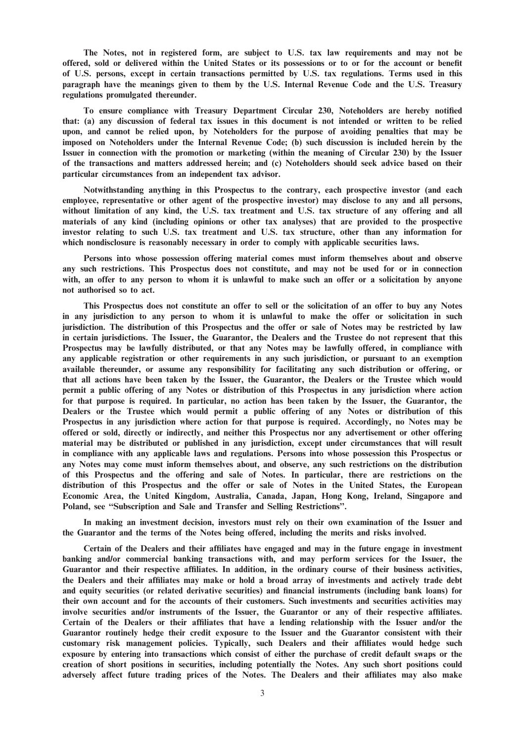**The Notes, not in registered form, are subject to U.S. tax law requirements and may not be offered, sold or delivered within the United States or its possessions or to or for the account or benefit of U.S. persons, except in certain transactions permitted by U.S. tax regulations. Terms used in this paragraph have the meanings given to them by the U.S. Internal Revenue Code and the U.S. Treasury regulations promulgated thereunder.**

**To ensure compliance with Treasury Department Circular 230, Noteholders are hereby notified that: (a) any discussion of federal tax issues in this document is not intended or written to be relied upon, and cannot be relied upon, by Noteholders for the purpose of avoiding penalties that may be imposed on Noteholders under the Internal Revenue Code; (b) such discussion is included herein by the Issuer in connection with the promotion or marketing (within the meaning of Circular 230) by the Issuer of the transactions and matters addressed herein; and (c) Noteholders should seek advice based on their particular circumstances from an independent tax advisor.**

**Notwithstanding anything in this Prospectus to the contrary, each prospective investor (and each employee, representative or other agent of the prospective investor) may disclose to any and all persons, without limitation of any kind, the U.S. tax treatment and U.S. tax structure of any offering and all materials of any kind (including opinions or other tax analyses) that are provided to the prospective investor relating to such U.S. tax treatment and U.S. tax structure, other than any information for which nondisclosure is reasonably necessary in order to comply with applicable securities laws.**

**Persons into whose possession offering material comes must inform themselves about and observe any such restrictions. This Prospectus does not constitute, and may not be used for or in connection with, an offer to any person to whom it is unlawful to make such an offer or a solicitation by anyone not authorised so to act.**

**This Prospectus does not constitute an offer to sell or the solicitation of an offer to buy any Notes in any jurisdiction to any person to whom it is unlawful to make the offer or solicitation in such jurisdiction. The distribution of this Prospectus and the offer or sale of Notes may be restricted by law in certain jurisdictions. The Issuer, the Guarantor, the Dealers and the Trustee do not represent that this Prospectus may be lawfully distributed, or that any Notes may be lawfully offered, in compliance with any applicable registration or other requirements in any such jurisdiction, or pursuant to an exemption available thereunder, or assume any responsibility for facilitating any such distribution or offering, or that all actions have been taken by the Issuer, the Guarantor, the Dealers or the Trustee which would permit a public offering of any Notes or distribution of this Prospectus in any jurisdiction where action for that purpose is required. In particular, no action has been taken by the Issuer, the Guarantor, the Dealers or the Trustee which would permit a public offering of any Notes or distribution of this Prospectus in any jurisdiction where action for that purpose is required. Accordingly, no Notes may be offered or sold, directly or indirectly, and neither this Prospectus nor any advertisement or other offering material may be distributed or published in any jurisdiction, except under circumstances that will result in compliance with any applicable laws and regulations. Persons into whose possession this Prospectus or any Notes may come must inform themselves about, and observe, any such restrictions on the distribution of this Prospectus and the offering and sale of Notes. In particular, there are restrictions on the distribution of this Prospectus and the offer or sale of Notes in the United States, the European Economic Area, the United Kingdom, Australia, Canada, Japan, Hong Kong, Ireland, Singapore and Poland, see "Subscription and Sale and Transfer and Selling Restrictions".**

**In making an investment decision, investors must rely on their own examination of the Issuer and the Guarantor and the terms of the Notes being offered, including the merits and risks involved.**

**Certain of the Dealers and their affiliates have engaged and may in the future engage in investment banking and/or commercial banking transactions with, and may perform services for the Issuer, the Guarantor and their respective affiliates. In addition, in the ordinary course of their business activities, the Dealers and their affiliates may make or hold a broad array of investments and actively trade debt and equity securities (or related derivative securities) and financial instruments (including bank loans) for their own account and for the accounts of their customers. Such investments and securities activities may involve securities and/or instruments of the Issuer, the Guarantor or any of their respective affiliates. Certain of the Dealers or their affiliates that have a lending relationship with the Issuer and/or the Guarantor routinely hedge their credit exposure to the Issuer and the Guarantor consistent with their customary risk management policies. Typically, such Dealers and their affiliates would hedge such exposure by entering into transactions which consist of either the purchase of credit default swaps or the creation of short positions in securities, including potentially the Notes. Any such short positions could adversely affect future trading prices of the Notes. The Dealers and their affiliates may also make**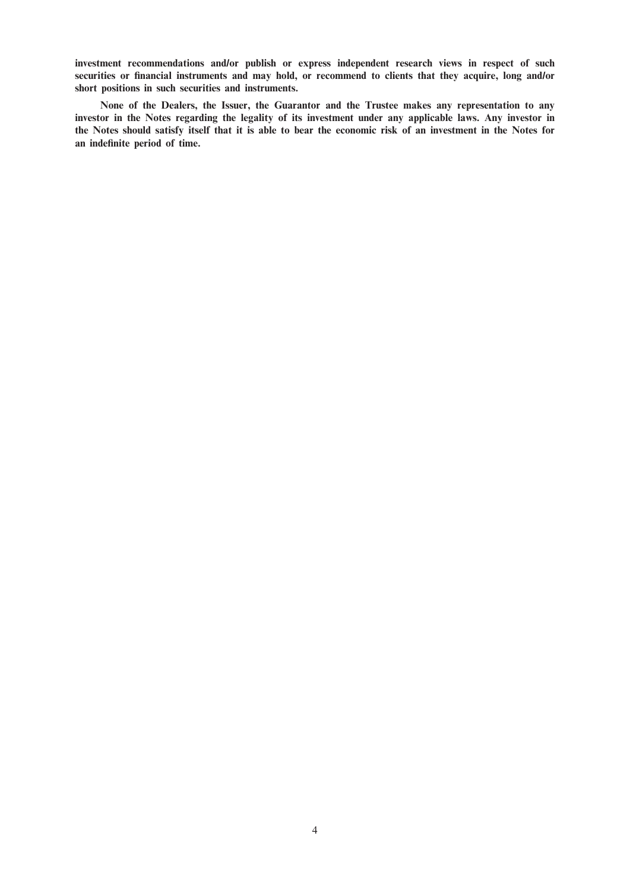**investment recommendations and/or publish or express independent research views in respect of such securities or financial instruments and may hold, or recommend to clients that they acquire, long and/or short positions in such securities and instruments.**

**None of the Dealers, the Issuer, the Guarantor and the Trustee makes any representation to any investor in the Notes regarding the legality of its investment under any applicable laws. Any investor in the Notes should satisfy itself that it is able to bear the economic risk of an investment in the Notes for an indefinite period of time.**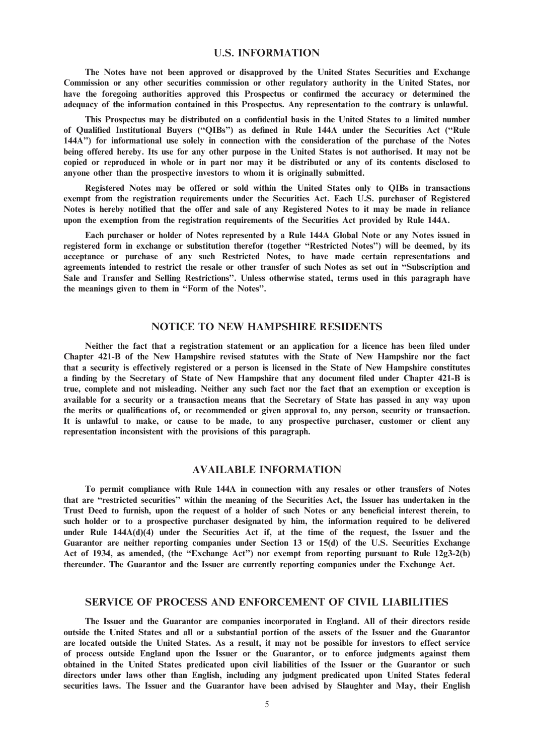## U.S. INFORMATION

**The Notes have not been approved or disapproved by the United States Securities and Exchange Commission or any other securities commission or other regulatory authority in the United States, nor have the foregoing authorities approved this Prospectus or confirmed the accuracy or determined the adequacy of the information contained in this Prospectus. Any representation to the contrary is unlawful.**

**This Prospectus may be distributed on a confidential basis in the United States to a limited number of Qualified Institutional Buyers ("QIBs") as defined in Rule 144A under the Securities Act ("Rule 144A") for informational use solely in connection with the consideration of the purchase of the Notes being offered hereby. Its use for any other purpose in the United States is not authorised. It may not be copied or reproduced in whole or in part nor may it be distributed or any of its contents disclosed to anyone other than the prospective investors to whom it is originally submitted.**

**Registered Notes may be offered or sold within the United States only to QIBs in transactions exempt from the registration requirements under the Securities Act. Each U.S. purchaser of Registered Notes is hereby notified that the offer and sale of any Registered Notes to it may be made in reliance upon the exemption from the registration requirements of the Securities Act provided by Rule 144A.**

**Each purchaser or holder of Notes represented by a Rule 144A Global Note or any Notes issued in registered form in exchange or substitution therefor (together "Restricted Notes") will be deemed, by its acceptance or purchase of any such Restricted Notes, to have made certain representations and agreements intended to restrict the resale or other transfer of such Notes as set out in "Subscription and Sale and Transfer and Selling Restrictions". Unless otherwise stated, terms used in this paragraph have the meanings given to them in "Form of the Notes".**

## NOTICE TO NEW HAMPSHIRE RESIDENTS

**Neither the fact that a registration statement or an application for a licence has been filed under Chapter 421-B of the New Hampshire revised statutes with the State of New Hampshire nor the fact that a security is effectively registered or a person is licensed in the State of New Hampshire constitutes a finding by the Secretary of State of New Hampshire that any document filed under Chapter 421-B is true, complete and not misleading. Neither any such fact nor the fact that an exemption or exception is available for a security or a transaction means that the Secretary of State has passed in any way upon the merits or qualifications of, or recommended or given approval to, any person, security or transaction. It is unlawful to make, or cause to be made, to any prospective purchaser, customer or client any representation inconsistent with the provisions of this paragraph.**

## AVAILABLE INFORMATION

**To permit compliance with Rule 144A in connection with any resales or other transfers of Notes that are "restricted securities" within the meaning of the Securities Act, the Issuer has undertaken in the Trust Deed to furnish, upon the request of a holder of such Notes or any beneficial interest therein, to such holder or to a prospective purchaser designated by him, the information required to be delivered under Rule 144A(d)(4) under the Securities Act if, at the time of the request, the Issuer and the Guarantor are neither reporting companies under Section 13 or 15(d) of the U.S. Securities Exchange Act of 1934, as amended, (the "Exchange Act") nor exempt from reporting pursuant to Rule 12g3-2(b) thereunder. The Guarantor and the Issuer are currently reporting companies under the Exchange Act.**

## SERVICE OF PROCESS AND ENFORCEMENT OF CIVIL LIABILITIES

**The Issuer and the Guarantor are companies incorporated in England. All of their directors reside outside the United States and all or a substantial portion of the assets of the Issuer and the Guarantor are located outside the United States. As a result, it may not be possible for investors to effect service of process outside England upon the Issuer or the Guarantor, or to enforce judgments against them obtained in the United States predicated upon civil liabilities of the Issuer or the Guarantor or such directors under laws other than English, including any judgment predicated upon United States federal securities laws. The Issuer and the Guarantor have been advised by Slaughter and May, their English**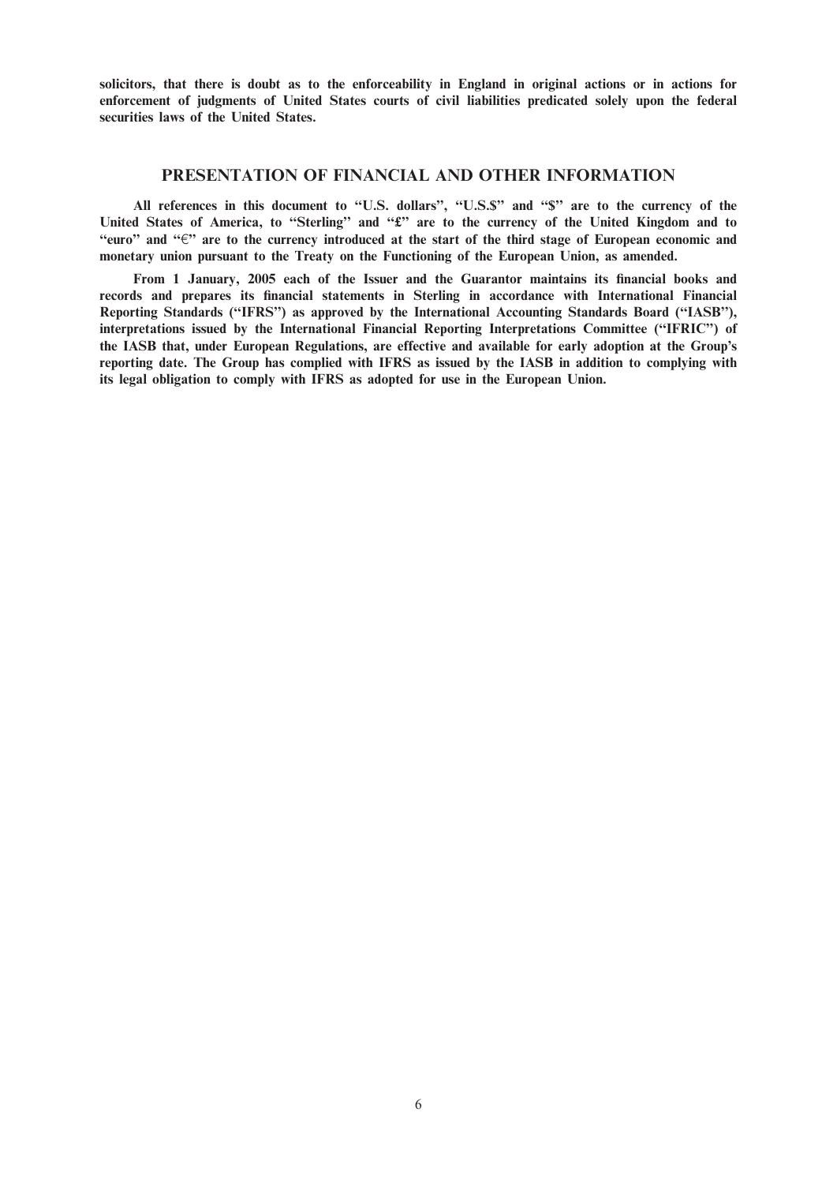**solicitors, that there is doubt as to the enforceability in England in original actions or in actions for enforcement of judgments of United States courts of civil liabilities predicated solely upon the federal securities laws of the United States.**

## PRESENTATION OF FINANCIAL AND OTHER INFORMATION

**All references in this document to "U.S. dollars", "U.S.$" and "$" are to the currency of the United States of America, to "Sterling" and "£" are to the currency of the United Kingdom and to "euro" and "€" are to the currency introduced at the start of the third stage of European economic and monetary union pursuant to the Treaty on the Functioning of the European Union, as amended.**

**From 1 January, 2005 each of the Issuer and the Guarantor maintains its financial books and records and prepares its financial statements in Sterling in accordance with International Financial Reporting Standards ("IFRS") as approved by the International Accounting Standards Board ("IASB"), interpretations issued by the International Financial Reporting Interpretations Committee ("IFRIC") of the IASB that, under European Regulations, are effective and available for early adoption at the Group's reporting date. The Group has complied with IFRS as issued by the IASB in addition to complying with its legal obligation to comply with IFRS as adopted for use in the European Union.**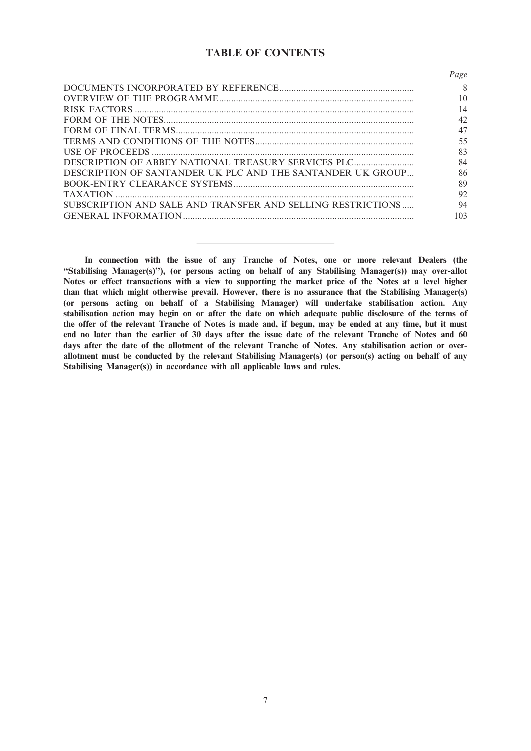## TABLE OF CONTENTS

| | *Page* |
|---|---|
| DOCUMENTS INCORPORATED BY REFERENCE | 8 |
| OVERVIEW OF THE PROGRAMME | 10 |
| RISK FACTORS | 14 |
| FORM OF THE NOTES | 42 |
| FORM OF FINAL TERMS | 47 |
| TERMS AND CONDITIONS OF THE NOTES | 55 |
| USE OF PROCEEDS | 83 |
| DESCRIPTION OF ABBEY NATIONAL TREASURY SERVICES PLC | 84 |
| DESCRIPTION OF SANTANDER UK PLC AND THE SANTANDER UK GROUP | 86 |
| BOOK-ENTRY CLEARANCE SYSTEMS | 89 |
| TAXATION | 92 |
| SUBSCRIPTION AND SALE AND TRANSFER AND SELLING RESTRICTIONS | 94 |
| GENERAL INFORMATION | 103 |

---

**In connection with the issue of any Tranche of Notes, one or more relevant Dealers (the "Stabilising Manager(s)"), (or persons acting on behalf of any Stabilising Manager(s)) may over-allot Notes or effect transactions with a view to supporting the market price of the Notes at a level higher than that which might otherwise prevail. However, there is no assurance that the Stabilising Manager(s) (or persons acting on behalf of a Stabilising Manager) will undertake stabilisation action. Any stabilisation action may begin on or after the date on which adequate public disclosure of the terms of the offer of the relevant Tranche of Notes is made and, if begun, may be ended at any time, but it must end no later than the earlier of 30 days after the issue date of the relevant Tranche of Notes and 60 days after the date of the allotment of the relevant Tranche of Notes. Any stabilisation action or over-allotment must be conducted by the relevant Stabilising Manager(s) (or person(s) acting on behalf of any Stabilising Manager(s)) in accordance with all applicable laws and rules.**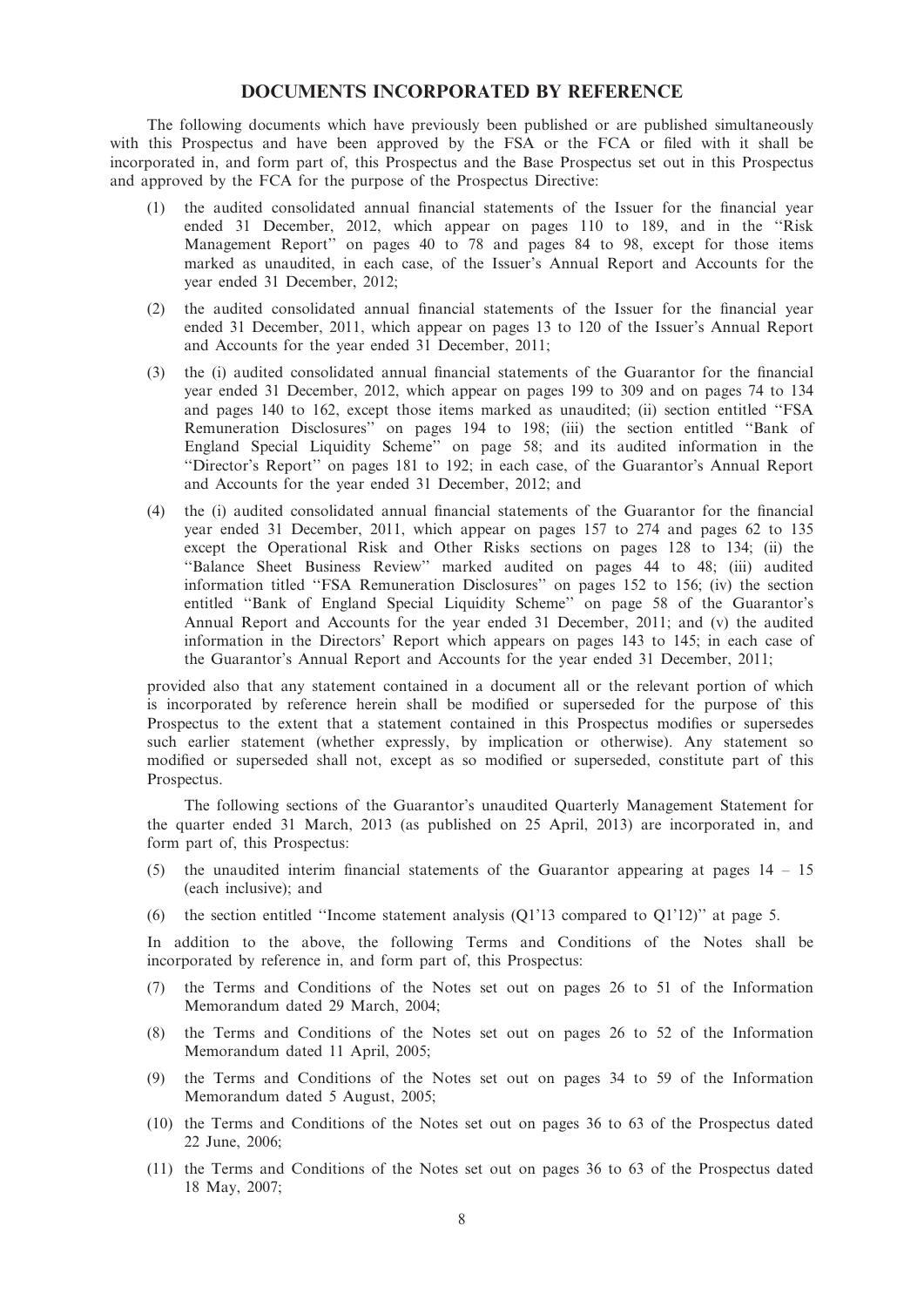## DOCUMENTS INCORPORATED BY REFERENCE

The following documents which have previously been published or are published simultaneously with this Prospectus and have been approved by the FSA or the FCA or filed with it shall be incorporated in, and form part of, this Prospectus and the Base Prospectus set out in this Prospectus and approved by the FCA for the purpose of the Prospectus Directive:

(1) the audited consolidated annual financial statements of the Issuer for the financial year ended 31 December, 2012, which appear on pages 110 to 189, and in the ''Risk Management Report'' on pages 40 to 78 and pages 84 to 98, except for those items marked as unaudited, in each case, of the Issuer's Annual Report and Accounts for the year ended 31 December, 2012;

(2) the audited consolidated annual financial statements of the Issuer for the financial year ended 31 December, 2011, which appear on pages 13 to 120 of the Issuer's Annual Report and Accounts for the year ended 31 December, 2011;

(3) the (i) audited consolidated annual financial statements of the Guarantor for the financial year ended 31 December, 2012, which appear on pages 199 to 309 and on pages 74 to 134 and pages 140 to 162, except those items marked as unaudited; (ii) section entitled ''FSA Remuneration Disclosures'' on pages 194 to 198; (iii) the section entitled ''Bank of England Special Liquidity Scheme'' on page 58; and its audited information in the ''Director's Report'' on pages 181 to 192; in each case, of the Guarantor's Annual Report and Accounts for the year ended 31 December, 2012; and

(4) the (i) audited consolidated annual financial statements of the Guarantor for the financial year ended 31 December, 2011, which appear on pages 157 to 274 and pages 62 to 135 except the Operational Risk and Other Risks sections on pages 128 to 134; (ii) the ''Balance Sheet Business Review'' marked audited on pages 44 to 48; (iii) audited information titled ''FSA Remuneration Disclosures'' on pages 152 to 156; (iv) the section entitled ''Bank of England Special Liquidity Scheme'' on page 58 of the Guarantor's Annual Report and Accounts for the year ended 31 December, 2011; and (v) the audited information in the Directors' Report which appears on pages 143 to 145; in each case of the Guarantor's Annual Report and Accounts for the year ended 31 December, 2011;

provided also that any statement contained in a document all or the relevant portion of which is incorporated by reference herein shall be modified or superseded for the purpose of this Prospectus to the extent that a statement contained in this Prospectus modifies or supersedes such earlier statement (whether expressly, by implication or otherwise). Any statement so modified or superseded shall not, except as so modified or superseded, constitute part of this Prospectus.

The following sections of the Guarantor's unaudited Quarterly Management Statement for the quarter ended 31 March, 2013 (as published on 25 April, 2013) are incorporated in, and form part of, this Prospectus:

(5) the unaudited interim financial statements of the Guarantor appearing at pages 14 – 15 (each inclusive); and

(6) the section entitled ''Income statement analysis (Q1'13 compared to Q1'12)'' at page 5.

In addition to the above, the following Terms and Conditions of the Notes shall be incorporated by reference in, and form part of, this Prospectus:

(7) the Terms and Conditions of the Notes set out on pages 26 to 51 of the Information Memorandum dated 29 March, 2004;

(8) the Terms and Conditions of the Notes set out on pages 26 to 52 of the Information Memorandum dated 11 April, 2005;

(9) the Terms and Conditions of the Notes set out on pages 34 to 59 of the Information Memorandum dated 5 August, 2005;

(10) the Terms and Conditions of the Notes set out on pages 36 to 63 of the Prospectus dated 22 June, 2006;

(11) the Terms and Conditions of the Notes set out on pages 36 to 63 of the Prospectus dated 18 May, 2007;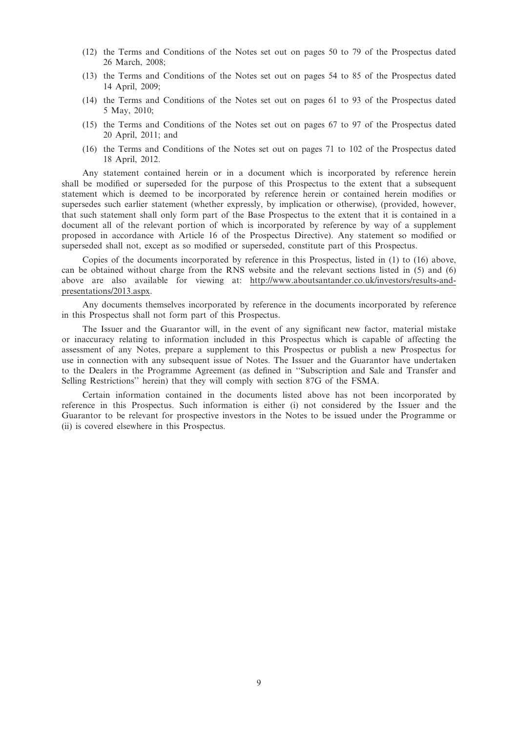(12) the Terms and Conditions of the Notes set out on pages 50 to 79 of the Prospectus dated 26 March, 2008;

(13) the Terms and Conditions of the Notes set out on pages 54 to 85 of the Prospectus dated 14 April, 2009;

(14) the Terms and Conditions of the Notes set out on pages 61 to 93 of the Prospectus dated 5 May, 2010;

(15) the Terms and Conditions of the Notes set out on pages 67 to 97 of the Prospectus dated 20 April, 2011; and

(16) the Terms and Conditions of the Notes set out on pages 71 to 102 of the Prospectus dated 18 April, 2012.

Any statement contained herein or in a document which is incorporated by reference herein shall be modified or superseded for the purpose of this Prospectus to the extent that a subsequent statement which is deemed to be incorporated by reference herein or contained herein modifies or supersedes such earlier statement (whether expressly, by implication or otherwise), (provided, however, that such statement shall only form part of the Base Prospectus to the extent that it is contained in a document all of the relevant portion of which is incorporated by reference by way of a supplement proposed in accordance with Article 16 of the Prospectus Directive). Any statement so modified or superseded shall not, except as so modified or superseded, constitute part of this Prospectus.

Copies of the documents incorporated by reference in this Prospectus, listed in (1) to (16) above, can be obtained without charge from the RNS website and the relevant sections listed in (5) and (6) above are also available for viewing at: http://www.aboutsantander.co.uk/investors/results-and-presentations/2013.aspx.

Any documents themselves incorporated by reference in the documents incorporated by reference in this Prospectus shall not form part of this Prospectus.

The Issuer and the Guarantor will, in the event of any significant new factor, material mistake or inaccuracy relating to information included in this Prospectus which is capable of affecting the assessment of any Notes, prepare a supplement to this Prospectus or publish a new Prospectus for use in connection with any subsequent issue of Notes. The Issuer and the Guarantor have undertaken to the Dealers in the Programme Agreement (as defined in ''Subscription and Sale and Transfer and Selling Restrictions'' herein) that they will comply with section 87G of the FSMA.

Certain information contained in the documents listed above has not been incorporated by reference in this Prospectus. Such information is either (i) not considered by the Issuer and the Guarantor to be relevant for prospective investors in the Notes to be issued under the Programme or (ii) is covered elsewhere in this Prospectus.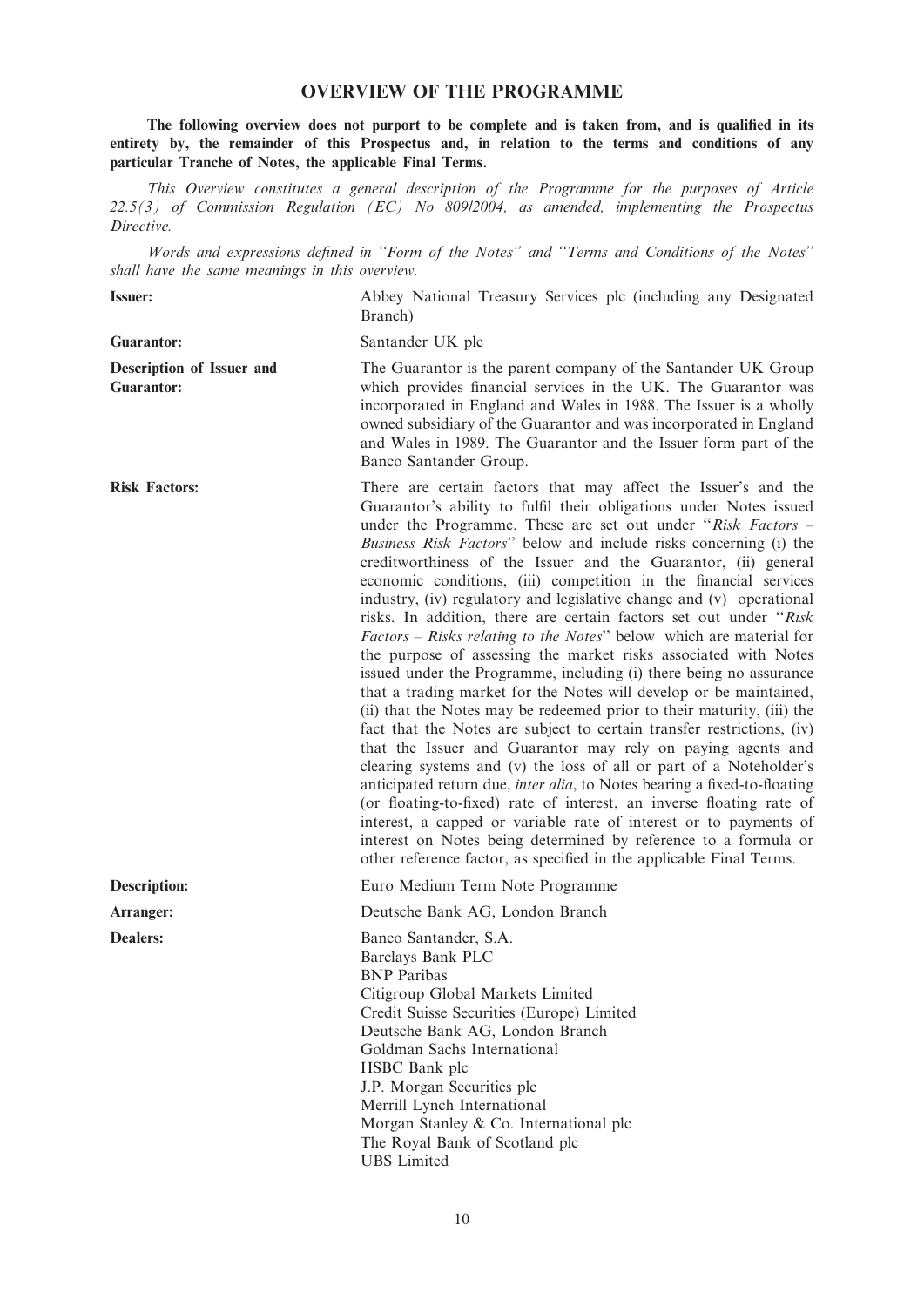# OVERVIEW OF THE PROGRAMME

**The following overview does not purport to be complete and is taken from, and is qualified in its entirety by, the remainder of this Prospectus and, in relation to the terms and conditions of any particular Tranche of Notes, the applicable Final Terms.**

*This Overview constitutes a general description of the Programme for the purposes of Article 22.5(3) of Commission Regulation (EC) No 809/2004, as amended, implementing the Prospectus Directive.*

*Words and expressions defined in ''Form of the Notes'' and ''Terms and Conditions of the Notes'' shall have the same meanings in this overview.*

| | |
|---|---|
| **Issuer:** | Abbey National Treasury Services plc (including any Designated Branch) |
| **Guarantor:** | Santander UK plc |
| **Description of Issuer and Guarantor:** | The Guarantor is the parent company of the Santander UK Group which provides financial services in the UK. The Guarantor was incorporated in England and Wales in 1988. The Issuer is a wholly owned subsidiary of the Guarantor and was incorporated in England and Wales in 1989. The Guarantor and the Issuer form part of the Banco Santander Group. |
| **Risk Factors:** | There are certain factors that may affect the Issuer's and the Guarantor's ability to fulfil their obligations under Notes issued under the Programme. These are set out under ''*Risk Factors – Business Risk Factors*'' below and include risks concerning (i) the creditworthiness of the Issuer and the Guarantor, (ii) general economic conditions, (iii) competition in the financial services industry, (iv) regulatory and legislative change and (v) operational risks. In addition, there are certain factors set out under ''*Risk Factors – Risks relating to the Notes*'' below which are material for the purpose of assessing the market risks associated with Notes issued under the Programme, including (i) there being no assurance that a trading market for the Notes will develop or be maintained, (ii) that the Notes may be redeemed prior to their maturity, (iii) the fact that the Notes are subject to certain transfer restrictions, (iv) that the Issuer and Guarantor may rely on paying agents and clearing systems and (v) the loss of all or part of a Noteholder's anticipated return due, *inter alia*, to Notes bearing a fixed-to-floating (or floating-to-fixed) rate of interest, an inverse floating rate of interest, a capped or variable rate of interest or to payments of interest on Notes being determined by reference to a formula or other reference factor, as specified in the applicable Final Terms. |
| **Description:** | Euro Medium Term Note Programme |
| **Arranger:** | Deutsche Bank AG, London Branch |
| **Dealers:** | Banco Santander, S.A.<br>Barclays Bank PLC<br>BNP Paribas<br>Citigroup Global Markets Limited<br>Credit Suisse Securities (Europe) Limited<br>Deutsche Bank AG, London Branch<br>Goldman Sachs International<br>HSBC Bank plc<br>J.P. Morgan Securities plc<br>Merrill Lynch International<br>Morgan Stanley & Co. International plc<br>The Royal Bank of Scotland plc<br>UBS Limited |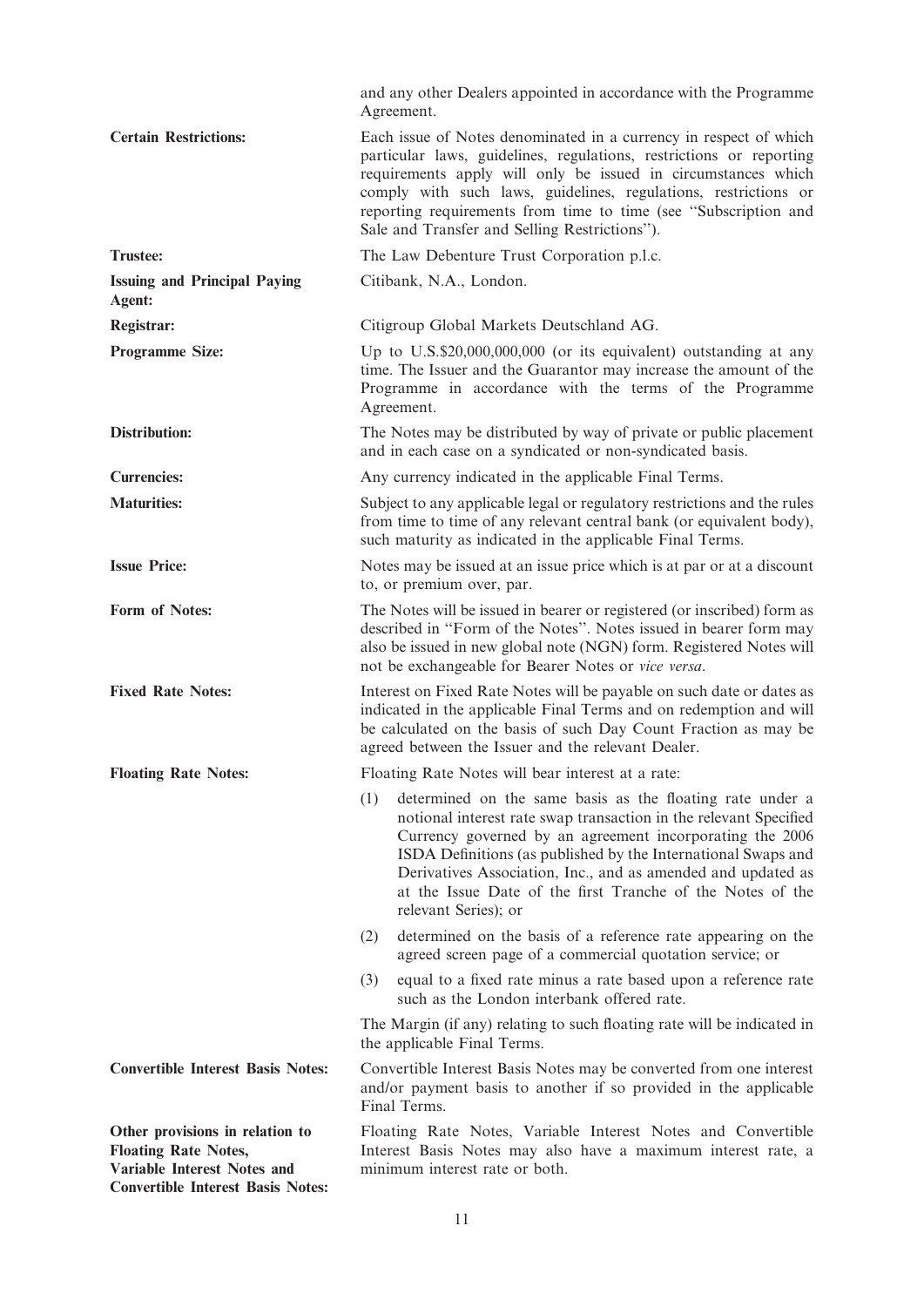| | |
|---|---|
| | and any other Dealers appointed in accordance with the Programme Agreement. |
| **Certain Restrictions:** | Each issue of Notes denominated in a currency in respect of which particular laws, guidelines, regulations, restrictions or reporting requirements apply will only be issued in circumstances which comply with such laws, guidelines, regulations, restrictions or reporting requirements from time to time (see "Subscription and Sale and Transfer and Selling Restrictions"). |
| **Trustee:** | The Law Debenture Trust Corporation p.l.c. |
| **Issuing and Principal Paying Agent:** | Citibank, N.A., London. |
| **Registrar:** | Citigroup Global Markets Deutschland AG. |
| **Programme Size:** | Up to U.S.$20,000,000,000 (or its equivalent) outstanding at any time. The Issuer and the Guarantor may increase the amount of the Programme in accordance with the terms of the Programme Agreement. |
| **Distribution:** | The Notes may be distributed by way of private or public placement and in each case on a syndicated or non-syndicated basis. |
| **Currencies:** | Any currency indicated in the applicable Final Terms. |
| **Maturities:** | Subject to any applicable legal or regulatory restrictions and the rules from time to time of any relevant central bank (or equivalent body), such maturity as indicated in the applicable Final Terms. |
| **Issue Price:** | Notes may be issued at an issue price which is at par or at a discount to, or premium over, par. |
| **Form of Notes:** | The Notes will be issued in bearer or registered (or inscribed) form as described in "Form of the Notes". Notes issued in bearer form may also be issued in new global note (NGN) form. Registered Notes will not be exchangeable for Bearer Notes or *vice versa*. |
| **Fixed Rate Notes:** | Interest on Fixed Rate Notes will be payable on such date or dates as indicated in the applicable Final Terms and on redemption and will be calculated on the basis of such Day Count Fraction as may be agreed between the Issuer and the relevant Dealer. |
| **Floating Rate Notes:** | Floating Rate Notes will bear interest at a rate:<br>(1) determined on the same basis as the floating rate under a notional interest rate swap transaction in the relevant Specified Currency governed by an agreement incorporating the 2006 ISDA Definitions (as published by the International Swaps and Derivatives Association, Inc., and as amended and updated as at the Issue Date of the first Tranche of the Notes of the relevant Series); or<br>(2) determined on the basis of a reference rate appearing on the agreed screen page of a commercial quotation service; or<br>(3) equal to a fixed rate minus a rate based upon a reference rate such as the London interbank offered rate.<br>The Margin (if any) relating to such floating rate will be indicated in the applicable Final Terms. |
| **Convertible Interest Basis Notes:** | Convertible Interest Basis Notes may be converted from one interest and/or payment basis to another if so provided in the applicable Final Terms. |
| **Other provisions in relation to Floating Rate Notes, Variable Interest Notes and Convertible Interest Basis Notes:** | Floating Rate Notes, Variable Interest Notes and Convertible Interest Basis Notes may also have a maximum interest rate, a minimum interest rate or both. |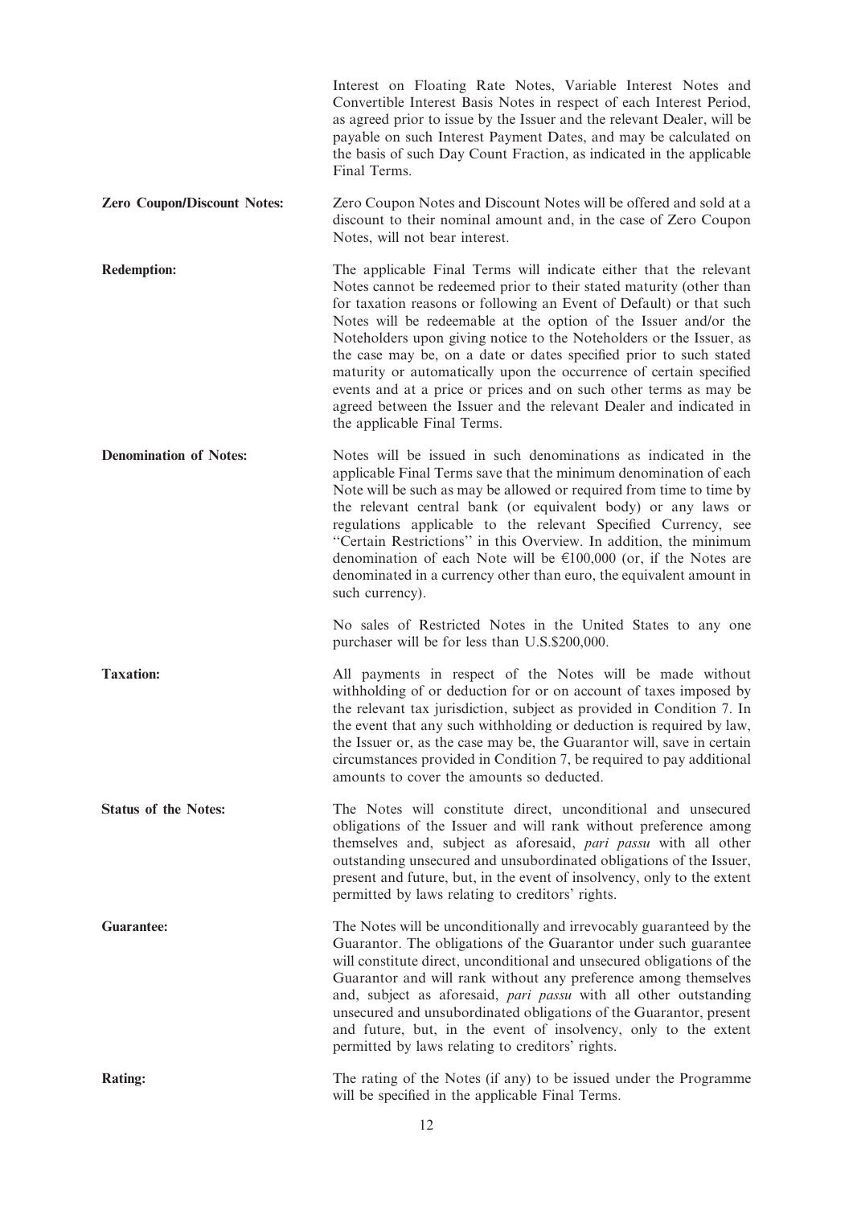Interest on Floating Rate Notes, Variable Interest Notes and Convertible Interest Basis Notes in respect of each Interest Period, as agreed prior to issue by the Issuer and the relevant Dealer, will be payable on such Interest Payment Dates, and may be calculated on the basis of such Day Count Fraction, as indicated in the applicable Final Terms.

**Zero Coupon/Discount Notes:** Zero Coupon Notes and Discount Notes will be offered and sold at a discount to their nominal amount and, in the case of Zero Coupon Notes, will not bear interest.

**Redemption:** The applicable Final Terms will indicate either that the relevant Notes cannot be redeemed prior to their stated maturity (other than for taxation reasons or following an Event of Default) or that such Notes will be redeemable at the option of the Issuer and/or the Noteholders upon giving notice to the Noteholders or the Issuer, as the case may be, on a date or dates specified prior to such stated maturity or automatically upon the occurrence of certain specified events and at a price or prices and on such other terms as may be agreed between the Issuer and the relevant Dealer and indicated in the applicable Final Terms.

**Denomination of Notes:** Notes will be issued in such denominations as indicated in the applicable Final Terms save that the minimum denomination of each Note will be such as may be allowed or required from time to time by the relevant central bank (or equivalent body) or any laws or regulations applicable to the relevant Specified Currency, see "Certain Restrictions" in this Overview. In addition, the minimum denomination of each Note will be €100,000 (or, if the Notes are denominated in a currency other than euro, the equivalent amount in such currency).

No sales of Restricted Notes in the United States to any one purchaser will be for less than U.S.$200,000.

**Taxation:** All payments in respect of the Notes will be made without withholding of or deduction for or on account of taxes imposed by the relevant tax jurisdiction, subject as provided in Condition 7. In the event that any such withholding or deduction is required by law, the Issuer or, as the case may be, the Guarantor will, save in certain circumstances provided in Condition 7, be required to pay additional amounts to cover the amounts so deducted.

**Status of the Notes:** The Notes will constitute direct, unconditional and unsecured obligations of the Issuer and will rank without preference among themselves and, subject as aforesaid, *pari passu* with all other outstanding unsecured and unsubordinated obligations of the Issuer, present and future, but, in the event of insolvency, only to the extent permitted by laws relating to creditors' rights.

**Guarantee:** The Notes will be unconditionally and irrevocably guaranteed by the Guarantor. The obligations of the Guarantor under such guarantee will constitute direct, unconditional and unsecured obligations of the Guarantor and will rank without any preference among themselves and, subject as aforesaid, *pari passu* with all other outstanding unsecured and unsubordinated obligations of the Guarantor, present and future, but, in the event of insolvency, only to the extent permitted by laws relating to creditors' rights.

**Rating:** The rating of the Notes (if any) to be issued under the Programme will be specified in the applicable Final Terms.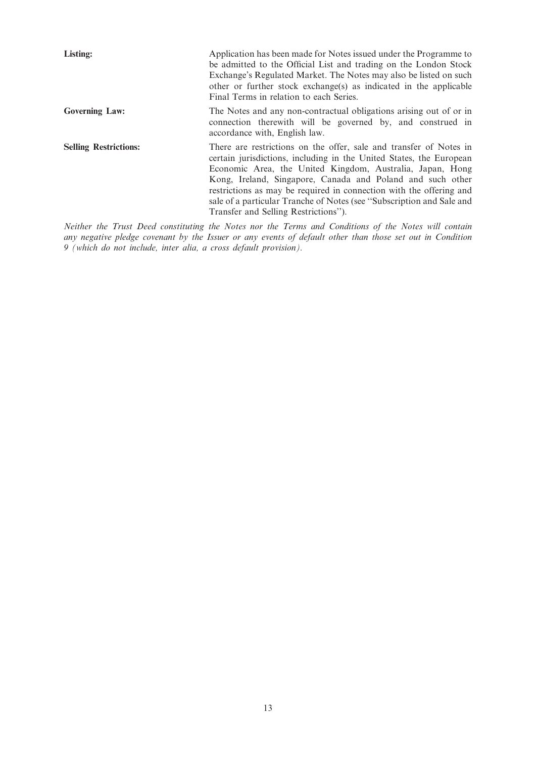| | |
|---|---|
| **Listing:** | Application has been made for Notes issued under the Programme to be admitted to the Official List and trading on the London Stock Exchange's Regulated Market. The Notes may also be listed on such other or further stock exchange(s) as indicated in the applicable Final Terms in relation to each Series. |
| **Governing Law:** | The Notes and any non-contractual obligations arising out of or in connection therewith will be governed by, and construed in accordance with, English law. |
| **Selling Restrictions:** | There are restrictions on the offer, sale and transfer of Notes in certain jurisdictions, including in the United States, the European Economic Area, the United Kingdom, Australia, Japan, Hong Kong, Ireland, Singapore, Canada and Poland and such other restrictions as may be required in connection with the offering and sale of a particular Tranche of Notes (see "Subscription and Sale and Transfer and Selling Restrictions"). |

*Neither the Trust Deed constituting the Notes nor the Terms and Conditions of the Notes will contain any negative pledge covenant by the Issuer or any events of default other than those set out in Condition 9 (which do not include, inter alia, a cross default provision).*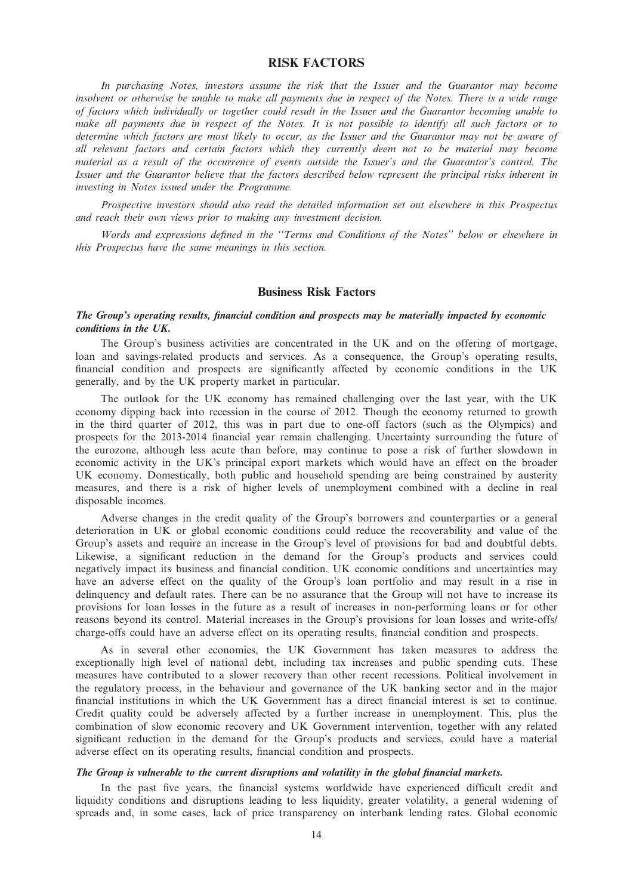# RISK FACTORS

*In purchasing Notes, investors assume the risk that the Issuer and the Guarantor may become insolvent or otherwise be unable to make all payments due in respect of the Notes. There is a wide range of factors which individually or together could result in the Issuer and the Guarantor becoming unable to make all payments due in respect of the Notes. It is not possible to identify all such factors or to determine which factors are most likely to occur, as the Issuer and the Guarantor may not be aware of all relevant factors and certain factors which they currently deem not to be material may become material as a result of the occurrence of events outside the Issuer's and the Guarantor's control. The Issuer and the Guarantor believe that the factors described below represent the principal risks inherent in investing in Notes issued under the Programme.*

*Prospective investors should also read the detailed information set out elsewhere in this Prospectus and reach their own views prior to making any investment decision.*

*Words and expressions defined in the ''Terms and Conditions of the Notes'' below or elsewhere in this Prospectus have the same meanings in this section.*

## Business Risk Factors

***The Group's operating results, financial condition and prospects may be materially impacted by economic conditions in the UK.***

The Group's business activities are concentrated in the UK and on the offering of mortgage, loan and savings-related products and services. As a consequence, the Group's operating results, financial condition and prospects are significantly affected by economic conditions in the UK generally, and by the UK property market in particular.

The outlook for the UK economy has remained challenging over the last year, with the UK economy dipping back into recession in the course of 2012. Though the economy returned to growth in the third quarter of 2012, this was in part due to one-off factors (such as the Olympics) and prospects for the 2013-2014 financial year remain challenging. Uncertainty surrounding the future of the eurozone, although less acute than before, may continue to pose a risk of further slowdown in economic activity in the UK's principal export markets which would have an effect on the broader UK economy. Domestically, both public and household spending are being constrained by austerity measures, and there is a risk of higher levels of unemployment combined with a decline in real disposable incomes.

Adverse changes in the credit quality of the Group's borrowers and counterparties or a general deterioration in UK or global economic conditions could reduce the recoverability and value of the Group's assets and require an increase in the Group's level of provisions for bad and doubtful debts. Likewise, a significant reduction in the demand for the Group's products and services could negatively impact its business and financial condition. UK economic conditions and uncertainties may have an adverse effect on the quality of the Group's loan portfolio and may result in a rise in delinquency and default rates. There can be no assurance that the Group will not have to increase its provisions for loan losses in the future as a result of increases in non-performing loans or for other reasons beyond its control. Material increases in the Group's provisions for loan losses and write-offs/charge-offs could have an adverse effect on its operating results, financial condition and prospects.

As in several other economies, the UK Government has taken measures to address the exceptionally high level of national debt, including tax increases and public spending cuts. These measures have contributed to a slower recovery than other recent recessions. Political involvement in the regulatory process, in the behaviour and governance of the UK banking sector and in the major financial institutions in which the UK Government has a direct financial interest is set to continue. Credit quality could be adversely affected by a further increase in unemployment. This, plus the combination of slow economic recovery and UK Government intervention, together with any related significant reduction in the demand for the Group's products and services, could have a material adverse effect on its operating results, financial condition and prospects.

***The Group is vulnerable to the current disruptions and volatility in the global financial markets.***

In the past five years, the financial systems worldwide have experienced difficult credit and liquidity conditions and disruptions leading to less liquidity, greater volatility, a general widening of spreads and, in some cases, lack of price transparency on interbank lending rates. Global economic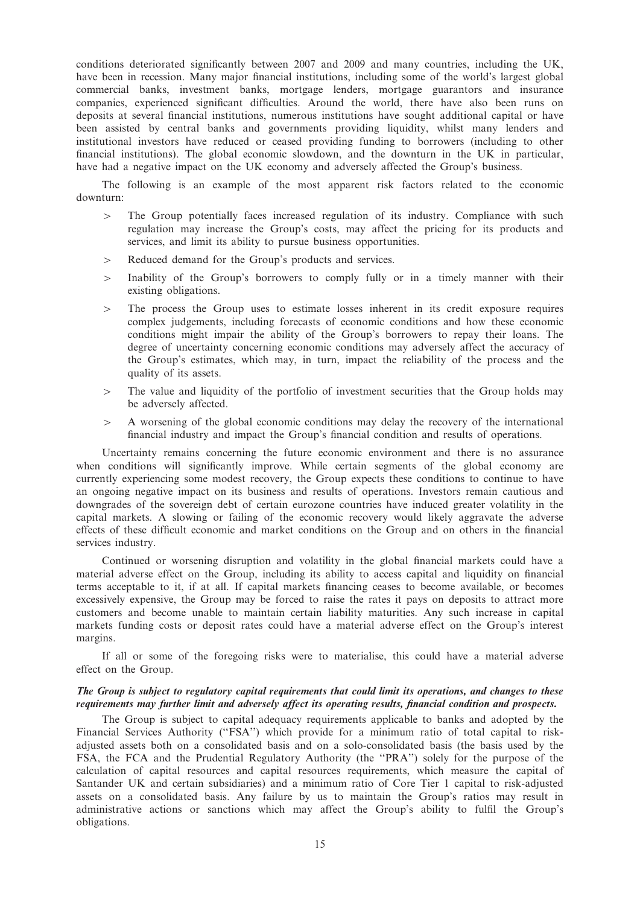conditions deteriorated significantly between 2007 and 2009 and many countries, including the UK, have been in recession. Many major financial institutions, including some of the world's largest global commercial banks, investment banks, mortgage lenders, mortgage guarantors and insurance companies, experienced significant difficulties. Around the world, there have also been runs on deposits at several financial institutions, numerous institutions have sought additional capital or have been assisted by central banks and governments providing liquidity, whilst many lenders and institutional investors have reduced or ceased providing funding to borrowers (including to other financial institutions). The global economic slowdown, and the downturn in the UK in particular, have had a negative impact on the UK economy and adversely affected the Group's business.

The following is an example of the most apparent risk factors related to the economic downturn:

> The Group potentially faces increased regulation of its industry. Compliance with such regulation may increase the Group's costs, may affect the pricing for its products and services, and limit its ability to pursue business opportunities.

> Reduced demand for the Group's products and services.

> Inability of the Group's borrowers to comply fully or in a timely manner with their existing obligations.

> The process the Group uses to estimate losses inherent in its credit exposure requires complex judgements, including forecasts of economic conditions and how these economic conditions might impair the ability of the Group's borrowers to repay their loans. The degree of uncertainty concerning economic conditions may adversely affect the accuracy of the Group's estimates, which may, in turn, impact the reliability of the process and the quality of its assets.

> The value and liquidity of the portfolio of investment securities that the Group holds may be adversely affected.

> A worsening of the global economic conditions may delay the recovery of the international financial industry and impact the Group's financial condition and results of operations.

Uncertainty remains concerning the future economic environment and there is no assurance when conditions will significantly improve. While certain segments of the global economy are currently experiencing some modest recovery, the Group expects these conditions to continue to have an ongoing negative impact on its business and results of operations. Investors remain cautious and downgrades of the sovereign debt of certain eurozone countries have induced greater volatility in the capital markets. A slowing or failing of the economic recovery would likely aggravate the adverse effects of these difficult economic and market conditions on the Group and on others in the financial services industry.

Continued or worsening disruption and volatility in the global financial markets could have a material adverse effect on the Group, including its ability to access capital and liquidity on financial terms acceptable to it, if at all. If capital markets financing ceases to become available, or becomes excessively expensive, the Group may be forced to raise the rates it pays on deposits to attract more customers and become unable to maintain certain liability maturities. Any such increase in capital markets funding costs or deposit rates could have a material adverse effect on the Group's interest margins.

If all or some of the foregoing risks were to materialise, this could have a material adverse effect on the Group.

***The Group is subject to regulatory capital requirements that could limit its operations, and changes to these requirements may further limit and adversely affect its operating results, financial condition and prospects.***

The Group is subject to capital adequacy requirements applicable to banks and adopted by the Financial Services Authority ("FSA") which provide for a minimum ratio of total capital to risk-adjusted assets both on a consolidated basis and on a solo-consolidated basis (the basis used by the FSA, the FCA and the Prudential Regulatory Authority (the "PRA") solely for the purpose of the calculation of capital resources and capital resources requirements, which measure the capital of Santander UK and certain subsidiaries) and a minimum ratio of Core Tier 1 capital to risk-adjusted assets on a consolidated basis. Any failure by us to maintain the Group's ratios may result in administrative actions or sanctions which may affect the Group's ability to fulfil the Group's obligations.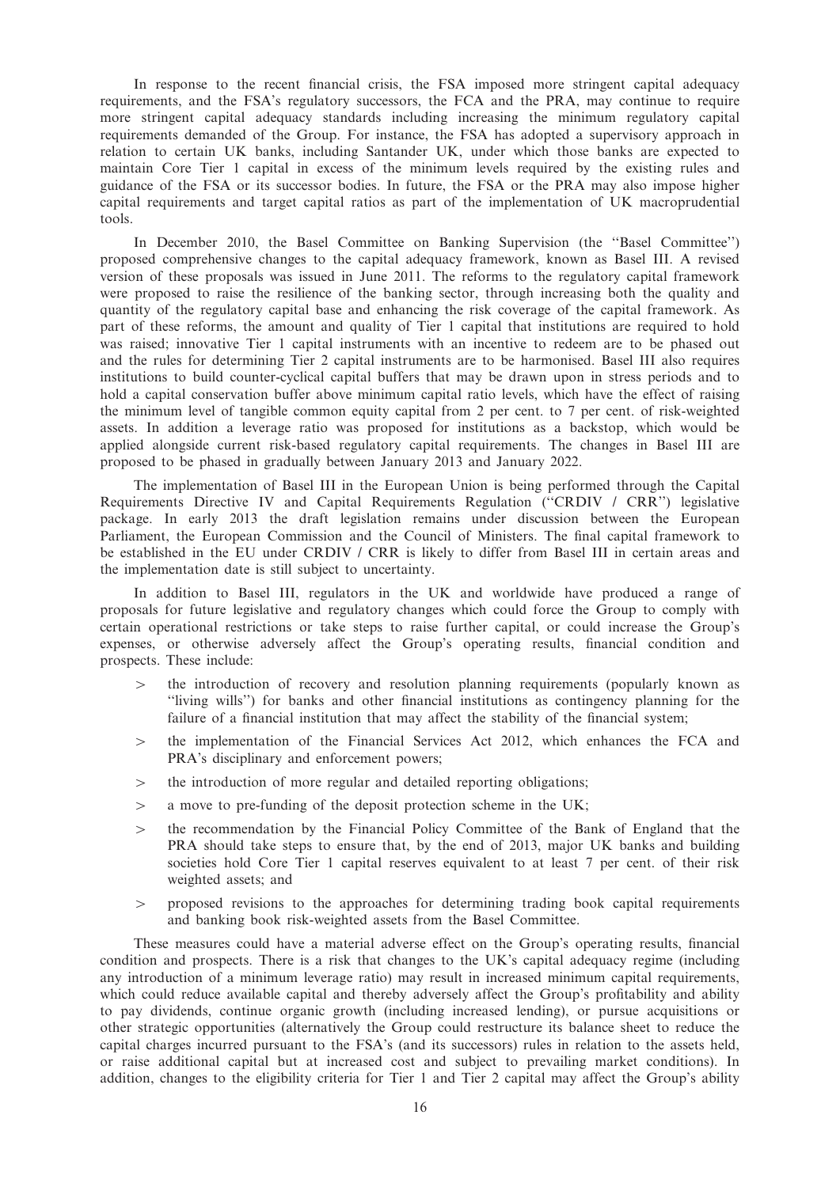In response to the recent financial crisis, the FSA imposed more stringent capital adequacy requirements, and the FSA's regulatory successors, the FCA and the PRA, may continue to require more stringent capital adequacy standards including increasing the minimum regulatory capital requirements demanded of the Group. For instance, the FSA has adopted a supervisory approach in relation to certain UK banks, including Santander UK, under which those banks are expected to maintain Core Tier 1 capital in excess of the minimum levels required by the existing rules and guidance of the FSA or its successor bodies. In future, the FSA or the PRA may also impose higher capital requirements and target capital ratios as part of the implementation of UK macroprudential tools.

In December 2010, the Basel Committee on Banking Supervision (the ''Basel Committee'') proposed comprehensive changes to the capital adequacy framework, known as Basel III. A revised version of these proposals was issued in June 2011. The reforms to the regulatory capital framework were proposed to raise the resilience of the banking sector, through increasing both the quality and quantity of the regulatory capital base and enhancing the risk coverage of the capital framework. As part of these reforms, the amount and quality of Tier 1 capital that institutions are required to hold was raised; innovative Tier 1 capital instruments with an incentive to redeem are to be phased out and the rules for determining Tier 2 capital instruments are to be harmonised. Basel III also requires institutions to build counter-cyclical capital buffers that may be drawn upon in stress periods and to hold a capital conservation buffer above minimum capital ratio levels, which have the effect of raising the minimum level of tangible common equity capital from 2 per cent. to 7 per cent. of risk-weighted assets. In addition a leverage ratio was proposed for institutions as a backstop, which would be applied alongside current risk-based regulatory capital requirements. The changes in Basel III are proposed to be phased in gradually between January 2013 and January 2022.

The implementation of Basel III in the European Union is being performed through the Capital Requirements Directive IV and Capital Requirements Regulation (''CRDIV / CRR'') legislative package. In early 2013 the draft legislation remains under discussion between the European Parliament, the European Commission and the Council of Ministers. The final capital framework to be established in the EU under CRDIV / CRR is likely to differ from Basel III in certain areas and the implementation date is still subject to uncertainty.

In addition to Basel III, regulators in the UK and worldwide have produced a range of proposals for future legislative and regulatory changes which could force the Group to comply with certain operational restrictions or take steps to raise further capital, or could increase the Group's expenses, or otherwise adversely affect the Group's operating results, financial condition and prospects. These include:

> the introduction of recovery and resolution planning requirements (popularly known as ''living wills'') for banks and other financial institutions as contingency planning for the failure of a financial institution that may affect the stability of the financial system;

> the implementation of the Financial Services Act 2012, which enhances the FCA and PRA's disciplinary and enforcement powers;

> the introduction of more regular and detailed reporting obligations;

> a move to pre-funding of the deposit protection scheme in the UK;

> the recommendation by the Financial Policy Committee of the Bank of England that the PRA should take steps to ensure that, by the end of 2013, major UK banks and building societies hold Core Tier 1 capital reserves equivalent to at least 7 per cent. of their risk weighted assets; and

> proposed revisions to the approaches for determining trading book capital requirements and banking book risk-weighted assets from the Basel Committee.

These measures could have a material adverse effect on the Group's operating results, financial condition and prospects. There is a risk that changes to the UK's capital adequacy regime (including any introduction of a minimum leverage ratio) may result in increased minimum capital requirements, which could reduce available capital and thereby adversely affect the Group's profitability and ability to pay dividends, continue organic growth (including increased lending), or pursue acquisitions or other strategic opportunities (alternatively the Group could restructure its balance sheet to reduce the capital charges incurred pursuant to the FSA's (and its successors) rules in relation to the assets held, or raise additional capital but at increased cost and subject to prevailing market conditions). In addition, changes to the eligibility criteria for Tier 1 and Tier 2 capital may affect the Group's ability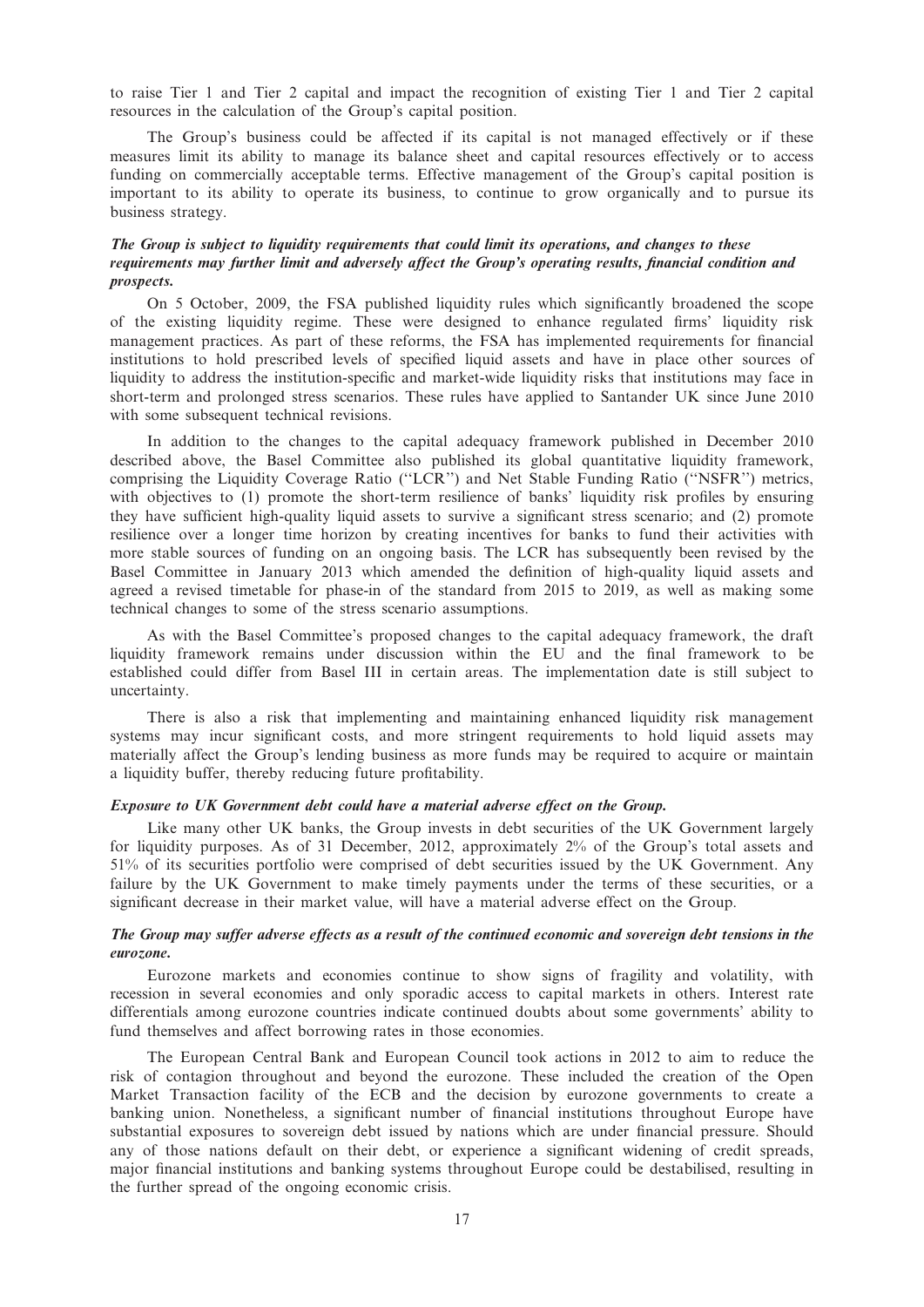to raise Tier 1 and Tier 2 capital and impact the recognition of existing Tier 1 and Tier 2 capital resources in the calculation of the Group's capital position.

The Group's business could be affected if its capital is not managed effectively or if these measures limit its ability to manage its balance sheet and capital resources effectively or to access funding on commercially acceptable terms. Effective management of the Group's capital position is important to its ability to operate its business, to continue to grow organically and to pursue its business strategy.

***The Group is subject to liquidity requirements that could limit its operations, and changes to these requirements may further limit and adversely affect the Group's operating results, financial condition and prospects.***

On 5 October, 2009, the FSA published liquidity rules which significantly broadened the scope of the existing liquidity regime. These were designed to enhance regulated firms' liquidity risk management practices. As part of these reforms, the FSA has implemented requirements for financial institutions to hold prescribed levels of specified liquid assets and have in place other sources of liquidity to address the institution-specific and market-wide liquidity risks that institutions may face in short-term and prolonged stress scenarios. These rules have applied to Santander UK since June 2010 with some subsequent technical revisions.

In addition to the changes to the capital adequacy framework published in December 2010 described above, the Basel Committee also published its global quantitative liquidity framework, comprising the Liquidity Coverage Ratio (''LCR'') and Net Stable Funding Ratio (''NSFR'') metrics, with objectives to (1) promote the short-term resilience of banks' liquidity risk profiles by ensuring they have sufficient high-quality liquid assets to survive a significant stress scenario; and (2) promote resilience over a longer time horizon by creating incentives for banks to fund their activities with more stable sources of funding on an ongoing basis. The LCR has subsequently been revised by the Basel Committee in January 2013 which amended the definition of high-quality liquid assets and agreed a revised timetable for phase-in of the standard from 2015 to 2019, as well as making some technical changes to some of the stress scenario assumptions.

As with the Basel Committee's proposed changes to the capital adequacy framework, the draft liquidity framework remains under discussion within the EU and the final framework to be established could differ from Basel III in certain areas. The implementation date is still subject to uncertainty.

There is also a risk that implementing and maintaining enhanced liquidity risk management systems may incur significant costs, and more stringent requirements to hold liquid assets may materially affect the Group's lending business as more funds may be required to acquire or maintain a liquidity buffer, thereby reducing future profitability.

***Exposure to UK Government debt could have a material adverse effect on the Group.***

Like many other UK banks, the Group invests in debt securities of the UK Government largely for liquidity purposes. As of 31 December, 2012, approximately 2% of the Group's total assets and 51% of its securities portfolio were comprised of debt securities issued by the UK Government. Any failure by the UK Government to make timely payments under the terms of these securities, or a significant decrease in their market value, will have a material adverse effect on the Group.

***The Group may suffer adverse effects as a result of the continued economic and sovereign debt tensions in the eurozone.***

Eurozone markets and economies continue to show signs of fragility and volatility, with recession in several economies and only sporadic access to capital markets in others. Interest rate differentials among eurozone countries indicate continued doubts about some governments' ability to fund themselves and affect borrowing rates in those economies.

The European Central Bank and European Council took actions in 2012 to aim to reduce the risk of contagion throughout and beyond the eurozone. These included the creation of the Open Market Transaction facility of the ECB and the decision by eurozone governments to create a banking union. Nonetheless, a significant number of financial institutions throughout Europe have substantial exposures to sovereign debt issued by nations which are under financial pressure. Should any of those nations default on their debt, or experience a significant widening of credit spreads, major financial institutions and banking systems throughout Europe could be destabilised, resulting in the further spread of the ongoing economic crisis.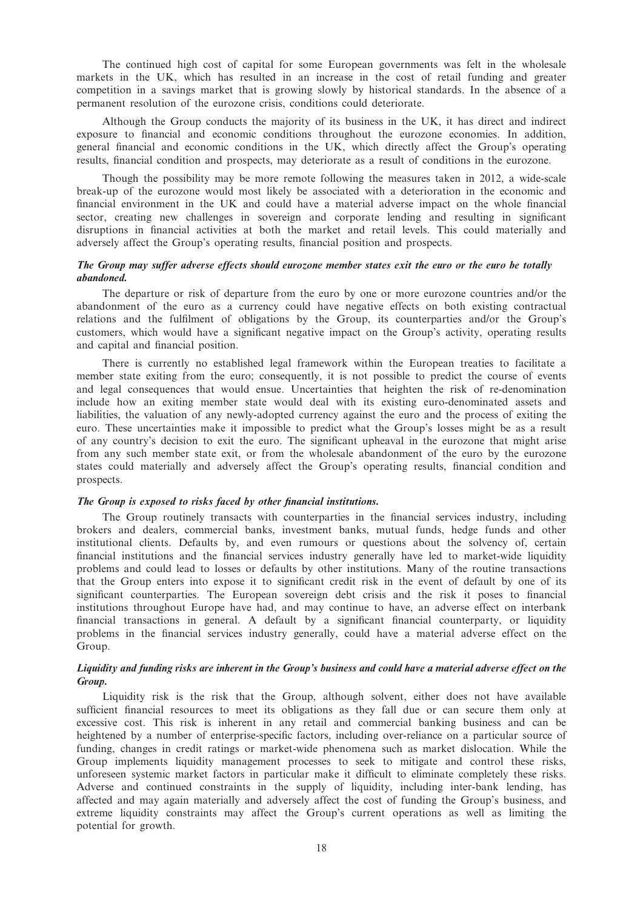The continued high cost of capital for some European governments was felt in the wholesale markets in the UK, which has resulted in an increase in the cost of retail funding and greater competition in a savings market that is growing slowly by historical standards. In the absence of a permanent resolution of the eurozone crisis, conditions could deteriorate.

Although the Group conducts the majority of its business in the UK, it has direct and indirect exposure to financial and economic conditions throughout the eurozone economies. In addition, general financial and economic conditions in the UK, which directly affect the Group's operating results, financial condition and prospects, may deteriorate as a result of conditions in the eurozone.

Though the possibility may be more remote following the measures taken in 2012, a wide-scale break-up of the eurozone would most likely be associated with a deterioration in the economic and financial environment in the UK and could have a material adverse impact on the whole financial sector, creating new challenges in sovereign and corporate lending and resulting in significant disruptions in financial activities at both the market and retail levels. This could materially and adversely affect the Group's operating results, financial position and prospects.

***The Group may suffer adverse effects should eurozone member states exit the euro or the euro be totally abandoned.***

The departure or risk of departure from the euro by one or more eurozone countries and/or the abandonment of the euro as a currency could have negative effects on both existing contractual relations and the fulfilment of obligations by the Group, its counterparties and/or the Group's customers, which would have a significant negative impact on the Group's activity, operating results and capital and financial position.

There is currently no established legal framework within the European treaties to facilitate a member state exiting from the euro; consequently, it is not possible to predict the course of events and legal consequences that would ensue. Uncertainties that heighten the risk of re-denomination include how an exiting member state would deal with its existing euro-denominated assets and liabilities, the valuation of any newly-adopted currency against the euro and the process of exiting the euro. These uncertainties make it impossible to predict what the Group's losses might be as a result of any country's decision to exit the euro. The significant upheaval in the eurozone that might arise from any such member state exit, or from the wholesale abandonment of the euro by the eurozone states could materially and adversely affect the Group's operating results, financial condition and prospects.

***The Group is exposed to risks faced by other financial institutions.***

The Group routinely transacts with counterparties in the financial services industry, including brokers and dealers, commercial banks, investment banks, mutual funds, hedge funds and other institutional clients. Defaults by, and even rumours or questions about the solvency of, certain financial institutions and the financial services industry generally have led to market-wide liquidity problems and could lead to losses or defaults by other institutions. Many of the routine transactions that the Group enters into expose it to significant credit risk in the event of default by one of its significant counterparties. The European sovereign debt crisis and the risk it poses to financial institutions throughout Europe have had, and may continue to have, an adverse effect on interbank financial transactions in general. A default by a significant financial counterparty, or liquidity problems in the financial services industry generally, could have a material adverse effect on the Group.

***Liquidity and funding risks are inherent in the Group's business and could have a material adverse effect on the Group.***

Liquidity risk is the risk that the Group, although solvent, either does not have available sufficient financial resources to meet its obligations as they fall due or can secure them only at excessive cost. This risk is inherent in any retail and commercial banking business and can be heightened by a number of enterprise-specific factors, including over-reliance on a particular source of funding, changes in credit ratings or market-wide phenomena such as market dislocation. While the Group implements liquidity management processes to seek to mitigate and control these risks, unforeseen systemic market factors in particular make it difficult to eliminate completely these risks. Adverse and continued constraints in the supply of liquidity, including inter-bank lending, has affected and may again materially and adversely affect the cost of funding the Group's business, and extreme liquidity constraints may affect the Group's current operations as well as limiting the potential for growth.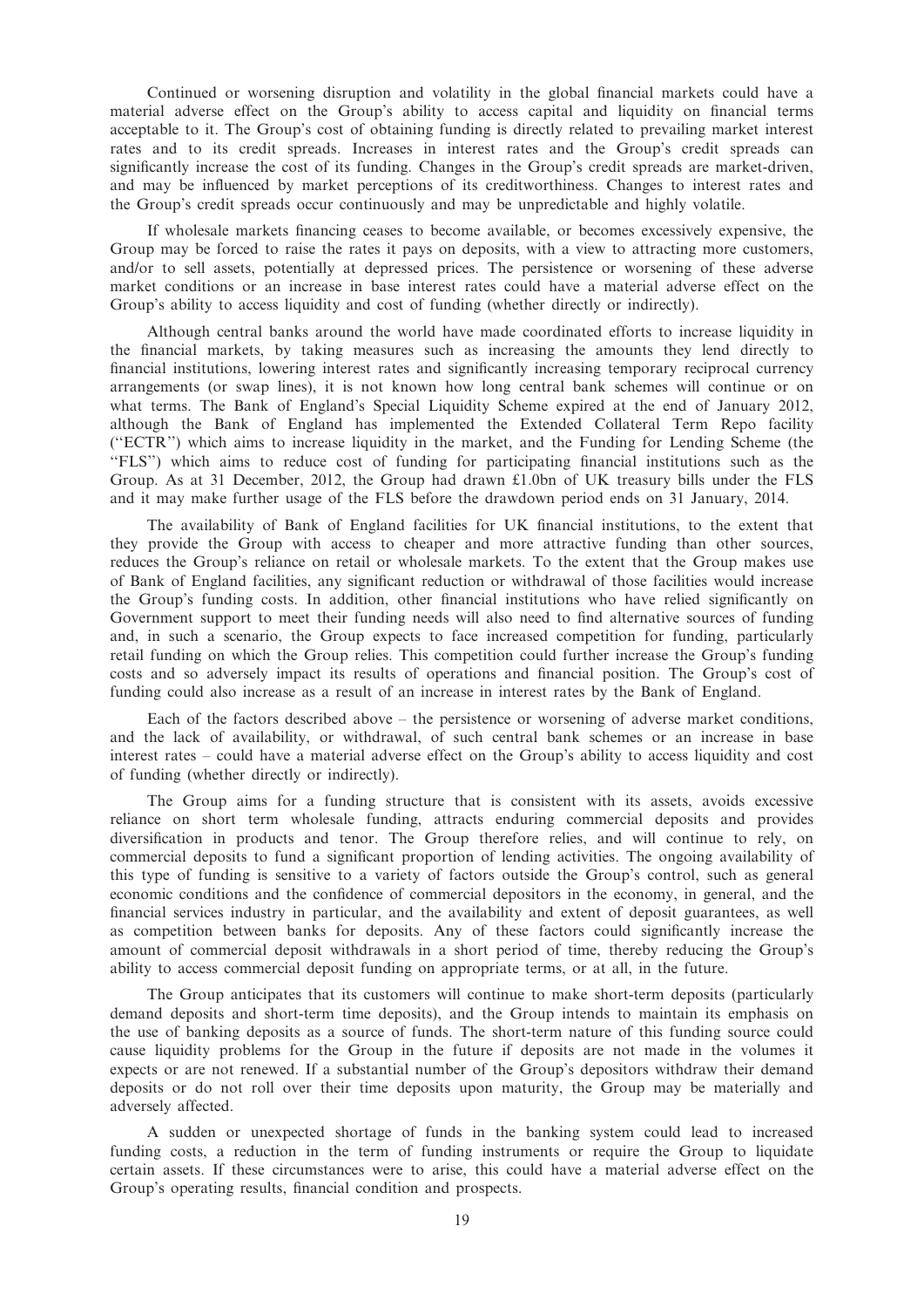Continued or worsening disruption and volatility in the global financial markets could have a material adverse effect on the Group's ability to access capital and liquidity on financial terms acceptable to it. The Group's cost of obtaining funding is directly related to prevailing market interest rates and to its credit spreads. Increases in interest rates and the Group's credit spreads can significantly increase the cost of its funding. Changes in the Group's credit spreads are market-driven, and may be influenced by market perceptions of its creditworthiness. Changes to interest rates and the Group's credit spreads occur continuously and may be unpredictable and highly volatile.

If wholesale markets financing ceases to become available, or becomes excessively expensive, the Group may be forced to raise the rates it pays on deposits, with a view to attracting more customers, and/or to sell assets, potentially at depressed prices. The persistence or worsening of these adverse market conditions or an increase in base interest rates could have a material adverse effect on the Group's ability to access liquidity and cost of funding (whether directly or indirectly).

Although central banks around the world have made coordinated efforts to increase liquidity in the financial markets, by taking measures such as increasing the amounts they lend directly to financial institutions, lowering interest rates and significantly increasing temporary reciprocal currency arrangements (or swap lines), it is not known how long central bank schemes will continue or on what terms. The Bank of England's Special Liquidity Scheme expired at the end of January 2012, although the Bank of England has implemented the Extended Collateral Term Repo facility (''ECTR'') which aims to increase liquidity in the market, and the Funding for Lending Scheme (the ''FLS'') which aims to reduce cost of funding for participating financial institutions such as the Group. As at 31 December, 2012, the Group had drawn £1.0bn of UK treasury bills under the FLS and it may make further usage of the FLS before the drawdown period ends on 31 January, 2014.

The availability of Bank of England facilities for UK financial institutions, to the extent that they provide the Group with access to cheaper and more attractive funding than other sources, reduces the Group's reliance on retail or wholesale markets. To the extent that the Group makes use of Bank of England facilities, any significant reduction or withdrawal of those facilities would increase the Group's funding costs. In addition, other financial institutions who have relied significantly on Government support to meet their funding needs will also need to find alternative sources of funding and, in such a scenario, the Group expects to face increased competition for funding, particularly retail funding on which the Group relies. This competition could further increase the Group's funding costs and so adversely impact its results of operations and financial position. The Group's cost of funding could also increase as a result of an increase in interest rates by the Bank of England.

Each of the factors described above – the persistence or worsening of adverse market conditions, and the lack of availability, or withdrawal, of such central bank schemes or an increase in base interest rates – could have a material adverse effect on the Group's ability to access liquidity and cost of funding (whether directly or indirectly).

The Group aims for a funding structure that is consistent with its assets, avoids excessive reliance on short term wholesale funding, attracts enduring commercial deposits and provides diversification in products and tenor. The Group therefore relies, and will continue to rely, on commercial deposits to fund a significant proportion of lending activities. The ongoing availability of this type of funding is sensitive to a variety of factors outside the Group's control, such as general economic conditions and the confidence of commercial depositors in the economy, in general, and the financial services industry in particular, and the availability and extent of deposit guarantees, as well as competition between banks for deposits. Any of these factors could significantly increase the amount of commercial deposit withdrawals in a short period of time, thereby reducing the Group's ability to access commercial deposit funding on appropriate terms, or at all, in the future.

The Group anticipates that its customers will continue to make short-term deposits (particularly demand deposits and short-term time deposits), and the Group intends to maintain its emphasis on the use of banking deposits as a source of funds. The short-term nature of this funding source could cause liquidity problems for the Group in the future if deposits are not made in the volumes it expects or are not renewed. If a substantial number of the Group's depositors withdraw their demand deposits or do not roll over their time deposits upon maturity, the Group may be materially and adversely affected.

A sudden or unexpected shortage of funds in the banking system could lead to increased funding costs, a reduction in the term of funding instruments or require the Group to liquidate certain assets. If these circumstances were to arise, this could have a material adverse effect on the Group's operating results, financial condition and prospects.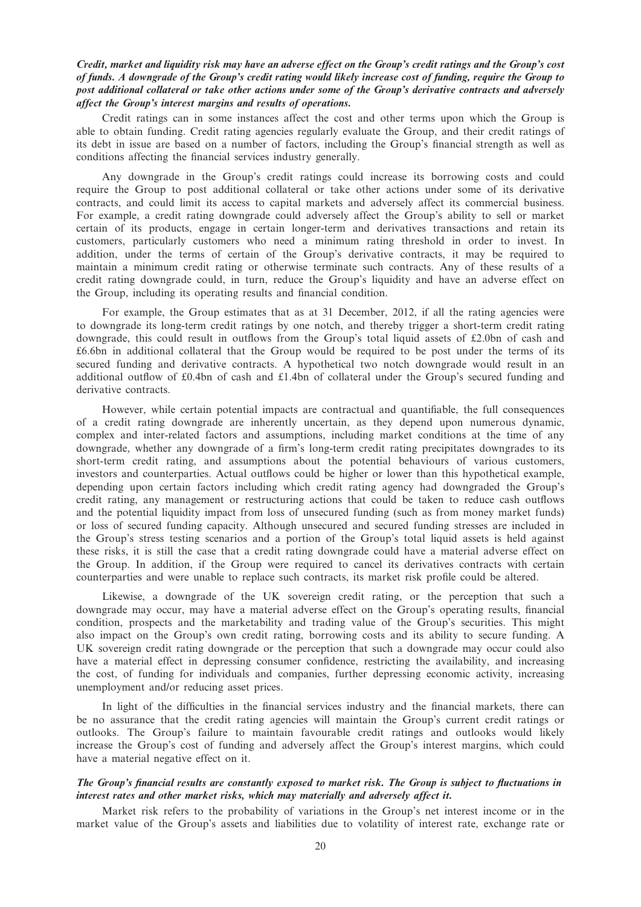***Credit, market and liquidity risk may have an adverse effect on the Group's credit ratings and the Group's cost of funds. A downgrade of the Group's credit rating would likely increase cost of funding, require the Group to post additional collateral or take other actions under some of the Group's derivative contracts and adversely affect the Group's interest margins and results of operations.***

Credit ratings can in some instances affect the cost and other terms upon which the Group is able to obtain funding. Credit rating agencies regularly evaluate the Group, and their credit ratings of its debt in issue are based on a number of factors, including the Group's financial strength as well as conditions affecting the financial services industry generally.

Any downgrade in the Group's credit ratings could increase its borrowing costs and could require the Group to post additional collateral or take other actions under some of its derivative contracts, and could limit its access to capital markets and adversely affect its commercial business. For example, a credit rating downgrade could adversely affect the Group's ability to sell or market certain of its products, engage in certain longer-term and derivatives transactions and retain its customers, particularly customers who need a minimum rating threshold in order to invest. In addition, under the terms of certain of the Group's derivative contracts, it may be required to maintain a minimum credit rating or otherwise terminate such contracts. Any of these results of a credit rating downgrade could, in turn, reduce the Group's liquidity and have an adverse effect on the Group, including its operating results and financial condition.

For example, the Group estimates that as at 31 December, 2012, if all the rating agencies were to downgrade its long-term credit ratings by one notch, and thereby trigger a short-term credit rating downgrade, this could result in outflows from the Group's total liquid assets of £2.0bn of cash and £6.6bn in additional collateral that the Group would be required to be post under the terms of its secured funding and derivative contracts. A hypothetical two notch downgrade would result in an additional outflow of £0.4bn of cash and £1.4bn of collateral under the Group's secured funding and derivative contracts.

However, while certain potential impacts are contractual and quantifiable, the full consequences of a credit rating downgrade are inherently uncertain, as they depend upon numerous dynamic, complex and inter-related factors and assumptions, including market conditions at the time of any downgrade, whether any downgrade of a firm's long-term credit rating precipitates downgrades to its short-term credit rating, and assumptions about the potential behaviours of various customers, investors and counterparties. Actual outflows could be higher or lower than this hypothetical example, depending upon certain factors including which credit rating agency had downgraded the Group's credit rating, any management or restructuring actions that could be taken to reduce cash outflows and the potential liquidity impact from loss of unsecured funding (such as from money market funds) or loss of secured funding capacity. Although unsecured and secured funding stresses are included in the Group's stress testing scenarios and a portion of the Group's total liquid assets is held against these risks, it is still the case that a credit rating downgrade could have a material adverse effect on the Group. In addition, if the Group were required to cancel its derivatives contracts with certain counterparties and were unable to replace such contracts, its market risk profile could be altered.

Likewise, a downgrade of the UK sovereign credit rating, or the perception that such a downgrade may occur, may have a material adverse effect on the Group's operating results, financial condition, prospects and the marketability and trading value of the Group's securities. This might also impact on the Group's own credit rating, borrowing costs and its ability to secure funding. A UK sovereign credit rating downgrade or the perception that such a downgrade may occur could also have a material effect in depressing consumer confidence, restricting the availability, and increasing the cost, of funding for individuals and companies, further depressing economic activity, increasing unemployment and/or reducing asset prices.

In light of the difficulties in the financial services industry and the financial markets, there can be no assurance that the credit rating agencies will maintain the Group's current credit ratings or outlooks. The Group's failure to maintain favourable credit ratings and outlooks would likely increase the Group's cost of funding and adversely affect the Group's interest margins, which could have a material negative effect on it.

***The Group's financial results are constantly exposed to market risk. The Group is subject to fluctuations in interest rates and other market risks, which may materially and adversely affect it.***

Market risk refers to the probability of variations in the Group's net interest income or in the market value of the Group's assets and liabilities due to volatility of interest rate, exchange rate or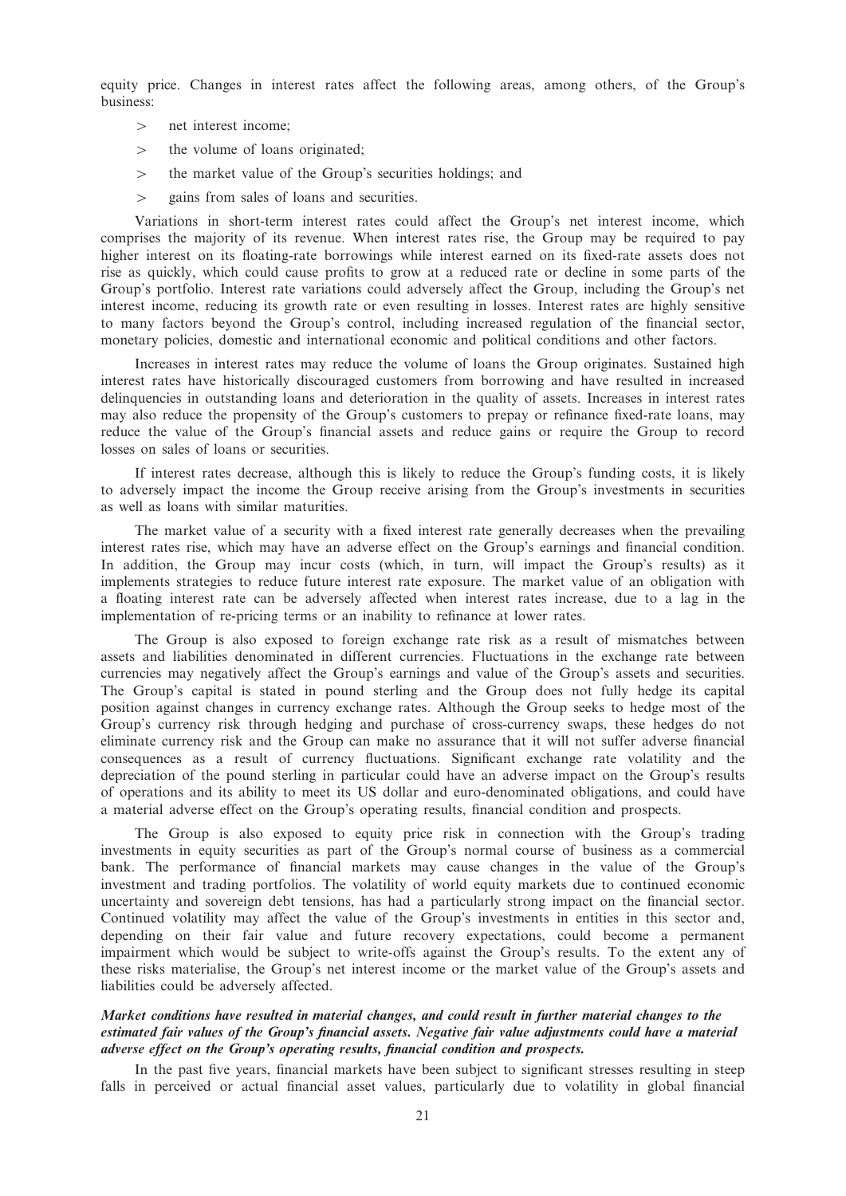equity price. Changes in interest rates affect the following areas, among others, of the Group's business:

> net interest income;
> the volume of loans originated;
> the market value of the Group's securities holdings; and
> gains from sales of loans and securities.

Variations in short-term interest rates could affect the Group's net interest income, which comprises the majority of its revenue. When interest rates rise, the Group may be required to pay higher interest on its floating-rate borrowings while interest earned on its fixed-rate assets does not rise as quickly, which could cause profits to grow at a reduced rate or decline in some parts of the Group's portfolio. Interest rate variations could adversely affect the Group, including the Group's net interest income, reducing its growth rate or even resulting in losses. Interest rates are highly sensitive to many factors beyond the Group's control, including increased regulation of the financial sector, monetary policies, domestic and international economic and political conditions and other factors.

Increases in interest rates may reduce the volume of loans the Group originates. Sustained high interest rates have historically discouraged customers from borrowing and have resulted in increased delinquencies in outstanding loans and deterioration in the quality of assets. Increases in interest rates may also reduce the propensity of the Group's customers to prepay or refinance fixed-rate loans, may reduce the value of the Group's financial assets and reduce gains or require the Group to record losses on sales of loans or securities.

If interest rates decrease, although this is likely to reduce the Group's funding costs, it is likely to adversely impact the income the Group receive arising from the Group's investments in securities as well as loans with similar maturities.

The market value of a security with a fixed interest rate generally decreases when the prevailing interest rates rise, which may have an adverse effect on the Group's earnings and financial condition. In addition, the Group may incur costs (which, in turn, will impact the Group's results) as it implements strategies to reduce future interest rate exposure. The market value of an obligation with a floating interest rate can be adversely affected when interest rates increase, due to a lag in the implementation of re-pricing terms or an inability to refinance at lower rates.

The Group is also exposed to foreign exchange rate risk as a result of mismatches between assets and liabilities denominated in different currencies. Fluctuations in the exchange rate between currencies may negatively affect the Group's earnings and value of the Group's assets and securities. The Group's capital is stated in pound sterling and the Group does not fully hedge its capital position against changes in currency exchange rates. Although the Group seeks to hedge most of the Group's currency risk through hedging and purchase of cross-currency swaps, these hedges do not eliminate currency risk and the Group can make no assurance that it will not suffer adverse financial consequences as a result of currency fluctuations. Significant exchange rate volatility and the depreciation of the pound sterling in particular could have an adverse impact on the Group's results of operations and its ability to meet its US dollar and euro-denominated obligations, and could have a material adverse effect on the Group's operating results, financial condition and prospects.

The Group is also exposed to equity price risk in connection with the Group's trading investments in equity securities as part of the Group's normal course of business as a commercial bank. The performance of financial markets may cause changes in the value of the Group's investment and trading portfolios. The volatility of world equity markets due to continued economic uncertainty and sovereign debt tensions, has had a particularly strong impact on the financial sector. Continued volatility may affect the value of the Group's investments in entities in this sector and, depending on their fair value and future recovery expectations, could become a permanent impairment which would be subject to write-offs against the Group's results. To the extent any of these risks materialise, the Group's net interest income or the market value of the Group's assets and liabilities could be adversely affected.

***Market conditions have resulted in material changes, and could result in further material changes to the estimated fair values of the Group's financial assets. Negative fair value adjustments could have a material adverse effect on the Group's operating results, financial condition and prospects.***

In the past five years, financial markets have been subject to significant stresses resulting in steep falls in perceived or actual financial asset values, particularly due to volatility in global financial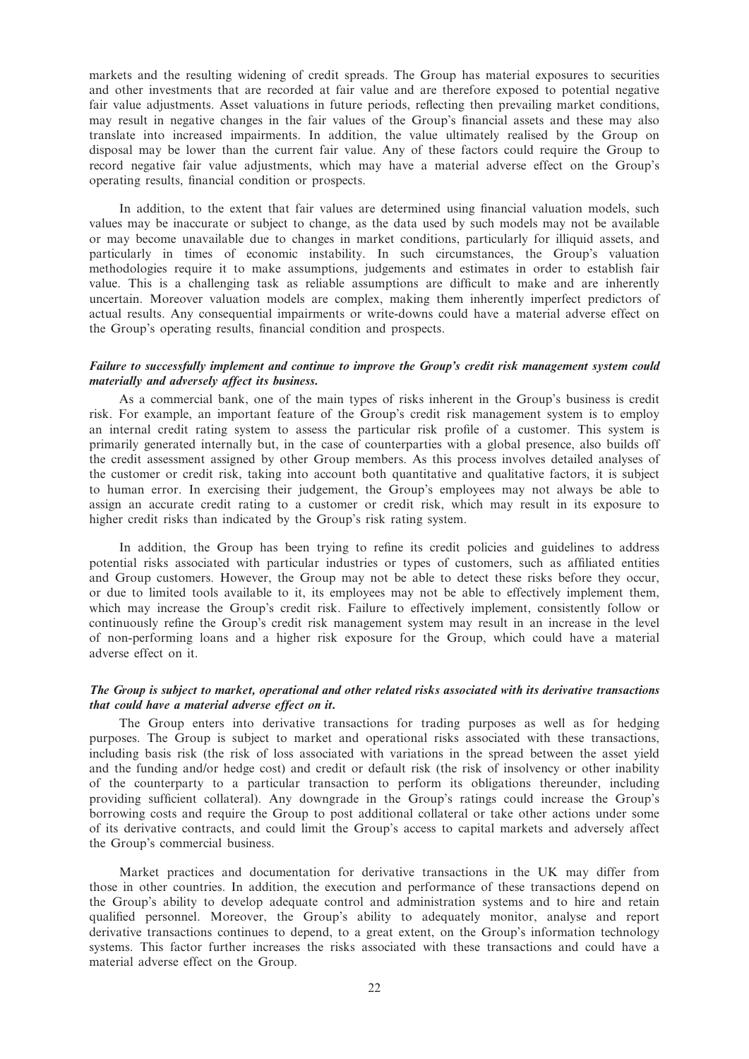markets and the resulting widening of credit spreads. The Group has material exposures to securities and other investments that are recorded at fair value and are therefore exposed to potential negative fair value adjustments. Asset valuations in future periods, reflecting then prevailing market conditions, may result in negative changes in the fair values of the Group's financial assets and these may also translate into increased impairments. In addition, the value ultimately realised by the Group on disposal may be lower than the current fair value. Any of these factors could require the Group to record negative fair value adjustments, which may have a material adverse effect on the Group's operating results, financial condition or prospects.

In addition, to the extent that fair values are determined using financial valuation models, such values may be inaccurate or subject to change, as the data used by such models may not be available or may become unavailable due to changes in market conditions, particularly for illiquid assets, and particularly in times of economic instability. In such circumstances, the Group's valuation methodologies require it to make assumptions, judgements and estimates in order to establish fair value. This is a challenging task as reliable assumptions are difficult to make and are inherently uncertain. Moreover valuation models are complex, making them inherently imperfect predictors of actual results. Any consequential impairments or write-downs could have a material adverse effect on the Group's operating results, financial condition and prospects.

***Failure to successfully implement and continue to improve the Group's credit risk management system could materially and adversely affect its business.***

As a commercial bank, one of the main types of risks inherent in the Group's business is credit risk. For example, an important feature of the Group's credit risk management system is to employ an internal credit rating system to assess the particular risk profile of a customer. This system is primarily generated internally but, in the case of counterparties with a global presence, also builds off the credit assessment assigned by other Group members. As this process involves detailed analyses of the customer or credit risk, taking into account both quantitative and qualitative factors, it is subject to human error. In exercising their judgement, the Group's employees may not always be able to assign an accurate credit rating to a customer or credit risk, which may result in its exposure to higher credit risks than indicated by the Group's risk rating system.

In addition, the Group has been trying to refine its credit policies and guidelines to address potential risks associated with particular industries or types of customers, such as affiliated entities and Group customers. However, the Group may not be able to detect these risks before they occur, or due to limited tools available to it, its employees may not be able to effectively implement them, which may increase the Group's credit risk. Failure to effectively implement, consistently follow or continuously refine the Group's credit risk management system may result in an increase in the level of non-performing loans and a higher risk exposure for the Group, which could have a material adverse effect on it.

***The Group is subject to market, operational and other related risks associated with its derivative transactions that could have a material adverse effect on it.***

The Group enters into derivative transactions for trading purposes as well as for hedging purposes. The Group is subject to market and operational risks associated with these transactions, including basis risk (the risk of loss associated with variations in the spread between the asset yield and the funding and/or hedge cost) and credit or default risk (the risk of insolvency or other inability of the counterparty to a particular transaction to perform its obligations thereunder, including providing sufficient collateral). Any downgrade in the Group's ratings could increase the Group's borrowing costs and require the Group to post additional collateral or take other actions under some of its derivative contracts, and could limit the Group's access to capital markets and adversely affect the Group's commercial business.

Market practices and documentation for derivative transactions in the UK may differ from those in other countries. In addition, the execution and performance of these transactions depend on the Group's ability to develop adequate control and administration systems and to hire and retain qualified personnel. Moreover, the Group's ability to adequately monitor, analyse and report derivative transactions continues to depend, to a great extent, on the Group's information technology systems. This factor further increases the risks associated with these transactions and could have a material adverse effect on the Group.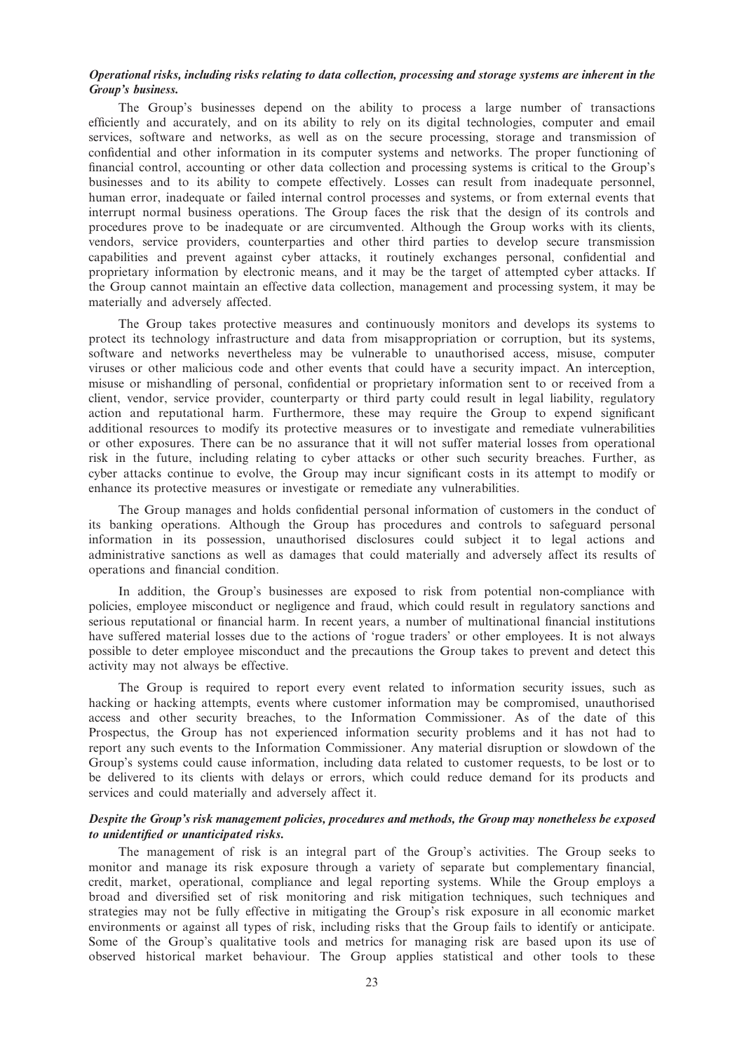***Operational risks, including risks relating to data collection, processing and storage systems are inherent in the Group's business.***

The Group's businesses depend on the ability to process a large number of transactions efficiently and accurately, and on its ability to rely on its digital technologies, computer and email services, software and networks, as well as on the secure processing, storage and transmission of confidential and other information in its computer systems and networks. The proper functioning of financial control, accounting or other data collection and processing systems is critical to the Group's businesses and to its ability to compete effectively. Losses can result from inadequate personnel, human error, inadequate or failed internal control processes and systems, or from external events that interrupt normal business operations. The Group faces the risk that the design of its controls and procedures prove to be inadequate or are circumvented. Although the Group works with its clients, vendors, service providers, counterparties and other third parties to develop secure transmission capabilities and prevent against cyber attacks, it routinely exchanges personal, confidential and proprietary information by electronic means, and it may be the target of attempted cyber attacks. If the Group cannot maintain an effective data collection, management and processing system, it may be materially and adversely affected.

The Group takes protective measures and continuously monitors and develops its systems to protect its technology infrastructure and data from misappropriation or corruption, but its systems, software and networks nevertheless may be vulnerable to unauthorised access, misuse, computer viruses or other malicious code and other events that could have a security impact. An interception, misuse or mishandling of personal, confidential or proprietary information sent to or received from a client, vendor, service provider, counterparty or third party could result in legal liability, regulatory action and reputational harm. Furthermore, these may require the Group to expend significant additional resources to modify its protective measures or to investigate and remediate vulnerabilities or other exposures. There can be no assurance that it will not suffer material losses from operational risk in the future, including relating to cyber attacks or other such security breaches. Further, as cyber attacks continue to evolve, the Group may incur significant costs in its attempt to modify or enhance its protective measures or investigate or remediate any vulnerabilities.

The Group manages and holds confidential personal information of customers in the conduct of its banking operations. Although the Group has procedures and controls to safeguard personal information in its possession, unauthorised disclosures could subject it to legal actions and administrative sanctions as well as damages that could materially and adversely affect its results of operations and financial condition.

In addition, the Group's businesses are exposed to risk from potential non-compliance with policies, employee misconduct or negligence and fraud, which could result in regulatory sanctions and serious reputational or financial harm. In recent years, a number of multinational financial institutions have suffered material losses due to the actions of 'rogue traders' or other employees. It is not always possible to deter employee misconduct and the precautions the Group takes to prevent and detect this activity may not always be effective.

The Group is required to report every event related to information security issues, such as hacking or hacking attempts, events where customer information may be compromised, unauthorised access and other security breaches, to the Information Commissioner. As of the date of this Prospectus, the Group has not experienced information security problems and it has not had to report any such events to the Information Commissioner. Any material disruption or slowdown of the Group's systems could cause information, including data related to customer requests, to be lost or to be delivered to its clients with delays or errors, which could reduce demand for its products and services and could materially and adversely affect it.

***Despite the Group's risk management policies, procedures and methods, the Group may nonetheless be exposed to unidentified or unanticipated risks.***

The management of risk is an integral part of the Group's activities. The Group seeks to monitor and manage its risk exposure through a variety of separate but complementary financial, credit, market, operational, compliance and legal reporting systems. While the Group employs a broad and diversified set of risk monitoring and risk mitigation techniques, such techniques and strategies may not be fully effective in mitigating the Group's risk exposure in all economic market environments or against all types of risk, including risks that the Group fails to identify or anticipate. Some of the Group's qualitative tools and metrics for managing risk are based upon its use of observed historical market behaviour. The Group applies statistical and other tools to these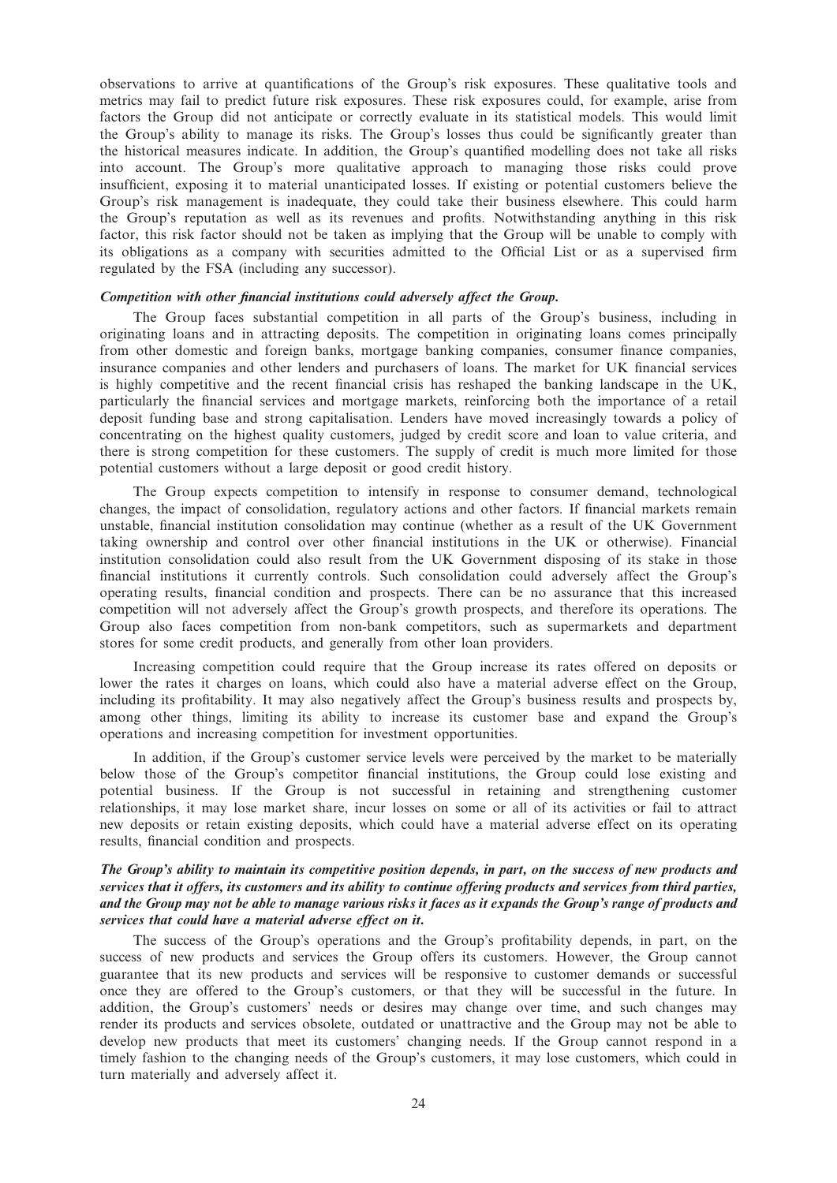observations to arrive at quantifications of the Group's risk exposures. These qualitative tools and metrics may fail to predict future risk exposures. These risk exposures could, for example, arise from factors the Group did not anticipate or correctly evaluate in its statistical models. This would limit the Group's ability to manage its risks. The Group's losses thus could be significantly greater than the historical measures indicate. In addition, the Group's quantified modelling does not take all risks into account. The Group's more qualitative approach to managing those risks could prove insufficient, exposing it to material unanticipated losses. If existing or potential customers believe the Group's risk management is inadequate, they could take their business elsewhere. This could harm the Group's reputation as well as its revenues and profits. Notwithstanding anything in this risk factor, this risk factor should not be taken as implying that the Group will be unable to comply with its obligations as a company with securities admitted to the Official List or as a supervised firm regulated by the FSA (including any successor).

***Competition with other financial institutions could adversely affect the Group.***

The Group faces substantial competition in all parts of the Group's business, including in originating loans and in attracting deposits. The competition in originating loans comes principally from other domestic and foreign banks, mortgage banking companies, consumer finance companies, insurance companies and other lenders and purchasers of loans. The market for UK financial services is highly competitive and the recent financial crisis has reshaped the banking landscape in the UK, particularly the financial services and mortgage markets, reinforcing both the importance of a retail deposit funding base and strong capitalisation. Lenders have moved increasingly towards a policy of concentrating on the highest quality customers, judged by credit score and loan to value criteria, and there is strong competition for these customers. The supply of credit is much more limited for those potential customers without a large deposit or good credit history.

The Group expects competition to intensify in response to consumer demand, technological changes, the impact of consolidation, regulatory actions and other factors. If financial markets remain unstable, financial institution consolidation may continue (whether as a result of the UK Government taking ownership and control over other financial institutions in the UK or otherwise). Financial institution consolidation could also result from the UK Government disposing of its stake in those financial institutions it currently controls. Such consolidation could adversely affect the Group's operating results, financial condition and prospects. There can be no assurance that this increased competition will not adversely affect the Group's growth prospects, and therefore its operations. The Group also faces competition from non-bank competitors, such as supermarkets and department stores for some credit products, and generally from other loan providers.

Increasing competition could require that the Group increase its rates offered on deposits or lower the rates it charges on loans, which could also have a material adverse effect on the Group, including its profitability. It may also negatively affect the Group's business results and prospects by, among other things, limiting its ability to increase its customer base and expand the Group's operations and increasing competition for investment opportunities.

In addition, if the Group's customer service levels were perceived by the market to be materially below those of the Group's competitor financial institutions, the Group could lose existing and potential business. If the Group is not successful in retaining and strengthening customer relationships, it may lose market share, incur losses on some or all of its activities or fail to attract new deposits or retain existing deposits, which could have a material adverse effect on its operating results, financial condition and prospects.

***The Group's ability to maintain its competitive position depends, in part, on the success of new products and services that it offers, its customers and its ability to continue offering products and services from third parties, and the Group may not be able to manage various risks it faces as it expands the Group's range of products and services that could have a material adverse effect on it.***

The success of the Group's operations and the Group's profitability depends, in part, on the success of new products and services the Group offers its customers. However, the Group cannot guarantee that its new products and services will be responsive to customer demands or successful once they are offered to the Group's customers, or that they will be successful in the future. In addition, the Group's customers' needs or desires may change over time, and such changes may render its products and services obsolete, outdated or unattractive and the Group may not be able to develop new products that meet its customers' changing needs. If the Group cannot respond in a timely fashion to the changing needs of the Group's customers, it may lose customers, which could in turn materially and adversely affect it.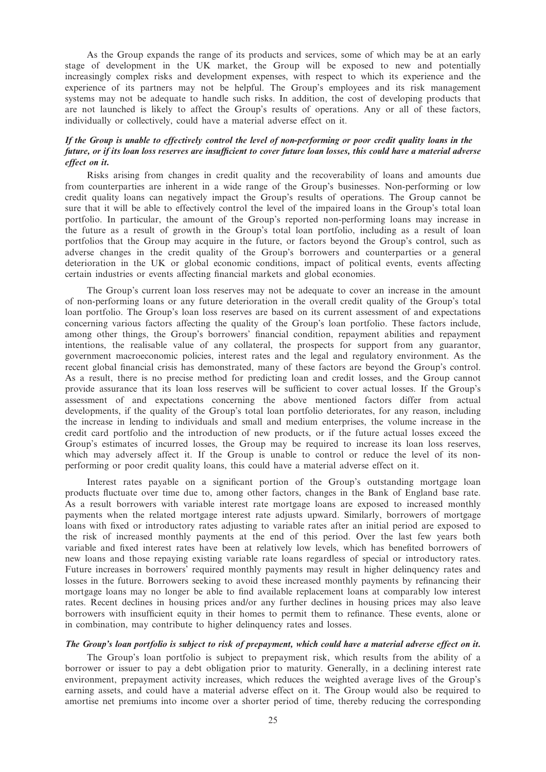As the Group expands the range of its products and services, some of which may be at an early stage of development in the UK market, the Group will be exposed to new and potentially increasingly complex risks and development expenses, with respect to which its experience and the experience of its partners may not be helpful. The Group's employees and its risk management systems may not be adequate to handle such risks. In addition, the cost of developing products that are not launched is likely to affect the Group's results of operations. Any or all of these factors, individually or collectively, could have a material adverse effect on it.

***If the Group is unable to effectively control the level of non-performing or poor credit quality loans in the future, or if its loan loss reserves are insufficient to cover future loan losses, this could have a material adverse effect on it.***

Risks arising from changes in credit quality and the recoverability of loans and amounts due from counterparties are inherent in a wide range of the Group's businesses. Non-performing or low credit quality loans can negatively impact the Group's results of operations. The Group cannot be sure that it will be able to effectively control the level of the impaired loans in the Group's total loan portfolio. In particular, the amount of the Group's reported non-performing loans may increase in the future as a result of growth in the Group's total loan portfolio, including as a result of loan portfolios that the Group may acquire in the future, or factors beyond the Group's control, such as adverse changes in the credit quality of the Group's borrowers and counterparties or a general deterioration in the UK or global economic conditions, impact of political events, events affecting certain industries or events affecting financial markets and global economies.

The Group's current loan loss reserves may not be adequate to cover an increase in the amount of non-performing loans or any future deterioration in the overall credit quality of the Group's total loan portfolio. The Group's loan loss reserves are based on its current assessment of and expectations concerning various factors affecting the quality of the Group's loan portfolio. These factors include, among other things, the Group's borrowers' financial condition, repayment abilities and repayment intentions, the realisable value of any collateral, the prospects for support from any guarantor, government macroeconomic policies, interest rates and the legal and regulatory environment. As the recent global financial crisis has demonstrated, many of these factors are beyond the Group's control. As a result, there is no precise method for predicting loan and credit losses, and the Group cannot provide assurance that its loan loss reserves will be sufficient to cover actual losses. If the Group's assessment of and expectations concerning the above mentioned factors differ from actual developments, if the quality of the Group's total loan portfolio deteriorates, for any reason, including the increase in lending to individuals and small and medium enterprises, the volume increase in the credit card portfolio and the introduction of new products, or if the future actual losses exceed the Group's estimates of incurred losses, the Group may be required to increase its loan loss reserves, which may adversely affect it. If the Group is unable to control or reduce the level of its non-performing or poor credit quality loans, this could have a material adverse effect on it.

Interest rates payable on a significant portion of the Group's outstanding mortgage loan products fluctuate over time due to, among other factors, changes in the Bank of England base rate. As a result borrowers with variable interest rate mortgage loans are exposed to increased monthly payments when the related mortgage interest rate adjusts upward. Similarly, borrowers of mortgage loans with fixed or introductory rates adjusting to variable rates after an initial period are exposed to the risk of increased monthly payments at the end of this period. Over the last few years both variable and fixed interest rates have been at relatively low levels, which has benefited borrowers of new loans and those repaying existing variable rate loans regardless of special or introductory rates. Future increases in borrowers' required monthly payments may result in higher delinquency rates and losses in the future. Borrowers seeking to avoid these increased monthly payments by refinancing their mortgage loans may no longer be able to find available replacement loans at comparably low interest rates. Recent declines in housing prices and/or any further declines in housing prices may also leave borrowers with insufficient equity in their homes to permit them to refinance. These events, alone or in combination, may contribute to higher delinquency rates and losses.

***The Group's loan portfolio is subject to risk of prepayment, which could have a material adverse effect on it.***

The Group's loan portfolio is subject to prepayment risk, which results from the ability of a borrower or issuer to pay a debt obligation prior to maturity. Generally, in a declining interest rate environment, prepayment activity increases, which reduces the weighted average lives of the Group's earning assets, and could have a material adverse effect on it. The Group would also be required to amortise net premiums into income over a shorter period of time, thereby reducing the corresponding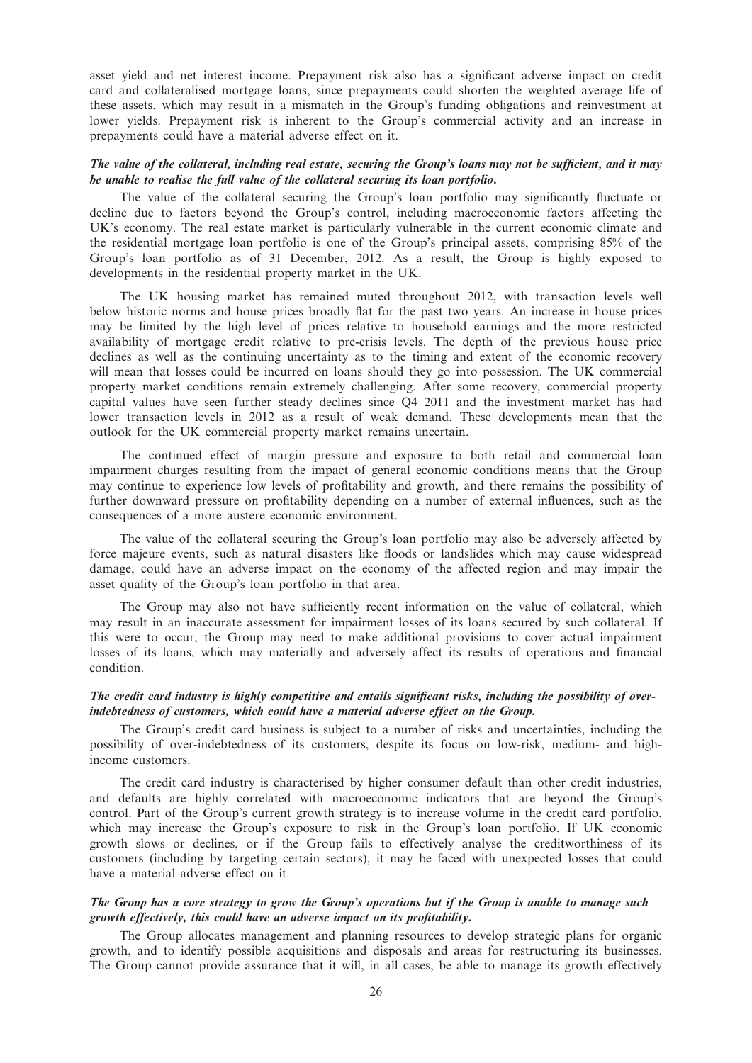asset yield and net interest income. Prepayment risk also has a significant adverse impact on credit card and collateralised mortgage loans, since prepayments could shorten the weighted average life of these assets, which may result in a mismatch in the Group's funding obligations and reinvestment at lower yields. Prepayment risk is inherent to the Group's commercial activity and an increase in prepayments could have a material adverse effect on it.

***The value of the collateral, including real estate, securing the Group's loans may not be sufficient, and it may be unable to realise the full value of the collateral securing its loan portfolio.***

The value of the collateral securing the Group's loan portfolio may significantly fluctuate or decline due to factors beyond the Group's control, including macroeconomic factors affecting the UK's economy. The real estate market is particularly vulnerable in the current economic climate and the residential mortgage loan portfolio is one of the Group's principal assets, comprising 85% of the Group's loan portfolio as of 31 December, 2012. As a result, the Group is highly exposed to developments in the residential property market in the UK.

The UK housing market has remained muted throughout 2012, with transaction levels well below historic norms and house prices broadly flat for the past two years. An increase in house prices may be limited by the high level of prices relative to household earnings and the more restricted availability of mortgage credit relative to pre-crisis levels. The depth of the previous house price declines as well as the continuing uncertainty as to the timing and extent of the economic recovery will mean that losses could be incurred on loans should they go into possession. The UK commercial property market conditions remain extremely challenging. After some recovery, commercial property capital values have seen further steady declines since Q4 2011 and the investment market has had lower transaction levels in 2012 as a result of weak demand. These developments mean that the outlook for the UK commercial property market remains uncertain.

The continued effect of margin pressure and exposure to both retail and commercial loan impairment charges resulting from the impact of general economic conditions means that the Group may continue to experience low levels of profitability and growth, and there remains the possibility of further downward pressure on profitability depending on a number of external influences, such as the consequences of a more austere economic environment.

The value of the collateral securing the Group's loan portfolio may also be adversely affected by force majeure events, such as natural disasters like floods or landslides which may cause widespread damage, could have an adverse impact on the economy of the affected region and may impair the asset quality of the Group's loan portfolio in that area.

The Group may also not have sufficiently recent information on the value of collateral, which may result in an inaccurate assessment for impairment losses of its loans secured by such collateral. If this were to occur, the Group may need to make additional provisions to cover actual impairment losses of its loans, which may materially and adversely affect its results of operations and financial condition.

***The credit card industry is highly competitive and entails significant risks, including the possibility of over-indebtedness of customers, which could have a material adverse effect on the Group.***

The Group's credit card business is subject to a number of risks and uncertainties, including the possibility of over-indebtedness of its customers, despite its focus on low-risk, medium- and high-income customers.

The credit card industry is characterised by higher consumer default than other credit industries, and defaults are highly correlated with macroeconomic indicators that are beyond the Group's control. Part of the Group's current growth strategy is to increase volume in the credit card portfolio, which may increase the Group's exposure to risk in the Group's loan portfolio. If UK economic growth slows or declines, or if the Group fails to effectively analyse the creditworthiness of its customers (including by targeting certain sectors), it may be faced with unexpected losses that could have a material adverse effect on it.

***The Group has a core strategy to grow the Group's operations but if the Group is unable to manage such growth effectively, this could have an adverse impact on its profitability.***

The Group allocates management and planning resources to develop strategic plans for organic growth, and to identify possible acquisitions and disposals and areas for restructuring its businesses. The Group cannot provide assurance that it will, in all cases, be able to manage its growth effectively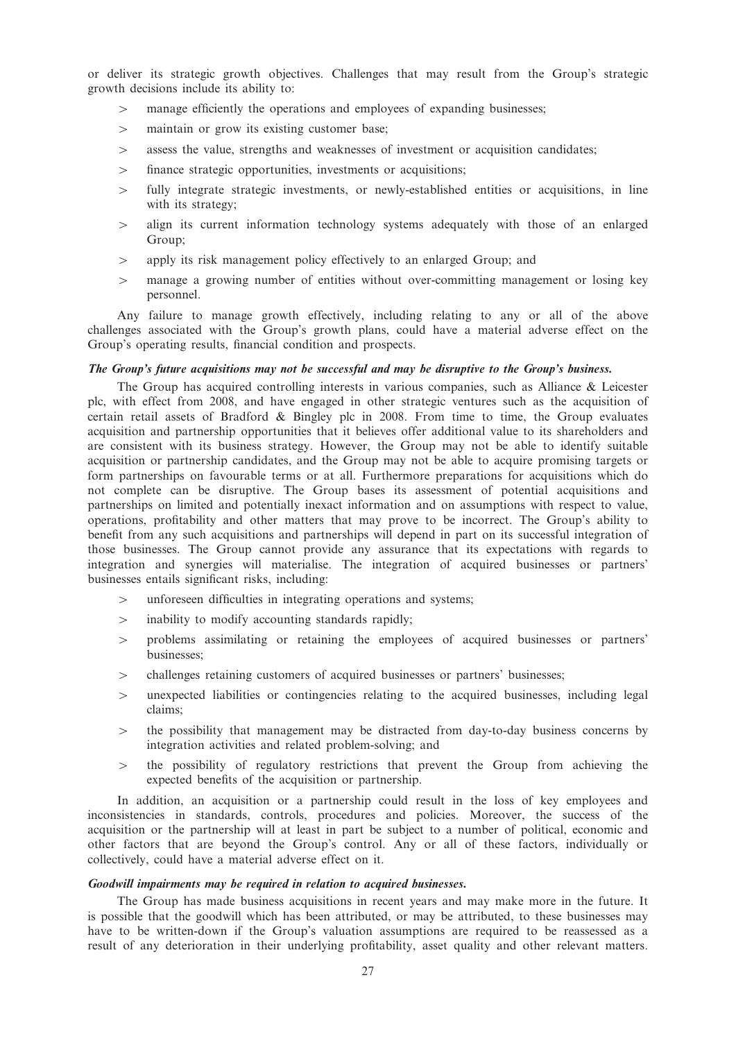or deliver its strategic growth objectives. Challenges that may result from the Group's strategic growth decisions include its ability to:

- manage efficiently the operations and employees of expanding businesses;
- maintain or grow its existing customer base;
- assess the value, strengths and weaknesses of investment or acquisition candidates;
- finance strategic opportunities, investments or acquisitions;
- fully integrate strategic investments, or newly-established entities or acquisitions, in line with its strategy;
- align its current information technology systems adequately with those of an enlarged Group;
- apply its risk management policy effectively to an enlarged Group; and
- manage a growing number of entities without over-committing management or losing key personnel.

Any failure to manage growth effectively, including relating to any or all of the above challenges associated with the Group's growth plans, could have a material adverse effect on the Group's operating results, financial condition and prospects.

***The Group's future acquisitions may not be successful and may be disruptive to the Group's business.***

The Group has acquired controlling interests in various companies, such as Alliance & Leicester plc, with effect from 2008, and have engaged in other strategic ventures such as the acquisition of certain retail assets of Bradford & Bingley plc in 2008. From time to time, the Group evaluates acquisition and partnership opportunities that it believes offer additional value to its shareholders and are consistent with its business strategy. However, the Group may not be able to identify suitable acquisition or partnership candidates, and the Group may not be able to acquire promising targets or form partnerships on favourable terms or at all. Furthermore preparations for acquisitions which do not complete can be disruptive. The Group bases its assessment of potential acquisitions and partnerships on limited and potentially inexact information and on assumptions with respect to value, operations, profitability and other matters that may prove to be incorrect. The Group's ability to benefit from any such acquisitions and partnerships will depend in part on its successful integration of those businesses. The Group cannot provide any assurance that its expectations with regards to integration and synergies will materialise. The integration of acquired businesses or partners' businesses entails significant risks, including:

- unforeseen difficulties in integrating operations and systems;
- inability to modify accounting standards rapidly;
- problems assimilating or retaining the employees of acquired businesses or partners' businesses;
- challenges retaining customers of acquired businesses or partners' businesses;
- unexpected liabilities or contingencies relating to the acquired businesses, including legal claims;
- the possibility that management may be distracted from day-to-day business concerns by integration activities and related problem-solving; and
- the possibility of regulatory restrictions that prevent the Group from achieving the expected benefits of the acquisition or partnership.

In addition, an acquisition or a partnership could result in the loss of key employees and inconsistencies in standards, controls, procedures and policies. Moreover, the success of the acquisition or the partnership will at least in part be subject to a number of political, economic and other factors that are beyond the Group's control. Any or all of these factors, individually or collectively, could have a material adverse effect on it.

***Goodwill impairments may be required in relation to acquired businesses.***

The Group has made business acquisitions in recent years and may make more in the future. It is possible that the goodwill which has been attributed, or may be attributed, to these businesses may have to be written-down if the Group's valuation assumptions are required to be reassessed as a result of any deterioration in their underlying profitability, asset quality and other relevant matters.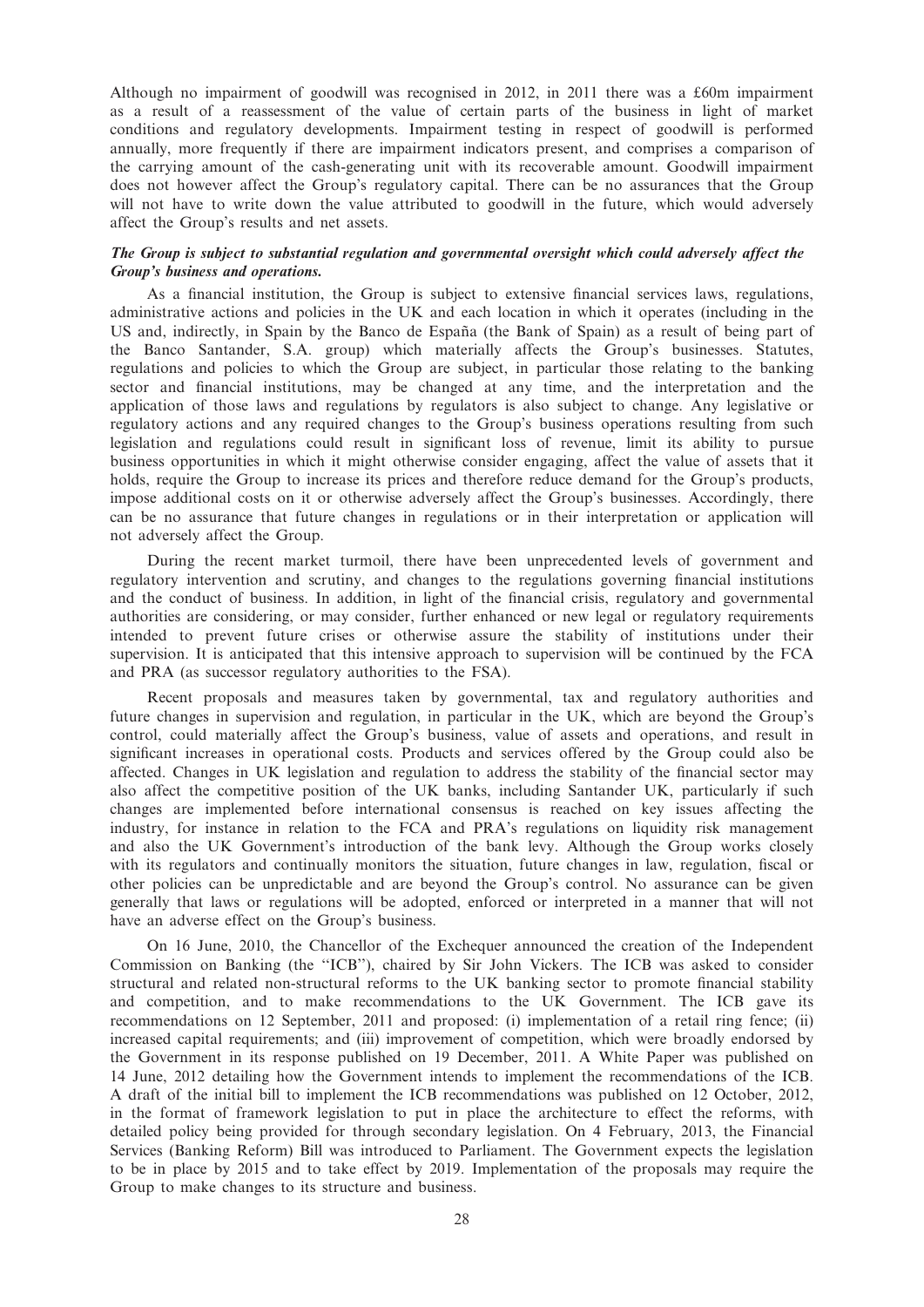Although no impairment of goodwill was recognised in 2012, in 2011 there was a £60m impairment as a result of a reassessment of the value of certain parts of the business in light of market conditions and regulatory developments. Impairment testing in respect of goodwill is performed annually, more frequently if there are impairment indicators present, and comprises a comparison of the carrying amount of the cash-generating unit with its recoverable amount. Goodwill impairment does not however affect the Group's regulatory capital. There can be no assurances that the Group will not have to write down the value attributed to goodwill in the future, which would adversely affect the Group's results and net assets.

***The Group is subject to substantial regulation and governmental oversight which could adversely affect the Group's business and operations.***

As a financial institution, the Group is subject to extensive financial services laws, regulations, administrative actions and policies in the UK and each location in which it operates (including in the US and, indirectly, in Spain by the Banco de España (the Bank of Spain) as a result of being part of the Banco Santander, S.A. group) which materially affects the Group's businesses. Statutes, regulations and policies to which the Group are subject, in particular those relating to the banking sector and financial institutions, may be changed at any time, and the interpretation and the application of those laws and regulations by regulators is also subject to change. Any legislative or regulatory actions and any required changes to the Group's business operations resulting from such legislation and regulations could result in significant loss of revenue, limit its ability to pursue business opportunities in which it might otherwise consider engaging, affect the value of assets that it holds, require the Group to increase its prices and therefore reduce demand for the Group's products, impose additional costs on it or otherwise adversely affect the Group's businesses. Accordingly, there can be no assurance that future changes in regulations or in their interpretation or application will not adversely affect the Group.

During the recent market turmoil, there have been unprecedented levels of government and regulatory intervention and scrutiny, and changes to the regulations governing financial institutions and the conduct of business. In addition, in light of the financial crisis, regulatory and governmental authorities are considering, or may consider, further enhanced or new legal or regulatory requirements intended to prevent future crises or otherwise assure the stability of institutions under their supervision. It is anticipated that this intensive approach to supervision will be continued by the FCA and PRA (as successor regulatory authorities to the FSA).

Recent proposals and measures taken by governmental, tax and regulatory authorities and future changes in supervision and regulation, in particular in the UK, which are beyond the Group's control, could materially affect the Group's business, value of assets and operations, and result in significant increases in operational costs. Products and services offered by the Group could also be affected. Changes in UK legislation and regulation to address the stability of the financial sector may also affect the competitive position of the UK banks, including Santander UK, particularly if such changes are implemented before international consensus is reached on key issues affecting the industry, for instance in relation to the FCA and PRA's regulations on liquidity risk management and also the UK Government's introduction of the bank levy. Although the Group works closely with its regulators and continually monitors the situation, future changes in law, regulation, fiscal or other policies can be unpredictable and are beyond the Group's control. No assurance can be given generally that laws or regulations will be adopted, enforced or interpreted in a manner that will not have an adverse effect on the Group's business.

On 16 June, 2010, the Chancellor of the Exchequer announced the creation of the Independent Commission on Banking (the "ICB"), chaired by Sir John Vickers. The ICB was asked to consider structural and related non-structural reforms to the UK banking sector to promote financial stability and competition, and to make recommendations to the UK Government. The ICB gave its recommendations on 12 September, 2011 and proposed: (i) implementation of a retail ring fence; (ii) increased capital requirements; and (iii) improvement of competition, which were broadly endorsed by the Government in its response published on 19 December, 2011. A White Paper was published on 14 June, 2012 detailing how the Government intends to implement the recommendations of the ICB. A draft of the initial bill to implement the ICB recommendations was published on 12 October, 2012, in the format of framework legislation to put in place the architecture to effect the reforms, with detailed policy being provided for through secondary legislation. On 4 February, 2013, the Financial Services (Banking Reform) Bill was introduced to Parliament. The Government expects the legislation to be in place by 2015 and to take effect by 2019. Implementation of the proposals may require the Group to make changes to its structure and business.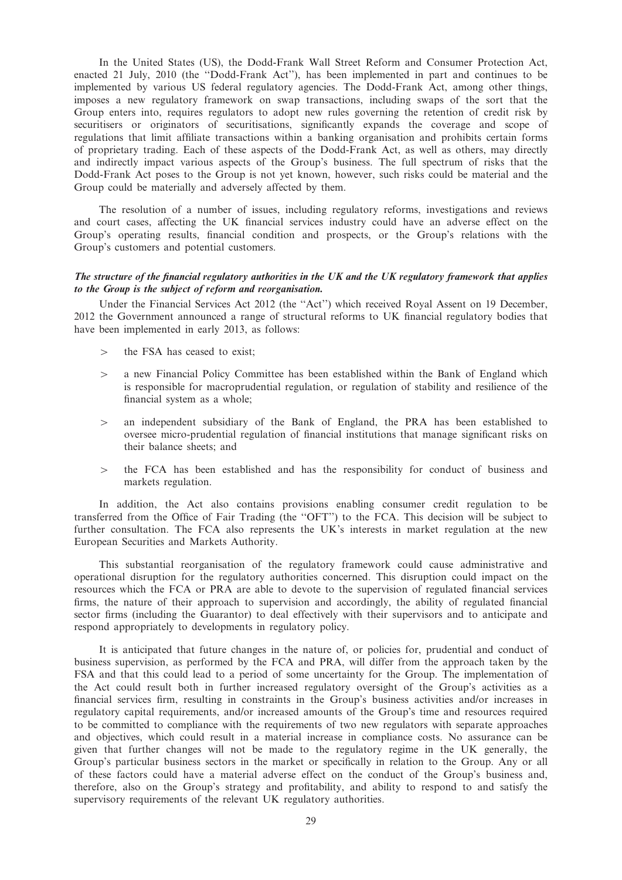In the United States (US), the Dodd-Frank Wall Street Reform and Consumer Protection Act, enacted 21 July, 2010 (the ''Dodd-Frank Act''), has been implemented in part and continues to be implemented by various US federal regulatory agencies. The Dodd-Frank Act, among other things, imposes a new regulatory framework on swap transactions, including swaps of the sort that the Group enters into, requires regulators to adopt new rules governing the retention of credit risk by securitisers or originators of securitisations, significantly expands the coverage and scope of regulations that limit affiliate transactions within a banking organisation and prohibits certain forms of proprietary trading. Each of these aspects of the Dodd-Frank Act, as well as others, may directly and indirectly impact various aspects of the Group's business. The full spectrum of risks that the Dodd-Frank Act poses to the Group is not yet known, however, such risks could be material and the Group could be materially and adversely affected by them.

The resolution of a number of issues, including regulatory reforms, investigations and reviews and court cases, affecting the UK financial services industry could have an adverse effect on the Group's operating results, financial condition and prospects, or the Group's relations with the Group's customers and potential customers.

***The structure of the financial regulatory authorities in the UK and the UK regulatory framework that applies to the Group is the subject of reform and reorganisation.***

Under the Financial Services Act 2012 (the ''Act'') which received Royal Assent on 19 December, 2012 the Government announced a range of structural reforms to UK financial regulatory bodies that have been implemented in early 2013, as follows:

> the FSA has ceased to exist;

> a new Financial Policy Committee has been established within the Bank of England which is responsible for macroprudential regulation, or regulation of stability and resilience of the financial system as a whole;

> an independent subsidiary of the Bank of England, the PRA has been established to oversee micro-prudential regulation of financial institutions that manage significant risks on their balance sheets; and

> the FCA has been established and has the responsibility for conduct of business and markets regulation.

In addition, the Act also contains provisions enabling consumer credit regulation to be transferred from the Office of Fair Trading (the ''OFT'') to the FCA. This decision will be subject to further consultation. The FCA also represents the UK's interests in market regulation at the new European Securities and Markets Authority.

This substantial reorganisation of the regulatory framework could cause administrative and operational disruption for the regulatory authorities concerned. This disruption could impact on the resources which the FCA or PRA are able to devote to the supervision of regulated financial services firms, the nature of their approach to supervision and accordingly, the ability of regulated financial sector firms (including the Guarantor) to deal effectively with their supervisors and to anticipate and respond appropriately to developments in regulatory policy.

It is anticipated that future changes in the nature of, or policies for, prudential and conduct of business supervision, as performed by the FCA and PRA, will differ from the approach taken by the FSA and that this could lead to a period of some uncertainty for the Group. The implementation of the Act could result both in further increased regulatory oversight of the Group's activities as a financial services firm, resulting in constraints in the Group's business activities and/or increases in regulatory capital requirements, and/or increased amounts of the Group's time and resources required to be committed to compliance with the requirements of two new regulators with separate approaches and objectives, which could result in a material increase in compliance costs. No assurance can be given that further changes will not be made to the regulatory regime in the UK generally, the Group's particular business sectors in the market or specifically in relation to the Group. Any or all of these factors could have a material adverse effect on the conduct of the Group's business and, therefore, also on the Group's strategy and profitability, and ability to respond to and satisfy the supervisory requirements of the relevant UK regulatory authorities.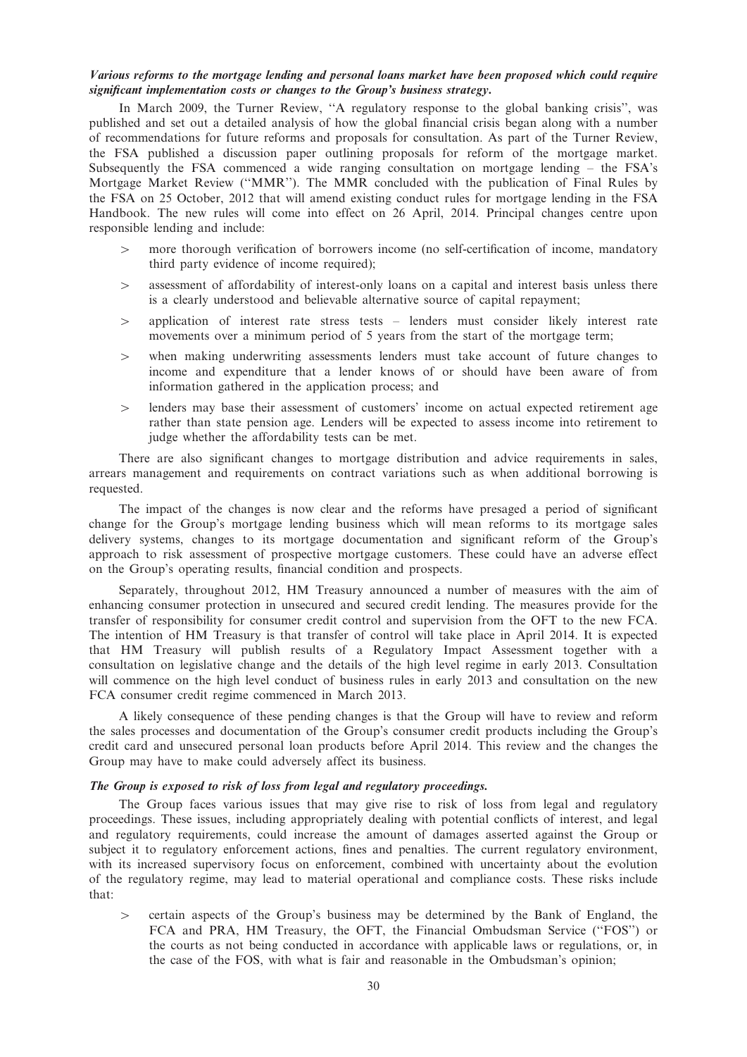***Various reforms to the mortgage lending and personal loans market have been proposed which could require significant implementation costs or changes to the Group's business strategy.***

In March 2009, the Turner Review, ''A regulatory response to the global banking crisis'', was published and set out a detailed analysis of how the global financial crisis began along with a number of recommendations for future reforms and proposals for consultation. As part of the Turner Review, the FSA published a discussion paper outlining proposals for reform of the mortgage market. Subsequently the FSA commenced a wide ranging consultation on mortgage lending – the FSA's Mortgage Market Review (''MMR''). The MMR concluded with the publication of Final Rules by the FSA on 25 October, 2012 that will amend existing conduct rules for mortgage lending in the FSA Handbook. The new rules will come into effect on 26 April, 2014. Principal changes centre upon responsible lending and include:

> more thorough verification of borrowers income (no self-certification of income, mandatory third party evidence of income required);

> assessment of affordability of interest-only loans on a capital and interest basis unless there is a clearly understood and believable alternative source of capital repayment;

> application of interest rate stress tests – lenders must consider likely interest rate movements over a minimum period of 5 years from the start of the mortgage term;

> when making underwriting assessments lenders must take account of future changes to income and expenditure that a lender knows of or should have been aware of from information gathered in the application process; and

> lenders may base their assessment of customers' income on actual expected retirement age rather than state pension age. Lenders will be expected to assess income into retirement to judge whether the affordability tests can be met.

There are also significant changes to mortgage distribution and advice requirements in sales, arrears management and requirements on contract variations such as when additional borrowing is requested.

The impact of the changes is now clear and the reforms have presaged a period of significant change for the Group's mortgage lending business which will mean reforms to its mortgage sales delivery systems, changes to its mortgage documentation and significant reform of the Group's approach to risk assessment of prospective mortgage customers. These could have an adverse effect on the Group's operating results, financial condition and prospects.

Separately, throughout 2012, HM Treasury announced a number of measures with the aim of enhancing consumer protection in unsecured and secured credit lending. The measures provide for the transfer of responsibility for consumer credit control and supervision from the OFT to the new FCA. The intention of HM Treasury is that transfer of control will take place in April 2014. It is expected that HM Treasury will publish results of a Regulatory Impact Assessment together with a consultation on legislative change and the details of the high level regime in early 2013. Consultation will commence on the high level conduct of business rules in early 2013 and consultation on the new FCA consumer credit regime commenced in March 2013.

A likely consequence of these pending changes is that the Group will have to review and reform the sales processes and documentation of the Group's consumer credit products including the Group's credit card and unsecured personal loan products before April 2014. This review and the changes the Group may have to make could adversely affect its business.

***The Group is exposed to risk of loss from legal and regulatory proceedings.***

The Group faces various issues that may give rise to risk of loss from legal and regulatory proceedings. These issues, including appropriately dealing with potential conflicts of interest, and legal and regulatory requirements, could increase the amount of damages asserted against the Group or subject it to regulatory enforcement actions, fines and penalties. The current regulatory environment, with its increased supervisory focus on enforcement, combined with uncertainty about the evolution of the regulatory regime, may lead to material operational and compliance costs. These risks include that:

> certain aspects of the Group's business may be determined by the Bank of England, the FCA and PRA, HM Treasury, the OFT, the Financial Ombudsman Service (''FOS'') or the courts as not being conducted in accordance with applicable laws or regulations, or, in the case of the FOS, with what is fair and reasonable in the Ombudsman's opinion;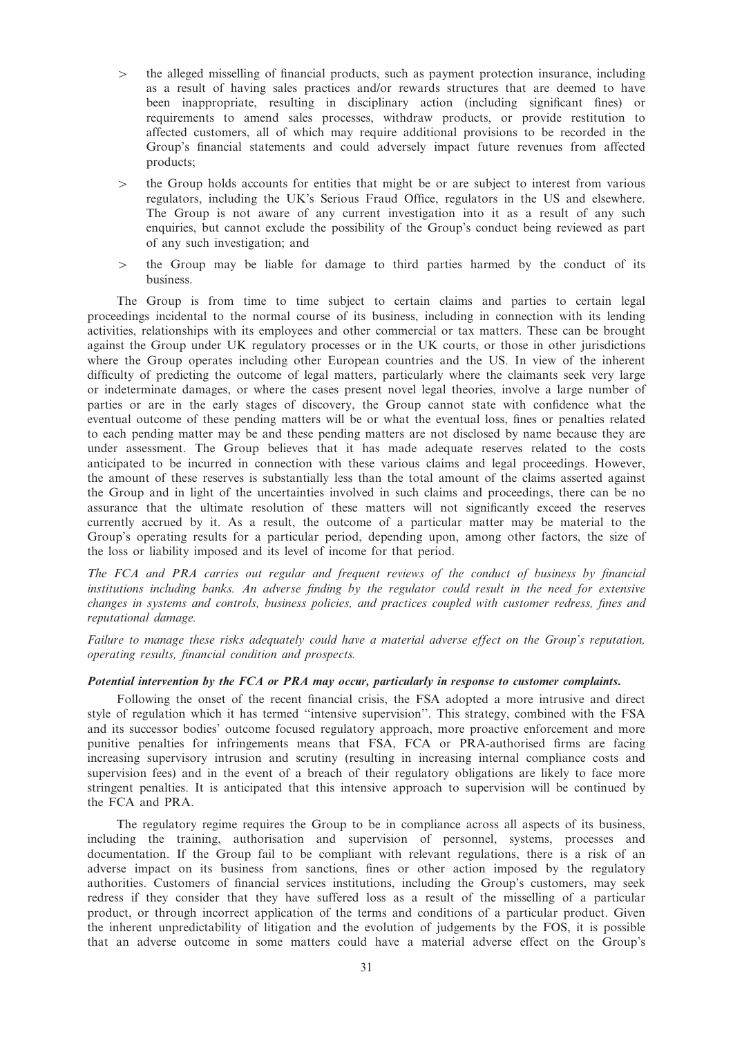- the alleged misselling of financial products, such as payment protection insurance, including as a result of having sales practices and/or rewards structures that are deemed to have been inappropriate, resulting in disciplinary action (including significant fines) or requirements to amend sales processes, withdraw products, or provide restitution to affected customers, all of which may require additional provisions to be recorded in the Group's financial statements and could adversely impact future revenues from affected products;
- the Group holds accounts for entities that might be or are subject to interest from various regulators, including the UK's Serious Fraud Office, regulators in the US and elsewhere. The Group is not aware of any current investigation into it as a result of any such enquiries, but cannot exclude the possibility of the Group's conduct being reviewed as part of any such investigation; and
- the Group may be liable for damage to third parties harmed by the conduct of its business.

The Group is from time to time subject to certain claims and parties to certain legal proceedings incidental to the normal course of its business, including in connection with its lending activities, relationships with its employees and other commercial or tax matters. These can be brought against the Group under UK regulatory processes or in the UK courts, or those in other jurisdictions where the Group operates including other European countries and the US. In view of the inherent difficulty of predicting the outcome of legal matters, particularly where the claimants seek very large or indeterminate damages, or where the cases present novel legal theories, involve a large number of parties or are in the early stages of discovery, the Group cannot state with confidence what the eventual outcome of these pending matters will be or what the eventual loss, fines or penalties related to each pending matter may be and these pending matters are not disclosed by name because they are under assessment. The Group believes that it has made adequate reserves related to the costs anticipated to be incurred in connection with these various claims and legal proceedings. However, the amount of these reserves is substantially less than the total amount of the claims asserted against the Group and in light of the uncertainties involved in such claims and proceedings, there can be no assurance that the ultimate resolution of these matters will not significantly exceed the reserves currently accrued by it. As a result, the outcome of a particular matter may be material to the Group's operating results for a particular period, depending upon, among other factors, the size of the loss or liability imposed and its level of income for that period.

*The FCA and PRA carries out regular and frequent reviews of the conduct of business by financial institutions including banks. An adverse finding by the regulator could result in the need for extensive changes in systems and controls, business policies, and practices coupled with customer redress, fines and reputational damage.*

*Failure to manage these risks adequately could have a material adverse effect on the Group's reputation, operating results, financial condition and prospects.*

***Potential intervention by the FCA or PRA may occur, particularly in response to customer complaints.***

Following the onset of the recent financial crisis, the FSA adopted a more intrusive and direct style of regulation which it has termed ''intensive supervision''. This strategy, combined with the FSA and its successor bodies' outcome focused regulatory approach, more proactive enforcement and more punitive penalties for infringements means that FSA, FCA or PRA-authorised firms are facing increasing supervisory intrusion and scrutiny (resulting in increasing internal compliance costs and supervision fees) and in the event of a breach of their regulatory obligations are likely to face more stringent penalties. It is anticipated that this intensive approach to supervision will be continued by the FCA and PRA.

The regulatory regime requires the Group to be in compliance across all aspects of its business, including the training, authorisation and supervision of personnel, systems, processes and documentation. If the Group fail to be compliant with relevant regulations, there is a risk of an adverse impact on its business from sanctions, fines or other action imposed by the regulatory authorities. Customers of financial services institutions, including the Group's customers, may seek redress if they consider that they have suffered loss as a result of the misselling of a particular product, or through incorrect application of the terms and conditions of a particular product. Given the inherent unpredictability of litigation and the evolution of judgements by the FOS, it is possible that an adverse outcome in some matters could have a material adverse effect on the Group's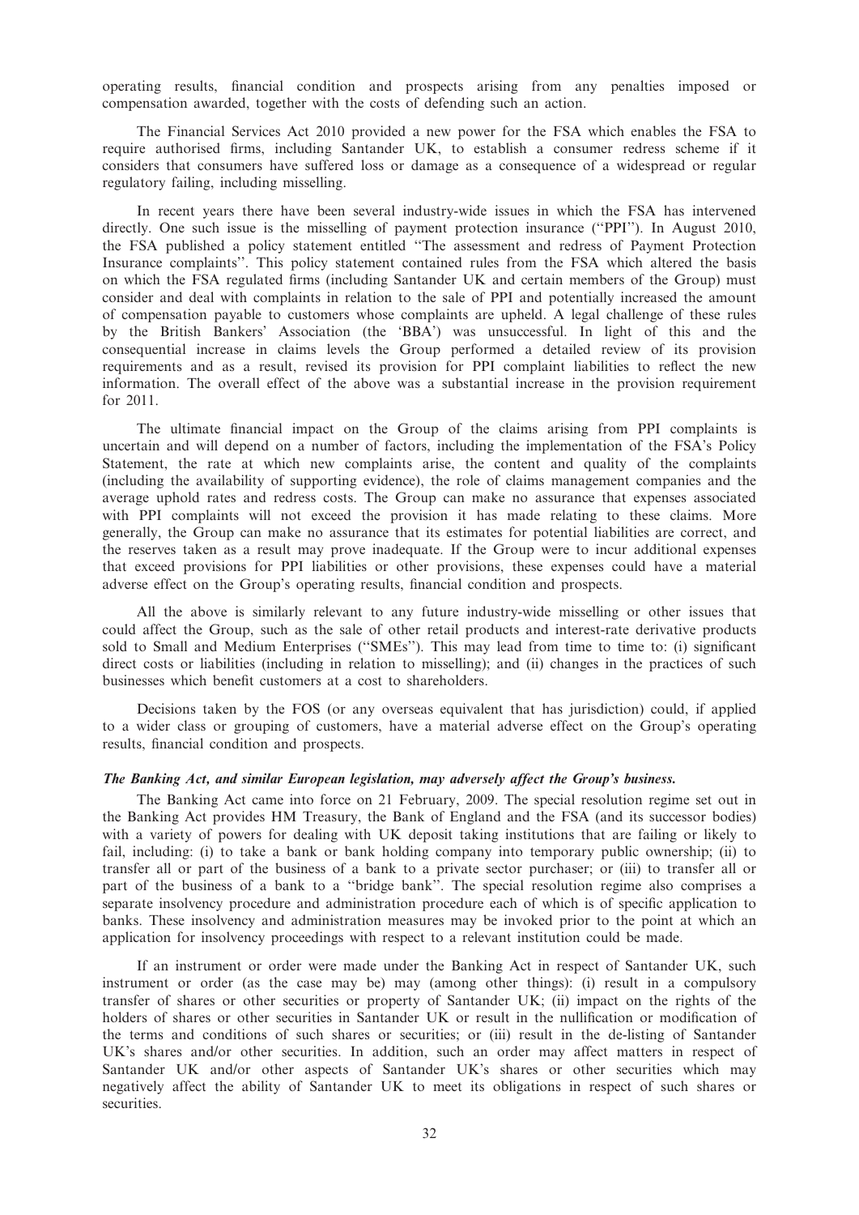operating results, financial condition and prospects arising from any penalties imposed or compensation awarded, together with the costs of defending such an action.

The Financial Services Act 2010 provided a new power for the FSA which enables the FSA to require authorised firms, including Santander UK, to establish a consumer redress scheme if it considers that consumers have suffered loss or damage as a consequence of a widespread or regular regulatory failing, including misselling.

In recent years there have been several industry-wide issues in which the FSA has intervened directly. One such issue is the misselling of payment protection insurance (''PPI''). In August 2010, the FSA published a policy statement entitled ''The assessment and redress of Payment Protection Insurance complaints''. This policy statement contained rules from the FSA which altered the basis on which the FSA regulated firms (including Santander UK and certain members of the Group) must consider and deal with complaints in relation to the sale of PPI and potentially increased the amount of compensation payable to customers whose complaints are upheld. A legal challenge of these rules by the British Bankers' Association (the 'BBA') was unsuccessful. In light of this and the consequential increase in claims levels the Group performed a detailed review of its provision requirements and as a result, revised its provision for PPI complaint liabilities to reflect the new information. The overall effect of the above was a substantial increase in the provision requirement for 2011.

The ultimate financial impact on the Group of the claims arising from PPI complaints is uncertain and will depend on a number of factors, including the implementation of the FSA's Policy Statement, the rate at which new complaints arise, the content and quality of the complaints (including the availability of supporting evidence), the role of claims management companies and the average uphold rates and redress costs. The Group can make no assurance that expenses associated with PPI complaints will not exceed the provision it has made relating to these claims. More generally, the Group can make no assurance that its estimates for potential liabilities are correct, and the reserves taken as a result may prove inadequate. If the Group were to incur additional expenses that exceed provisions for PPI liabilities or other provisions, these expenses could have a material adverse effect on the Group's operating results, financial condition and prospects.

All the above is similarly relevant to any future industry-wide misselling or other issues that could affect the Group, such as the sale of other retail products and interest-rate derivative products sold to Small and Medium Enterprises (''SMEs''). This may lead from time to time to: (i) significant direct costs or liabilities (including in relation to misselling); and (ii) changes in the practices of such businesses which benefit customers at a cost to shareholders.

Decisions taken by the FOS (or any overseas equivalent that has jurisdiction) could, if applied to a wider class or grouping of customers, have a material adverse effect on the Group's operating results, financial condition and prospects.

***The Banking Act, and similar European legislation, may adversely affect the Group's business.***

The Banking Act came into force on 21 February, 2009. The special resolution regime set out in the Banking Act provides HM Treasury, the Bank of England and the FSA (and its successor bodies) with a variety of powers for dealing with UK deposit taking institutions that are failing or likely to fail, including: (i) to take a bank or bank holding company into temporary public ownership; (ii) to transfer all or part of the business of a bank to a private sector purchaser; or (iii) to transfer all or part of the business of a bank to a ''bridge bank''. The special resolution regime also comprises a separate insolvency procedure and administration procedure each of which is of specific application to banks. These insolvency and administration measures may be invoked prior to the point at which an application for insolvency proceedings with respect to a relevant institution could be made.

If an instrument or order were made under the Banking Act in respect of Santander UK, such instrument or order (as the case may be) may (among other things): (i) result in a compulsory transfer of shares or other securities or property of Santander UK; (ii) impact on the rights of the holders of shares or other securities in Santander UK or result in the nullification or modification of the terms and conditions of such shares or securities; or (iii) result in the de-listing of Santander UK's shares and/or other securities. In addition, such an order may affect matters in respect of Santander UK and/or other aspects of Santander UK's shares or other securities which may negatively affect the ability of Santander UK to meet its obligations in respect of such shares or securities.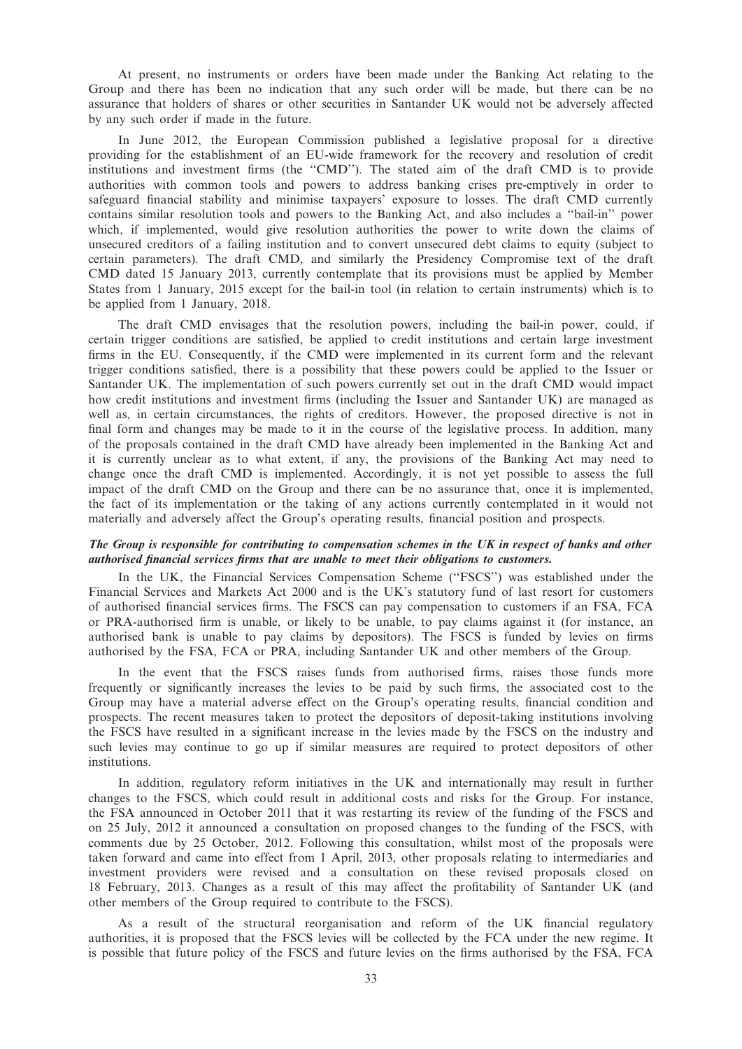At present, no instruments or orders have been made under the Banking Act relating to the Group and there has been no indication that any such order will be made, but there can be no assurance that holders of shares or other securities in Santander UK would not be adversely affected by any such order if made in the future.

In June 2012, the European Commission published a legislative proposal for a directive providing for the establishment of an EU-wide framework for the recovery and resolution of credit institutions and investment firms (the ''CMD''). The stated aim of the draft CMD is to provide authorities with common tools and powers to address banking crises pre-emptively in order to safeguard financial stability and minimise taxpayers' exposure to losses. The draft CMD currently contains similar resolution tools and powers to the Banking Act, and also includes a ''bail-in'' power which, if implemented, would give resolution authorities the power to write down the claims of unsecured creditors of a failing institution and to convert unsecured debt claims to equity (subject to certain parameters). The draft CMD, and similarly the Presidency Compromise text of the draft CMD dated 15 January 2013, currently contemplate that its provisions must be applied by Member States from 1 January, 2015 except for the bail-in tool (in relation to certain instruments) which is to be applied from 1 January, 2018.

The draft CMD envisages that the resolution powers, including the bail-in power, could, if certain trigger conditions are satisfied, be applied to credit institutions and certain large investment firms in the EU. Consequently, if the CMD were implemented in its current form and the relevant trigger conditions satisfied, there is a possibility that these powers could be applied to the Issuer or Santander UK. The implementation of such powers currently set out in the draft CMD would impact how credit institutions and investment firms (including the Issuer and Santander UK) are managed as well as, in certain circumstances, the rights of creditors. However, the proposed directive is not in final form and changes may be made to it in the course of the legislative process. In addition, many of the proposals contained in the draft CMD have already been implemented in the Banking Act and it is currently unclear as to what extent, if any, the provisions of the Banking Act may need to change once the draft CMD is implemented. Accordingly, it is not yet possible to assess the full impact of the draft CMD on the Group and there can be no assurance that, once it is implemented, the fact of its implementation or the taking of any actions currently contemplated in it would not materially and adversely affect the Group's operating results, financial position and prospects.

***The Group is responsible for contributing to compensation schemes in the UK in respect of banks and other authorised financial services firms that are unable to meet their obligations to customers.***

In the UK, the Financial Services Compensation Scheme (''FSCS'') was established under the Financial Services and Markets Act 2000 and is the UK's statutory fund of last resort for customers of authorised financial services firms. The FSCS can pay compensation to customers if an FSA, FCA or PRA-authorised firm is unable, or likely to be unable, to pay claims against it (for instance, an authorised bank is unable to pay claims by depositors). The FSCS is funded by levies on firms authorised by the FSA, FCA or PRA, including Santander UK and other members of the Group.

In the event that the FSCS raises funds from authorised firms, raises those funds more frequently or significantly increases the levies to be paid by such firms, the associated cost to the Group may have a material adverse effect on the Group's operating results, financial condition and prospects. The recent measures taken to protect the depositors of deposit-taking institutions involving the FSCS have resulted in a significant increase in the levies made by the FSCS on the industry and such levies may continue to go up if similar measures are required to protect depositors of other institutions.

In addition, regulatory reform initiatives in the UK and internationally may result in further changes to the FSCS, which could result in additional costs and risks for the Group. For instance, the FSA announced in October 2011 that it was restarting its review of the funding of the FSCS and on 25 July, 2012 it announced a consultation on proposed changes to the funding of the FSCS, with comments due by 25 October, 2012. Following this consultation, whilst most of the proposals were taken forward and came into effect from 1 April, 2013, other proposals relating to intermediaries and investment providers were revised and a consultation on these revised proposals closed on 18 February, 2013. Changes as a result of this may affect the profitability of Santander UK (and other members of the Group required to contribute to the FSCS).

As a result of the structural reorganisation and reform of the UK financial regulatory authorities, it is proposed that the FSCS levies will be collected by the FCA under the new regime. It is possible that future policy of the FSCS and future levies on the firms authorised by the FSA, FCA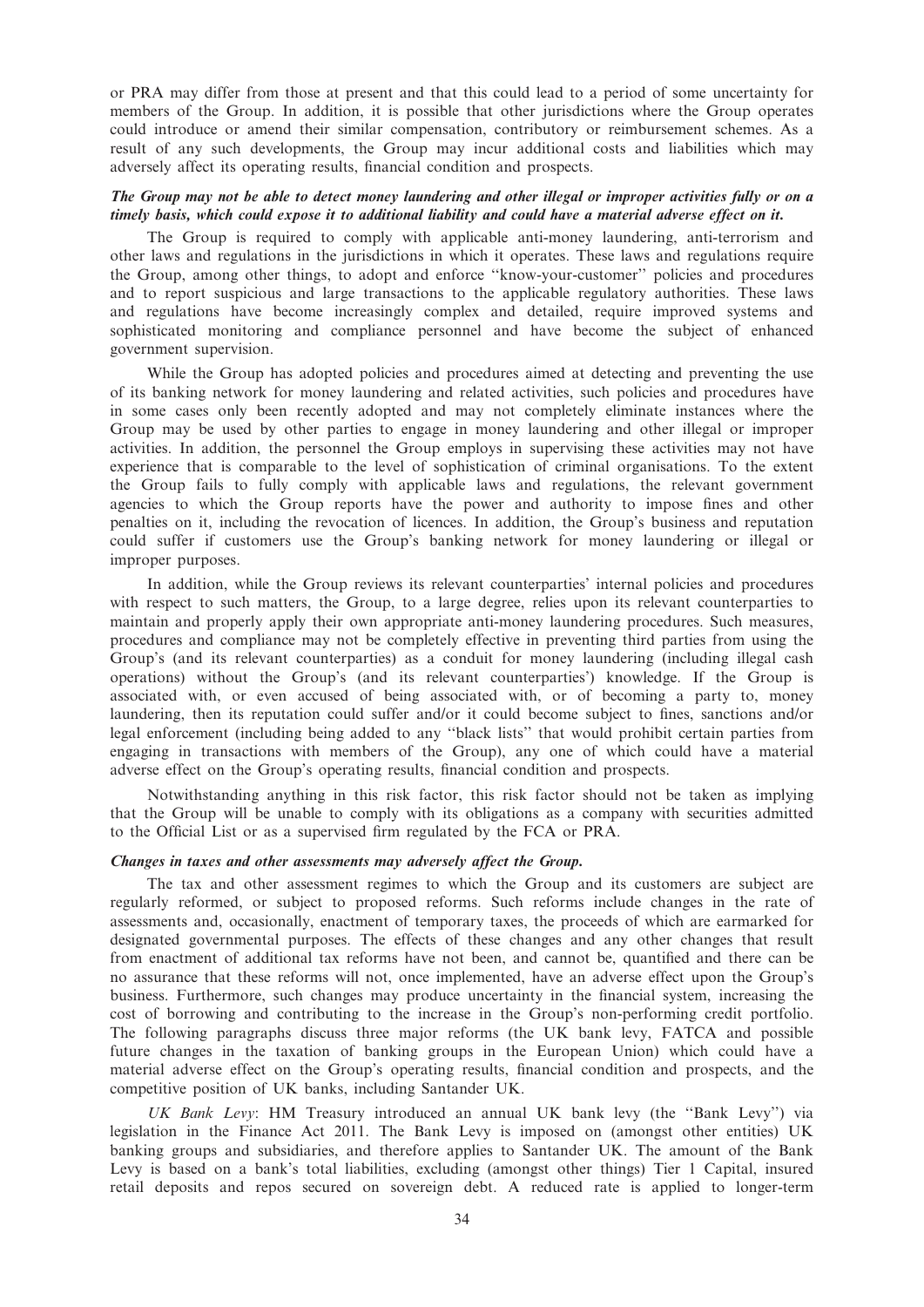or PRA may differ from those at present and that this could lead to a period of some uncertainty for members of the Group. In addition, it is possible that other jurisdictions where the Group operates could introduce or amend their similar compensation, contributory or reimbursement schemes. As a result of any such developments, the Group may incur additional costs and liabilities which may adversely affect its operating results, financial condition and prospects.

***The Group may not be able to detect money laundering and other illegal or improper activities fully or on a timely basis, which could expose it to additional liability and could have a material adverse effect on it.***

The Group is required to comply with applicable anti-money laundering, anti-terrorism and other laws and regulations in the jurisdictions in which it operates. These laws and regulations require the Group, among other things, to adopt and enforce ''know-your-customer'' policies and procedures and to report suspicious and large transactions to the applicable regulatory authorities. These laws and regulations have become increasingly complex and detailed, require improved systems and sophisticated monitoring and compliance personnel and have become the subject of enhanced government supervision.

While the Group has adopted policies and procedures aimed at detecting and preventing the use of its banking network for money laundering and related activities, such policies and procedures have in some cases only been recently adopted and may not completely eliminate instances where the Group may be used by other parties to engage in money laundering and other illegal or improper activities. In addition, the personnel the Group employs in supervising these activities may not have experience that is comparable to the level of sophistication of criminal organisations. To the extent the Group fails to fully comply with applicable laws and regulations, the relevant government agencies to which the Group reports have the power and authority to impose fines and other penalties on it, including the revocation of licences. In addition, the Group's business and reputation could suffer if customers use the Group's banking network for money laundering or illegal or improper purposes.

In addition, while the Group reviews its relevant counterparties' internal policies and procedures with respect to such matters, the Group, to a large degree, relies upon its relevant counterparties to maintain and properly apply their own appropriate anti-money laundering procedures. Such measures, procedures and compliance may not be completely effective in preventing third parties from using the Group's (and its relevant counterparties) as a conduit for money laundering (including illegal cash operations) without the Group's (and its relevant counterparties') knowledge. If the Group is associated with, or even accused of being associated with, or of becoming a party to, money laundering, then its reputation could suffer and/or it could become subject to fines, sanctions and/or legal enforcement (including being added to any ''black lists'' that would prohibit certain parties from engaging in transactions with members of the Group), any one of which could have a material adverse effect on the Group's operating results, financial condition and prospects.

Notwithstanding anything in this risk factor, this risk factor should not be taken as implying that the Group will be unable to comply with its obligations as a company with securities admitted to the Official List or as a supervised firm regulated by the FCA or PRA.

***Changes in taxes and other assessments may adversely affect the Group.***

The tax and other assessment regimes to which the Group and its customers are subject are regularly reformed, or subject to proposed reforms. Such reforms include changes in the rate of assessments and, occasionally, enactment of temporary taxes, the proceeds of which are earmarked for designated governmental purposes. The effects of these changes and any other changes that result from enactment of additional tax reforms have not been, and cannot be, quantified and there can be no assurance that these reforms will not, once implemented, have an adverse effect upon the Group's business. Furthermore, such changes may produce uncertainty in the financial system, increasing the cost of borrowing and contributing to the increase in the Group's non-performing credit portfolio. The following paragraphs discuss three major reforms (the UK bank levy, FATCA and possible future changes in the taxation of banking groups in the European Union) which could have a material adverse effect on the Group's operating results, financial condition and prospects, and the competitive position of UK banks, including Santander UK.

*UK Bank Levy*: HM Treasury introduced an annual UK bank levy (the ''Bank Levy'') via legislation in the Finance Act 2011. The Bank Levy is imposed on (amongst other entities) UK banking groups and subsidiaries, and therefore applies to Santander UK. The amount of the Bank Levy is based on a bank's total liabilities, excluding (amongst other things) Tier 1 Capital, insured retail deposits and repos secured on sovereign debt. A reduced rate is applied to longer-term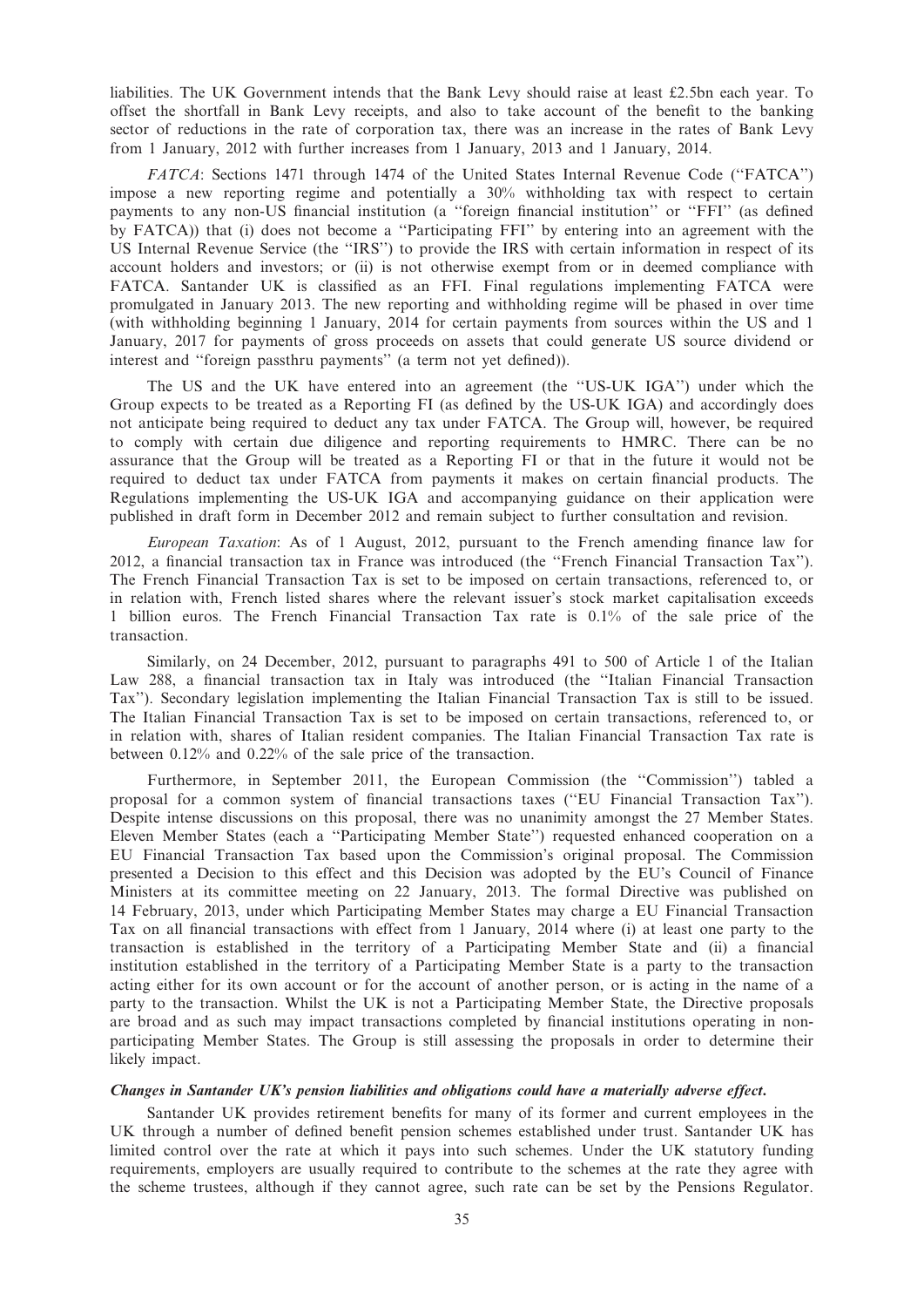liabilities. The UK Government intends that the Bank Levy should raise at least £2.5bn each year. To offset the shortfall in Bank Levy receipts, and also to take account of the benefit to the banking sector of reductions in the rate of corporation tax, there was an increase in the rates of Bank Levy from 1 January, 2012 with further increases from 1 January, 2013 and 1 January, 2014.

*FATCA*: Sections 1471 through 1474 of the United States Internal Revenue Code (''FATCA'') impose a new reporting regime and potentially a 30% withholding tax with respect to certain payments to any non-US financial institution (a ''foreign financial institution'' or ''FFI'' (as defined by FATCA)) that (i) does not become a ''Participating FFI'' by entering into an agreement with the US Internal Revenue Service (the ''IRS'') to provide the IRS with certain information in respect of its account holders and investors; or (ii) is not otherwise exempt from or in deemed compliance with FATCA. Santander UK is classified as an FFI. Final regulations implementing FATCA were promulgated in January 2013. The new reporting and withholding regime will be phased in over time (with withholding beginning 1 January, 2014 for certain payments from sources within the US and 1 January, 2017 for payments of gross proceeds on assets that could generate US source dividend or interest and ''foreign passthru payments'' (a term not yet defined)).

The US and the UK have entered into an agreement (the ''US-UK IGA'') under which the Group expects to be treated as a Reporting FI (as defined by the US-UK IGA) and accordingly does not anticipate being required to deduct any tax under FATCA. The Group will, however, be required to comply with certain due diligence and reporting requirements to HMRC. There can be no assurance that the Group will be treated as a Reporting FI or that in the future it would not be required to deduct tax under FATCA from payments it makes on certain financial products. The Regulations implementing the US-UK IGA and accompanying guidance on their application were published in draft form in December 2012 and remain subject to further consultation and revision.

*European Taxation*: As of 1 August, 2012, pursuant to the French amending finance law for 2012, a financial transaction tax in France was introduced (the ''French Financial Transaction Tax''). The French Financial Transaction Tax is set to be imposed on certain transactions, referenced to, or in relation with, French listed shares where the relevant issuer's stock market capitalisation exceeds 1 billion euros. The French Financial Transaction Tax rate is 0.1% of the sale price of the transaction.

Similarly, on 24 December, 2012, pursuant to paragraphs 491 to 500 of Article 1 of the Italian Law 288, a financial transaction tax in Italy was introduced (the ''Italian Financial Transaction Tax''). Secondary legislation implementing the Italian Financial Transaction Tax is still to be issued. The Italian Financial Transaction Tax is set to be imposed on certain transactions, referenced to, or in relation with, shares of Italian resident companies. The Italian Financial Transaction Tax rate is between 0.12% and 0.22% of the sale price of the transaction.

Furthermore, in September 2011, the European Commission (the ''Commission'') tabled a proposal for a common system of financial transactions taxes (''EU Financial Transaction Tax''). Despite intense discussions on this proposal, there was no unanimity amongst the 27 Member States. Eleven Member States (each a ''Participating Member State'') requested enhanced cooperation on a EU Financial Transaction Tax based upon the Commission's original proposal. The Commission presented a Decision to this effect and this Decision was adopted by the EU's Council of Finance Ministers at its committee meeting on 22 January, 2013. The formal Directive was published on 14 February, 2013, under which Participating Member States may charge a EU Financial Transaction Tax on all financial transactions with effect from 1 January, 2014 where (i) at least one party to the transaction is established in the territory of a Participating Member State and (ii) a financial institution established in the territory of a Participating Member State is a party to the transaction acting either for its own account or for the account of another person, or is acting in the name of a party to the transaction. Whilst the UK is not a Participating Member State, the Directive proposals are broad and as such may impact transactions completed by financial institutions operating in non-participating Member States. The Group is still assessing the proposals in order to determine their likely impact.

***Changes in Santander UK's pension liabilities and obligations could have a materially adverse effect.***

Santander UK provides retirement benefits for many of its former and current employees in the UK through a number of defined benefit pension schemes established under trust. Santander UK has limited control over the rate at which it pays into such schemes. Under the UK statutory funding requirements, employers are usually required to contribute to the schemes at the rate they agree with the scheme trustees, although if they cannot agree, such rate can be set by the Pensions Regulator.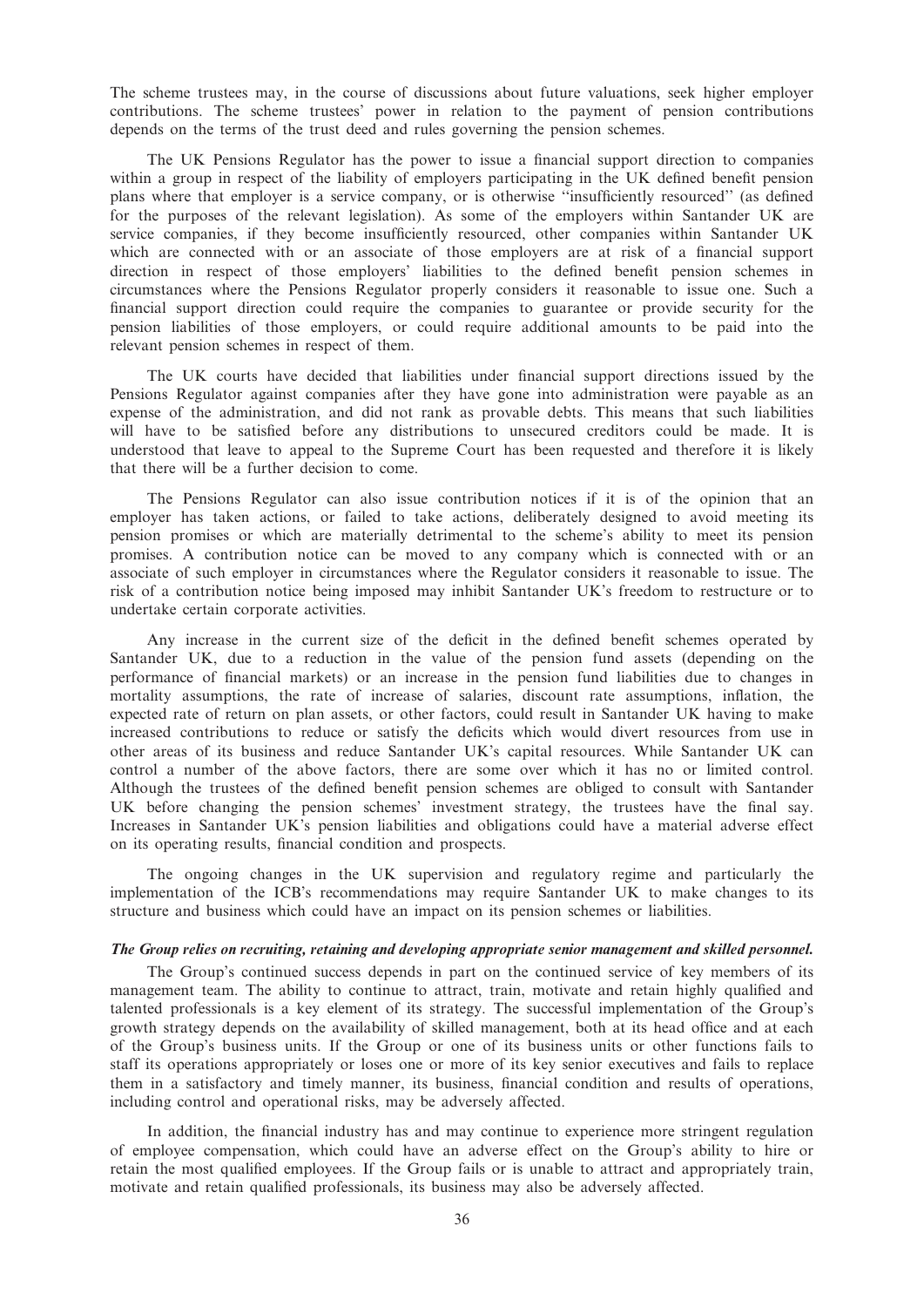The scheme trustees may, in the course of discussions about future valuations, seek higher employer contributions. The scheme trustees' power in relation to the payment of pension contributions depends on the terms of the trust deed and rules governing the pension schemes.

The UK Pensions Regulator has the power to issue a financial support direction to companies within a group in respect of the liability of employers participating in the UK defined benefit pension plans where that employer is a service company, or is otherwise ''insufficiently resourced'' (as defined for the purposes of the relevant legislation). As some of the employers within Santander UK are service companies, if they become insufficiently resourced, other companies within Santander UK which are connected with or an associate of those employers are at risk of a financial support direction in respect of those employers' liabilities to the defined benefit pension schemes in circumstances where the Pensions Regulator properly considers it reasonable to issue one. Such a financial support direction could require the companies to guarantee or provide security for the pension liabilities of those employers, or could require additional amounts to be paid into the relevant pension schemes in respect of them.

The UK courts have decided that liabilities under financial support directions issued by the Pensions Regulator against companies after they have gone into administration were payable as an expense of the administration, and did not rank as provable debts. This means that such liabilities will have to be satisfied before any distributions to unsecured creditors could be made. It is understood that leave to appeal to the Supreme Court has been requested and therefore it is likely that there will be a further decision to come.

The Pensions Regulator can also issue contribution notices if it is of the opinion that an employer has taken actions, or failed to take actions, deliberately designed to avoid meeting its pension promises or which are materially detrimental to the scheme's ability to meet its pension promises. A contribution notice can be moved to any company which is connected with or an associate of such employer in circumstances where the Regulator considers it reasonable to issue. The risk of a contribution notice being imposed may inhibit Santander UK's freedom to restructure or to undertake certain corporate activities.

Any increase in the current size of the deficit in the defined benefit schemes operated by Santander UK, due to a reduction in the value of the pension fund assets (depending on the performance of financial markets) or an increase in the pension fund liabilities due to changes in mortality assumptions, the rate of increase of salaries, discount rate assumptions, inflation, the expected rate of return on plan assets, or other factors, could result in Santander UK having to make increased contributions to reduce or satisfy the deficits which would divert resources from use in other areas of its business and reduce Santander UK's capital resources. While Santander UK can control a number of the above factors, there are some over which it has no or limited control. Although the trustees of the defined benefit pension schemes are obliged to consult with Santander UK before changing the pension schemes' investment strategy, the trustees have the final say. Increases in Santander UK's pension liabilities and obligations could have a material adverse effect on its operating results, financial condition and prospects.

The ongoing changes in the UK supervision and regulatory regime and particularly the implementation of the ICB's recommendations may require Santander UK to make changes to its structure and business which could have an impact on its pension schemes or liabilities.

***The Group relies on recruiting, retaining and developing appropriate senior management and skilled personnel.***

The Group's continued success depends in part on the continued service of key members of its management team. The ability to continue to attract, train, motivate and retain highly qualified and talented professionals is a key element of its strategy. The successful implementation of the Group's growth strategy depends on the availability of skilled management, both at its head office and at each of the Group's business units. If the Group or one of its business units or other functions fails to staff its operations appropriately or loses one or more of its key senior executives and fails to replace them in a satisfactory and timely manner, its business, financial condition and results of operations, including control and operational risks, may be adversely affected.

In addition, the financial industry has and may continue to experience more stringent regulation of employee compensation, which could have an adverse effect on the Group's ability to hire or retain the most qualified employees. If the Group fails or is unable to attract and appropriately train, motivate and retain qualified professionals, its business may also be adversely affected.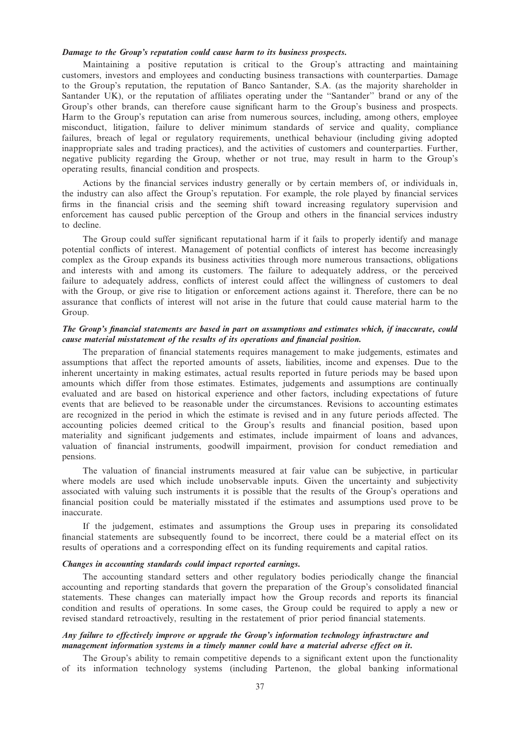***Damage to the Group's reputation could cause harm to its business prospects.***

Maintaining a positive reputation is critical to the Group's attracting and maintaining customers, investors and employees and conducting business transactions with counterparties. Damage to the Group's reputation, the reputation of Banco Santander, S.A. (as the majority shareholder in Santander UK), or the reputation of affiliates operating under the ''Santander'' brand or any of the Group's other brands, can therefore cause significant harm to the Group's business and prospects. Harm to the Group's reputation can arise from numerous sources, including, among others, employee misconduct, litigation, failure to deliver minimum standards of service and quality, compliance failures, breach of legal or regulatory requirements, unethical behaviour (including giving adopted inappropriate sales and trading practices), and the activities of customers and counterparties. Further, negative publicity regarding the Group, whether or not true, may result in harm to the Group's operating results, financial condition and prospects.

Actions by the financial services industry generally or by certain members of, or individuals in, the industry can also affect the Group's reputation. For example, the role played by financial services firms in the financial crisis and the seeming shift toward increasing regulatory supervision and enforcement has caused public perception of the Group and others in the financial services industry to decline.

The Group could suffer significant reputational harm if it fails to properly identify and manage potential conflicts of interest. Management of potential conflicts of interest has become increasingly complex as the Group expands its business activities through more numerous transactions, obligations and interests with and among its customers. The failure to adequately address, or the perceived failure to adequately address, conflicts of interest could affect the willingness of customers to deal with the Group, or give rise to litigation or enforcement actions against it. Therefore, there can be no assurance that conflicts of interest will not arise in the future that could cause material harm to the Group.

***The Group's financial statements are based in part on assumptions and estimates which, if inaccurate, could cause material misstatement of the results of its operations and financial position.***

The preparation of financial statements requires management to make judgements, estimates and assumptions that affect the reported amounts of assets, liabilities, income and expenses. Due to the inherent uncertainty in making estimates, actual results reported in future periods may be based upon amounts which differ from those estimates. Estimates, judgements and assumptions are continually evaluated and are based on historical experience and other factors, including expectations of future events that are believed to be reasonable under the circumstances. Revisions to accounting estimates are recognized in the period in which the estimate is revised and in any future periods affected. The accounting policies deemed critical to the Group's results and financial position, based upon materiality and significant judgements and estimates, include impairment of loans and advances, valuation of financial instruments, goodwill impairment, provision for conduct remediation and pensions.

The valuation of financial instruments measured at fair value can be subjective, in particular where models are used which include unobservable inputs. Given the uncertainty and subjectivity associated with valuing such instruments it is possible that the results of the Group's operations and financial position could be materially misstated if the estimates and assumptions used prove to be inaccurate.

If the judgement, estimates and assumptions the Group uses in preparing its consolidated financial statements are subsequently found to be incorrect, there could be a material effect on its results of operations and a corresponding effect on its funding requirements and capital ratios.

***Changes in accounting standards could impact reported earnings.***

The accounting standard setters and other regulatory bodies periodically change the financial accounting and reporting standards that govern the preparation of the Group's consolidated financial statements. These changes can materially impact how the Group records and reports its financial condition and results of operations. In some cases, the Group could be required to apply a new or revised standard retroactively, resulting in the restatement of prior period financial statements.

***Any failure to effectively improve or upgrade the Group's information technology infrastructure and management information systems in a timely manner could have a material adverse effect on it.***

The Group's ability to remain competitive depends to a significant extent upon the functionality of its information technology systems (including Partenon, the global banking informational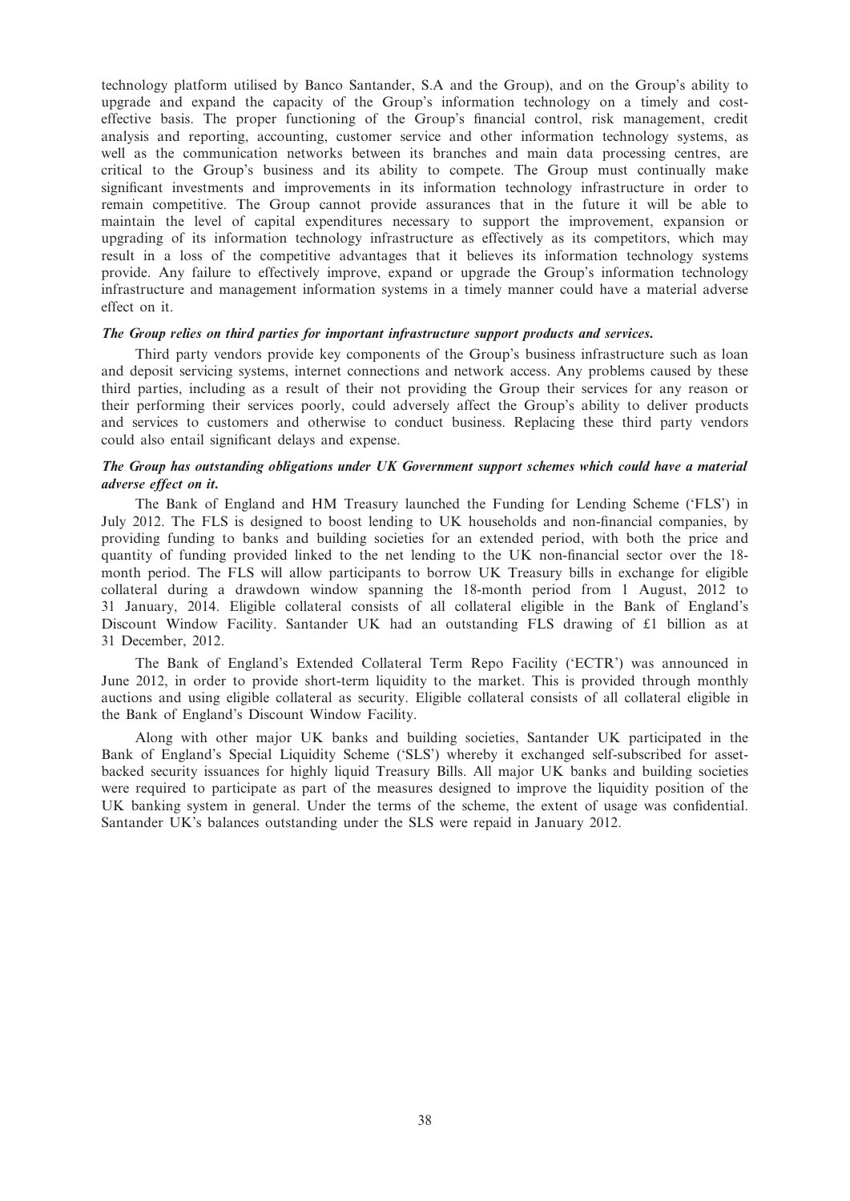technology platform utilised by Banco Santander, S.A and the Group), and on the Group's ability to upgrade and expand the capacity of the Group's information technology on a timely and cost-effective basis. The proper functioning of the Group's financial control, risk management, credit analysis and reporting, accounting, customer service and other information technology systems, as well as the communication networks between its branches and main data processing centres, are critical to the Group's business and its ability to compete. The Group must continually make significant investments and improvements in its information technology infrastructure in order to remain competitive. The Group cannot provide assurances that in the future it will be able to maintain the level of capital expenditures necessary to support the improvement, expansion or upgrading of its information technology infrastructure as effectively as its competitors, which may result in a loss of the competitive advantages that it believes its information technology systems provide. Any failure to effectively improve, expand or upgrade the Group's information technology infrastructure and management information systems in a timely manner could have a material adverse effect on it.

***The Group relies on third parties for important infrastructure support products and services.***

Third party vendors provide key components of the Group's business infrastructure such as loan and deposit servicing systems, internet connections and network access. Any problems caused by these third parties, including as a result of their not providing the Group their services for any reason or their performing their services poorly, could adversely affect the Group's ability to deliver products and services to customers and otherwise to conduct business. Replacing these third party vendors could also entail significant delays and expense.

***The Group has outstanding obligations under UK Government support schemes which could have a material adverse effect on it.***

The Bank of England and HM Treasury launched the Funding for Lending Scheme ('FLS') in July 2012. The FLS is designed to boost lending to UK households and non-financial companies, by providing funding to banks and building societies for an extended period, with both the price and quantity of funding provided linked to the net lending to the UK non-financial sector over the 18-month period. The FLS will allow participants to borrow UK Treasury bills in exchange for eligible collateral during a drawdown window spanning the 18-month period from 1 August, 2012 to 31 January, 2014. Eligible collateral consists of all collateral eligible in the Bank of England's Discount Window Facility. Santander UK had an outstanding FLS drawing of £1 billion as at 31 December, 2012.

The Bank of England's Extended Collateral Term Repo Facility ('ECTR') was announced in June 2012, in order to provide short-term liquidity to the market. This is provided through monthly auctions and using eligible collateral as security. Eligible collateral consists of all collateral eligible in the Bank of England's Discount Window Facility.

Along with other major UK banks and building societies, Santander UK participated in the Bank of England's Special Liquidity Scheme ('SLS') whereby it exchanged self-subscribed for asset-backed security issuances for highly liquid Treasury Bills. All major UK banks and building societies were required to participate as part of the measures designed to improve the liquidity position of the UK banking system in general. Under the terms of the scheme, the extent of usage was confidential. Santander UK's balances outstanding under the SLS were repaid in January 2012.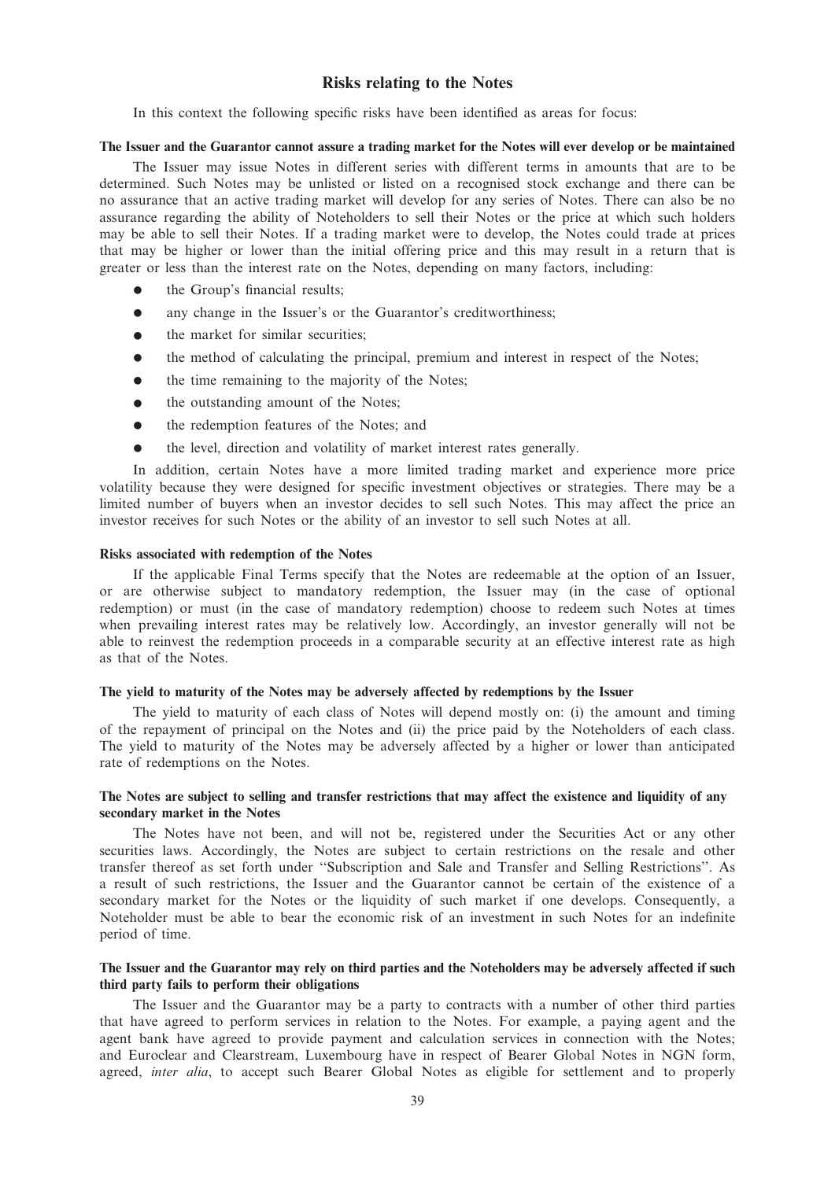## Risks relating to the Notes

In this context the following specific risks have been identified as areas for focus:

**The Issuer and the Guarantor cannot assure a trading market for the Notes will ever develop or be maintained**

The Issuer may issue Notes in different series with different terms in amounts that are to be determined. Such Notes may be unlisted or listed on a recognised stock exchange and there can be no assurance that an active trading market will develop for any series of Notes. There can also be no assurance regarding the ability of Noteholders to sell their Notes or the price at which such holders may be able to sell their Notes. If a trading market were to develop, the Notes could trade at prices that may be higher or lower than the initial offering price and this may result in a return that is greater or less than the interest rate on the Notes, depending on many factors, including:

- the Group's financial results;
- any change in the Issuer's or the Guarantor's creditworthiness;
- the market for similar securities;
- the method of calculating the principal, premium and interest in respect of the Notes;
- the time remaining to the majority of the Notes;
- the outstanding amount of the Notes;
- the redemption features of the Notes; and
- the level, direction and volatility of market interest rates generally.

In addition, certain Notes have a more limited trading market and experience more price volatility because they were designed for specific investment objectives or strategies. There may be a limited number of buyers when an investor decides to sell such Notes. This may affect the price an investor receives for such Notes or the ability of an investor to sell such Notes at all.

**Risks associated with redemption of the Notes**

If the applicable Final Terms specify that the Notes are redeemable at the option of an Issuer, or are otherwise subject to mandatory redemption, the Issuer may (in the case of optional redemption) or must (in the case of mandatory redemption) choose to redeem such Notes at times when prevailing interest rates may be relatively low. Accordingly, an investor generally will not be able to reinvest the redemption proceeds in a comparable security at an effective interest rate as high as that of the Notes.

**The yield to maturity of the Notes may be adversely affected by redemptions by the Issuer**

The yield to maturity of each class of Notes will depend mostly on: (i) the amount and timing of the repayment of principal on the Notes and (ii) the price paid by the Noteholders of each class. The yield to maturity of the Notes may be adversely affected by a higher or lower than anticipated rate of redemptions on the Notes.

**The Notes are subject to selling and transfer restrictions that may affect the existence and liquidity of any secondary market in the Notes**

The Notes have not been, and will not be, registered under the Securities Act or any other securities laws. Accordingly, the Notes are subject to certain restrictions on the resale and other transfer thereof as set forth under "Subscription and Sale and Transfer and Selling Restrictions". As a result of such restrictions, the Issuer and the Guarantor cannot be certain of the existence of a secondary market for the Notes or the liquidity of such market if one develops. Consequently, a Noteholder must be able to bear the economic risk of an investment in such Notes for an indefinite period of time.

**The Issuer and the Guarantor may rely on third parties and the Noteholders may be adversely affected if such third party fails to perform their obligations**

The Issuer and the Guarantor may be a party to contracts with a number of other third parties that have agreed to perform services in relation to the Notes. For example, a paying agent and the agent bank have agreed to provide payment and calculation services in connection with the Notes; and Euroclear and Clearstream, Luxembourg have in respect of Bearer Global Notes in NGN form, agreed, *inter alia*, to accept such Bearer Global Notes as eligible for settlement and to properly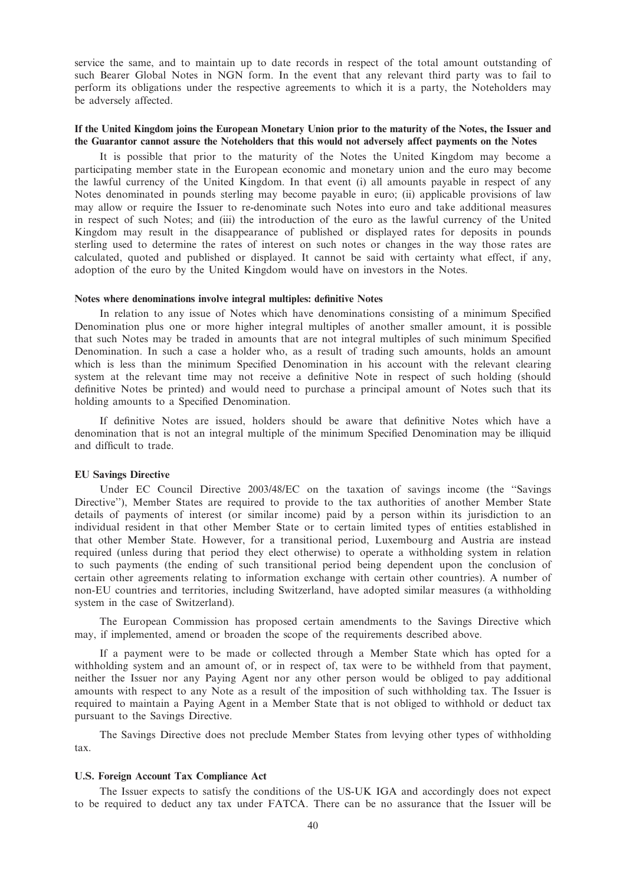service the same, and to maintain up to date records in respect of the total amount outstanding of such Bearer Global Notes in NGN form. In the event that any relevant third party was to fail to perform its obligations under the respective agreements to which it is a party, the Noteholders may be adversely affected.

**If the United Kingdom joins the European Monetary Union prior to the maturity of the Notes, the Issuer and the Guarantor cannot assure the Noteholders that this would not adversely affect payments on the Notes**

It is possible that prior to the maturity of the Notes the United Kingdom may become a participating member state in the European economic and monetary union and the euro may become the lawful currency of the United Kingdom. In that event (i) all amounts payable in respect of any Notes denominated in pounds sterling may become payable in euro; (ii) applicable provisions of law may allow or require the Issuer to re-denominate such Notes into euro and take additional measures in respect of such Notes; and (iii) the introduction of the euro as the lawful currency of the United Kingdom may result in the disappearance of published or displayed rates for deposits in pounds sterling used to determine the rates of interest on such notes or changes in the way those rates are calculated, quoted and published or displayed. It cannot be said with certainty what effect, if any, adoption of the euro by the United Kingdom would have on investors in the Notes.

**Notes where denominations involve integral multiples: definitive Notes**

In relation to any issue of Notes which have denominations consisting of a minimum Specified Denomination plus one or more higher integral multiples of another smaller amount, it is possible that such Notes may be traded in amounts that are not integral multiples of such minimum Specified Denomination. In such a case a holder who, as a result of trading such amounts, holds an amount which is less than the minimum Specified Denomination in his account with the relevant clearing system at the relevant time may not receive a definitive Note in respect of such holding (should definitive Notes be printed) and would need to purchase a principal amount of Notes such that its holding amounts to a Specified Denomination.

If definitive Notes are issued, holders should be aware that definitive Notes which have a denomination that is not an integral multiple of the minimum Specified Denomination may be illiquid and difficult to trade.

**EU Savings Directive**

Under EC Council Directive 2003/48/EC on the taxation of savings income (the "Savings Directive"), Member States are required to provide to the tax authorities of another Member State details of payments of interest (or similar income) paid by a person within its jurisdiction to an individual resident in that other Member State or to certain limited types of entities established in that other Member State. However, for a transitional period, Luxembourg and Austria are instead required (unless during that period they elect otherwise) to operate a withholding system in relation to such payments (the ending of such transitional period being dependent upon the conclusion of certain other agreements relating to information exchange with certain other countries). A number of non-EU countries and territories, including Switzerland, have adopted similar measures (a withholding system in the case of Switzerland).

The European Commission has proposed certain amendments to the Savings Directive which may, if implemented, amend or broaden the scope of the requirements described above.

If a payment were to be made or collected through a Member State which has opted for a withholding system and an amount of, or in respect of, tax were to be withheld from that payment, neither the Issuer nor any Paying Agent nor any other person would be obliged to pay additional amounts with respect to any Note as a result of the imposition of such withholding tax. The Issuer is required to maintain a Paying Agent in a Member State that is not obliged to withhold or deduct tax pursuant to the Savings Directive.

The Savings Directive does not preclude Member States from levying other types of withholding tax.

**U.S. Foreign Account Tax Compliance Act**

The Issuer expects to satisfy the conditions of the US-UK IGA and accordingly does not expect to be required to deduct any tax under FATCA. There can be no assurance that the Issuer will be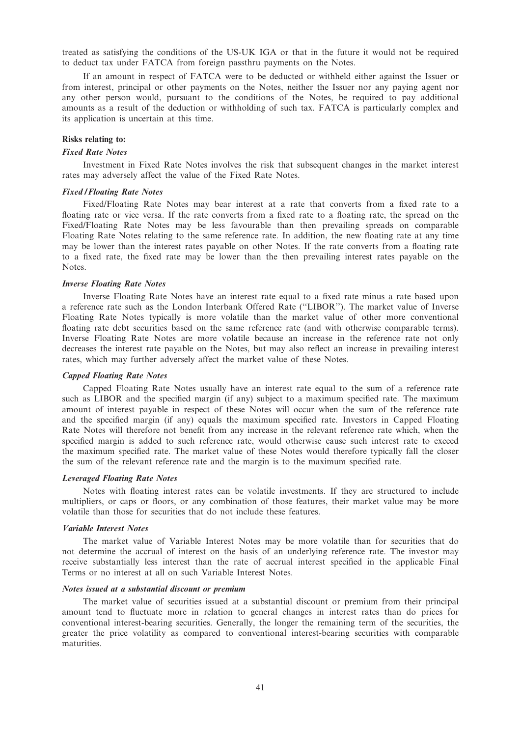treated as satisfying the conditions of the US-UK IGA or that in the future it would not be required to deduct tax under FATCA from foreign passthru payments on the Notes.

If an amount in respect of FATCA were to be deducted or withheld either against the Issuer or from interest, principal or other payments on the Notes, neither the Issuer nor any paying agent nor any other person would, pursuant to the conditions of the Notes, be required to pay additional amounts as a result of the deduction or withholding of such tax. FATCA is particularly complex and its application is uncertain at this time.

**Risks relating to:**

***Fixed Rate Notes***

Investment in Fixed Rate Notes involves the risk that subsequent changes in the market interest rates may adversely affect the value of the Fixed Rate Notes.

***Fixed/Floating Rate Notes***

Fixed/Floating Rate Notes may bear interest at a rate that converts from a fixed rate to a floating rate or vice versa. If the rate converts from a fixed rate to a floating rate, the spread on the Fixed/Floating Rate Notes may be less favourable than then prevailing spreads on comparable Floating Rate Notes relating to the same reference rate. In addition, the new floating rate at any time may be lower than the interest rates payable on other Notes. If the rate converts from a floating rate to a fixed rate, the fixed rate may be lower than the then prevailing interest rates payable on the Notes.

***Inverse Floating Rate Notes***

Inverse Floating Rate Notes have an interest rate equal to a fixed rate minus a rate based upon a reference rate such as the London Interbank Offered Rate (''LIBOR''). The market value of Inverse Floating Rate Notes typically is more volatile than the market value of other more conventional floating rate debt securities based on the same reference rate (and with otherwise comparable terms). Inverse Floating Rate Notes are more volatile because an increase in the reference rate not only decreases the interest rate payable on the Notes, but may also reflect an increase in prevailing interest rates, which may further adversely affect the market value of these Notes.

***Capped Floating Rate Notes***

Capped Floating Rate Notes usually have an interest rate equal to the sum of a reference rate such as LIBOR and the specified margin (if any) subject to a maximum specified rate. The maximum amount of interest payable in respect of these Notes will occur when the sum of the reference rate and the specified margin (if any) equals the maximum specified rate. Investors in Capped Floating Rate Notes will therefore not benefit from any increase in the relevant reference rate which, when the specified margin is added to such reference rate, would otherwise cause such interest rate to exceed the maximum specified rate. The market value of these Notes would therefore typically fall the closer the sum of the relevant reference rate and the margin is to the maximum specified rate.

***Leveraged Floating Rate Notes***

Notes with floating interest rates can be volatile investments. If they are structured to include multipliers, or caps or floors, or any combination of those features, their market value may be more volatile than those for securities that do not include these features.

***Variable Interest Notes***

The market value of Variable Interest Notes may be more volatile than for securities that do not determine the accrual of interest on the basis of an underlying reference rate. The investor may receive substantially less interest than the rate of accrual interest specified in the applicable Final Terms or no interest at all on such Variable Interest Notes.

***Notes issued at a substantial discount or premium***

The market value of securities issued at a substantial discount or premium from their principal amount tend to fluctuate more in relation to general changes in interest rates than do prices for conventional interest-bearing securities. Generally, the longer the remaining term of the securities, the greater the price volatility as compared to conventional interest-bearing securities with comparable maturities.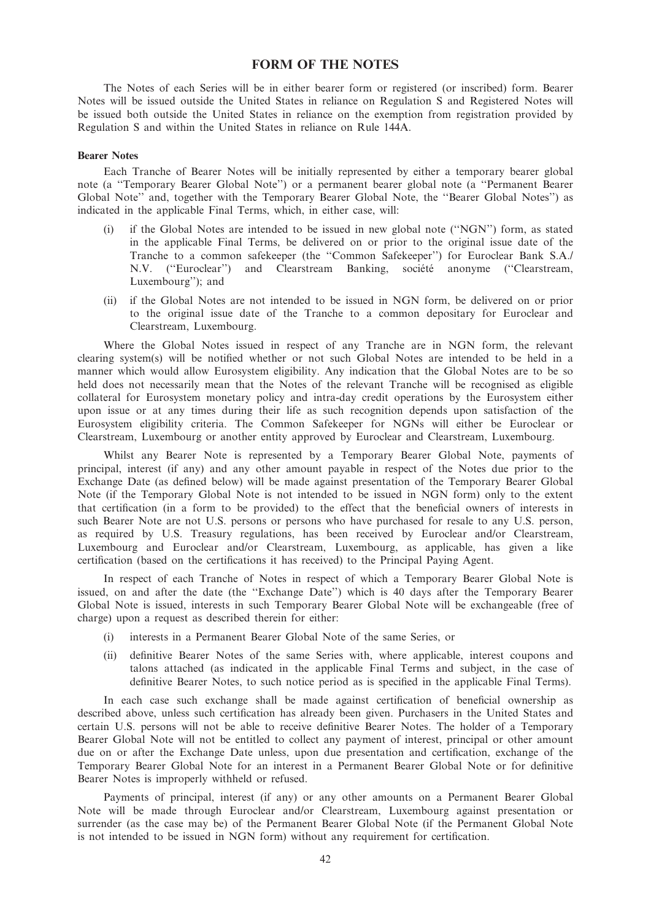# FORM OF THE NOTES

The Notes of each Series will be in either bearer form or registered (or inscribed) form. Bearer Notes will be issued outside the United States in reliance on Regulation S and Registered Notes will be issued both outside the United States in reliance on the exemption from registration provided by Regulation S and within the United States in reliance on Rule 144A.

**Bearer Notes**

Each Tranche of Bearer Notes will be initially represented by either a temporary bearer global note (a ''Temporary Bearer Global Note'') or a permanent bearer global note (a ''Permanent Bearer Global Note'' and, together with the Temporary Bearer Global Note, the ''Bearer Global Notes'') as indicated in the applicable Final Terms, which, in either case, will:

(i) if the Global Notes are intended to be issued in new global note (''NGN'') form, as stated in the applicable Final Terms, be delivered on or prior to the original issue date of the Tranche to a common safekeeper (the ''Common Safekeeper'') for Euroclear Bank S.A./N.V. (''Euroclear'') and Clearstream Banking, société anonyme (''Clearstream, Luxembourg''); and

(ii) if the Global Notes are not intended to be issued in NGN form, be delivered on or prior to the original issue date of the Tranche to a common depositary for Euroclear and Clearstream, Luxembourg.

Where the Global Notes issued in respect of any Tranche are in NGN form, the relevant clearing system(s) will be notified whether or not such Global Notes are intended to be held in a manner which would allow Eurosystem eligibility. Any indication that the Global Notes are to be so held does not necessarily mean that the Notes of the relevant Tranche will be recognised as eligible collateral for Eurosystem monetary policy and intra-day credit operations by the Eurosystem either upon issue or at any times during their life as such recognition depends upon satisfaction of the Eurosystem eligibility criteria. The Common Safekeeper for NGNs will either be Euroclear or Clearstream, Luxembourg or another entity approved by Euroclear and Clearstream, Luxembourg.

Whilst any Bearer Note is represented by a Temporary Bearer Global Note, payments of principal, interest (if any) and any other amount payable in respect of the Notes due prior to the Exchange Date (as defined below) will be made against presentation of the Temporary Bearer Global Note (if the Temporary Global Note is not intended to be issued in NGN form) only to the extent that certification (in a form to be provided) to the effect that the beneficial owners of interests in such Bearer Note are not U.S. persons or persons who have purchased for resale to any U.S. person, as required by U.S. Treasury regulations, has been received by Euroclear and/or Clearstream, Luxembourg and Euroclear and/or Clearstream, Luxembourg, as applicable, has given a like certification (based on the certifications it has received) to the Principal Paying Agent.

In respect of each Tranche of Notes in respect of which a Temporary Bearer Global Note is issued, on and after the date (the ''Exchange Date'') which is 40 days after the Temporary Bearer Global Note is issued, interests in such Temporary Bearer Global Note will be exchangeable (free of charge) upon a request as described therein for either:

(i) interests in a Permanent Bearer Global Note of the same Series, or

(ii) definitive Bearer Notes of the same Series with, where applicable, interest coupons and talons attached (as indicated in the applicable Final Terms and subject, in the case of definitive Bearer Notes, to such notice period as is specified in the applicable Final Terms).

In each case such exchange shall be made against certification of beneficial ownership as described above, unless such certification has already been given. Purchasers in the United States and certain U.S. persons will not be able to receive definitive Bearer Notes. The holder of a Temporary Bearer Global Note will not be entitled to collect any payment of interest, principal or other amount due on or after the Exchange Date unless, upon due presentation and certification, exchange of the Temporary Bearer Global Note for an interest in a Permanent Bearer Global Note or for definitive Bearer Notes is improperly withheld or refused.

Payments of principal, interest (if any) or any other amounts on a Permanent Bearer Global Note will be made through Euroclear and/or Clearstream, Luxembourg against presentation or surrender (as the case may be) of the Permanent Bearer Global Note (if the Permanent Global Note is not intended to be issued in NGN form) without any requirement for certification.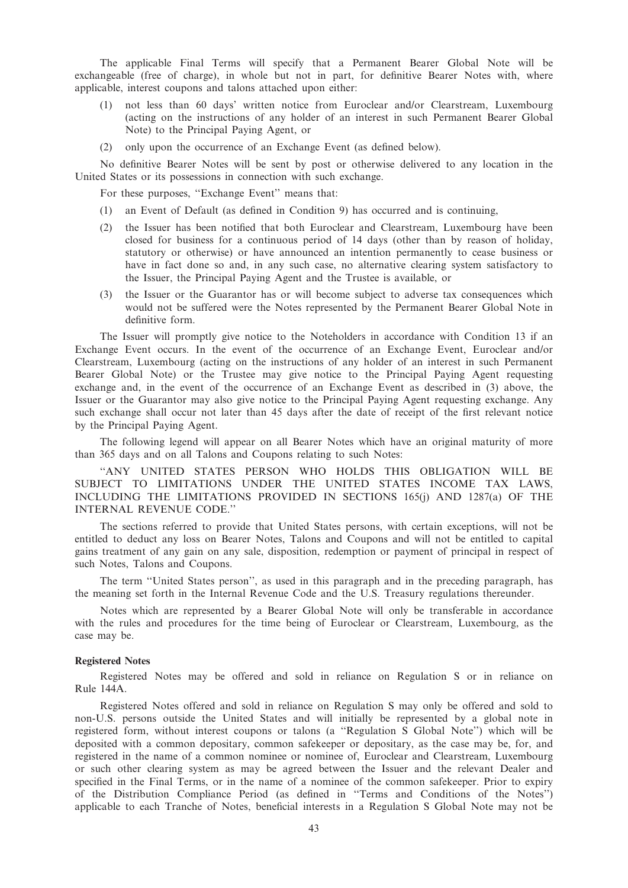The applicable Final Terms will specify that a Permanent Bearer Global Note will be exchangeable (free of charge), in whole but not in part, for definitive Bearer Notes with, where applicable, interest coupons and talons attached upon either:

(1) not less than 60 days' written notice from Euroclear and/or Clearstream, Luxembourg (acting on the instructions of any holder of an interest in such Permanent Bearer Global Note) to the Principal Paying Agent, or

(2) only upon the occurrence of an Exchange Event (as defined below).

No definitive Bearer Notes will be sent by post or otherwise delivered to any location in the United States or its possessions in connection with such exchange.

For these purposes, ''Exchange Event'' means that:

(1) an Event of Default (as defined in Condition 9) has occurred and is continuing,

(2) the Issuer has been notified that both Euroclear and Clearstream, Luxembourg have been closed for business for a continuous period of 14 days (other than by reason of holiday, statutory or otherwise) or have announced an intention permanently to cease business or have in fact done so and, in any such case, no alternative clearing system satisfactory to the Issuer, the Principal Paying Agent and the Trustee is available, or

(3) the Issuer or the Guarantor has or will become subject to adverse tax consequences which would not be suffered were the Notes represented by the Permanent Bearer Global Note in definitive form.

The Issuer will promptly give notice to the Noteholders in accordance with Condition 13 if an Exchange Event occurs. In the event of the occurrence of an Exchange Event, Euroclear and/or Clearstream, Luxembourg (acting on the instructions of any holder of an interest in such Permanent Bearer Global Note) or the Trustee may give notice to the Principal Paying Agent requesting exchange and, in the event of the occurrence of an Exchange Event as described in (3) above, the Issuer or the Guarantor may also give notice to the Principal Paying Agent requesting exchange. Any such exchange shall occur not later than 45 days after the date of receipt of the first relevant notice by the Principal Paying Agent.

The following legend will appear on all Bearer Notes which have an original maturity of more than 365 days and on all Talons and Coupons relating to such Notes:

''ANY UNITED STATES PERSON WHO HOLDS THIS OBLIGATION WILL BE SUBJECT TO LIMITATIONS UNDER THE UNITED STATES INCOME TAX LAWS, INCLUDING THE LIMITATIONS PROVIDED IN SECTIONS 165(j) AND 1287(a) OF THE INTERNAL REVENUE CODE.''

The sections referred to provide that United States persons, with certain exceptions, will not be entitled to deduct any loss on Bearer Notes, Talons and Coupons and will not be entitled to capital gains treatment of any gain on any sale, disposition, redemption or payment of principal in respect of such Notes, Talons and Coupons.

The term ''United States person'', as used in this paragraph and in the preceding paragraph, has the meaning set forth in the Internal Revenue Code and the U.S. Treasury regulations thereunder.

Notes which are represented by a Bearer Global Note will only be transferable in accordance with the rules and procedures for the time being of Euroclear or Clearstream, Luxembourg, as the case may be.

**Registered Notes**

Registered Notes may be offered and sold in reliance on Regulation S or in reliance on Rule 144A.

Registered Notes offered and sold in reliance on Regulation S may only be offered and sold to non-U.S. persons outside the United States and will initially be represented by a global note in registered form, without interest coupons or talons (a ''Regulation S Global Note'') which will be deposited with a common depositary, common safekeeper or depositary, as the case may be, for, and registered in the name of a common nominee or nominee of, Euroclear and Clearstream, Luxembourg or such other clearing system as may be agreed between the Issuer and the relevant Dealer and specified in the Final Terms, or in the name of a nominee of the common safekeeper. Prior to expiry of the Distribution Compliance Period (as defined in ''Terms and Conditions of the Notes'') applicable to each Tranche of Notes, beneficial interests in a Regulation S Global Note may not be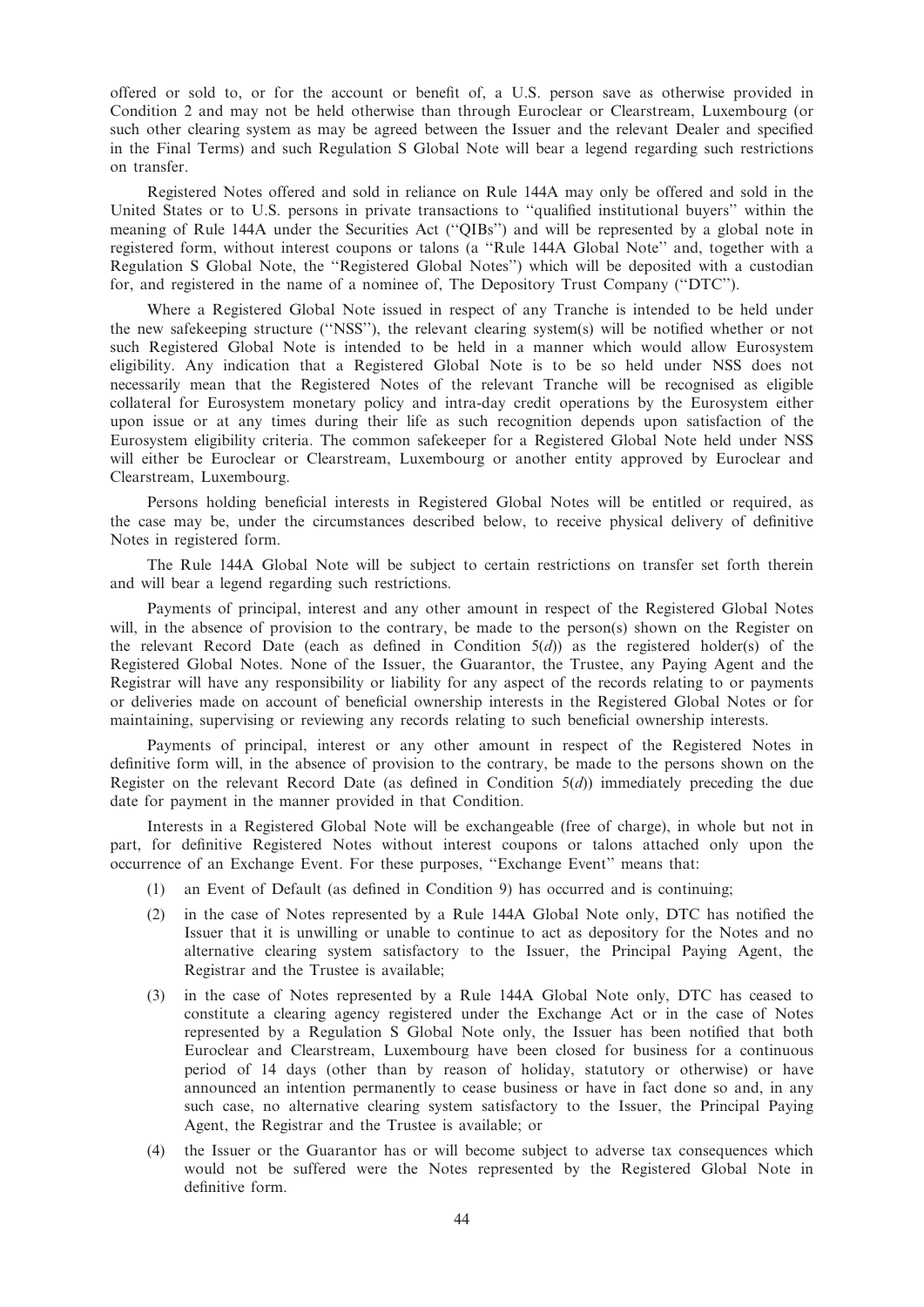offered or sold to, or for the account or benefit of, a U.S. person save as otherwise provided in Condition 2 and may not be held otherwise than through Euroclear or Clearstream, Luxembourg (or such other clearing system as may be agreed between the Issuer and the relevant Dealer and specified in the Final Terms) and such Regulation S Global Note will bear a legend regarding such restrictions on transfer.

Registered Notes offered and sold in reliance on Rule 144A may only be offered and sold in the United States or to U.S. persons in private transactions to ''qualified institutional buyers'' within the meaning of Rule 144A under the Securities Act (''QIBs'') and will be represented by a global note in registered form, without interest coupons or talons (a ''Rule 144A Global Note'' and, together with a Regulation S Global Note, the ''Registered Global Notes'') which will be deposited with a custodian for, and registered in the name of a nominee of, The Depository Trust Company (''DTC'').

Where a Registered Global Note issued in respect of any Tranche is intended to be held under the new safekeeping structure (''NSS''), the relevant clearing system(s) will be notified whether or not such Registered Global Note is intended to be held in a manner which would allow Eurosystem eligibility. Any indication that a Registered Global Note is to be so held under NSS does not necessarily mean that the Registered Notes of the relevant Tranche will be recognised as eligible collateral for Eurosystem monetary policy and intra-day credit operations by the Eurosystem either upon issue or at any times during their life as such recognition depends upon satisfaction of the Eurosystem eligibility criteria. The common safekeeper for a Registered Global Note held under NSS will either be Euroclear or Clearstream, Luxembourg or another entity approved by Euroclear and Clearstream, Luxembourg.

Persons holding beneficial interests in Registered Global Notes will be entitled or required, as the case may be, under the circumstances described below, to receive physical delivery of definitive Notes in registered form.

The Rule 144A Global Note will be subject to certain restrictions on transfer set forth therein and will bear a legend regarding such restrictions.

Payments of principal, interest and any other amount in respect of the Registered Global Notes will, in the absence of provision to the contrary, be made to the person(s) shown on the Register on the relevant Record Date (each as defined in Condition 5(*d*)) as the registered holder(s) of the Registered Global Notes. None of the Issuer, the Guarantor, the Trustee, any Paying Agent and the Registrar will have any responsibility or liability for any aspect of the records relating to or payments or deliveries made on account of beneficial ownership interests in the Registered Global Notes or for maintaining, supervising or reviewing any records relating to such beneficial ownership interests.

Payments of principal, interest or any other amount in respect of the Registered Notes in definitive form will, in the absence of provision to the contrary, be made to the persons shown on the Register on the relevant Record Date (as defined in Condition 5(*d*)) immediately preceding the due date for payment in the manner provided in that Condition.

Interests in a Registered Global Note will be exchangeable (free of charge), in whole but not in part, for definitive Registered Notes without interest coupons or talons attached only upon the occurrence of an Exchange Event. For these purposes, ''Exchange Event'' means that:

(1) an Event of Default (as defined in Condition 9) has occurred and is continuing;

(2) in the case of Notes represented by a Rule 144A Global Note only, DTC has notified the Issuer that it is unwilling or unable to continue to act as depository for the Notes and no alternative clearing system satisfactory to the Issuer, the Principal Paying Agent, the Registrar and the Trustee is available;

(3) in the case of Notes represented by a Rule 144A Global Note only, DTC has ceased to constitute a clearing agency registered under the Exchange Act or in the case of Notes represented by a Regulation S Global Note only, the Issuer has been notified that both Euroclear and Clearstream, Luxembourg have been closed for business for a continuous period of 14 days (other than by reason of holiday, statutory or otherwise) or have announced an intention permanently to cease business or have in fact done so and, in any such case, no alternative clearing system satisfactory to the Issuer, the Principal Paying Agent, the Registrar and the Trustee is available; or

(4) the Issuer or the Guarantor has or will become subject to adverse tax consequences which would not be suffered were the Notes represented by the Registered Global Note in definitive form.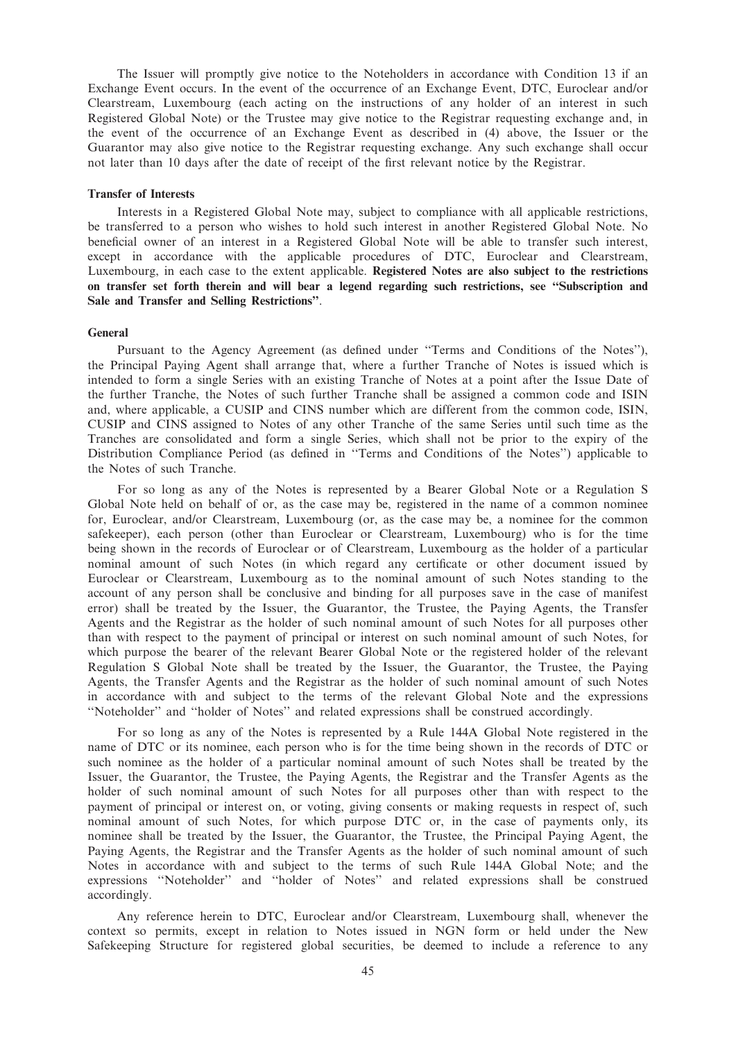The Issuer will promptly give notice to the Noteholders in accordance with Condition 13 if an Exchange Event occurs. In the event of the occurrence of an Exchange Event, DTC, Euroclear and/or Clearstream, Luxembourg (each acting on the instructions of any holder of an interest in such Registered Global Note) or the Trustee may give notice to the Registrar requesting exchange and, in the event of the occurrence of an Exchange Event as described in (4) above, the Issuer or the Guarantor may also give notice to the Registrar requesting exchange. Any such exchange shall occur not later than 10 days after the date of receipt of the first relevant notice by the Registrar.

**Transfer of Interests**

Interests in a Registered Global Note may, subject to compliance with all applicable restrictions, be transferred to a person who wishes to hold such interest in another Registered Global Note. No beneficial owner of an interest in a Registered Global Note will be able to transfer such interest, except in accordance with the applicable procedures of DTC, Euroclear and Clearstream, Luxembourg, in each case to the extent applicable. **Registered Notes are also subject to the restrictions on transfer set forth therein and will bear a legend regarding such restrictions, see "Subscription and Sale and Transfer and Selling Restrictions"**.

**General**

Pursuant to the Agency Agreement (as defined under "Terms and Conditions of the Notes"), the Principal Paying Agent shall arrange that, where a further Tranche of Notes is issued which is intended to form a single Series with an existing Tranche of Notes at a point after the Issue Date of the further Tranche, the Notes of such further Tranche shall be assigned a common code and ISIN and, where applicable, a CUSIP and CINS number which are different from the common code, ISIN, CUSIP and CINS assigned to Notes of any other Tranche of the same Series until such time as the Tranches are consolidated and form a single Series, which shall not be prior to the expiry of the Distribution Compliance Period (as defined in "Terms and Conditions of the Notes") applicable to the Notes of such Tranche.

For so long as any of the Notes is represented by a Bearer Global Note or a Regulation S Global Note held on behalf of or, as the case may be, registered in the name of a common nominee for, Euroclear, and/or Clearstream, Luxembourg (or, as the case may be, a nominee for the common safekeeper), each person (other than Euroclear or Clearstream, Luxembourg) who is for the time being shown in the records of Euroclear or of Clearstream, Luxembourg as the holder of a particular nominal amount of such Notes (in which regard any certificate or other document issued by Euroclear or Clearstream, Luxembourg as to the nominal amount of such Notes standing to the account of any person shall be conclusive and binding for all purposes save in the case of manifest error) shall be treated by the Issuer, the Guarantor, the Trustee, the Paying Agents, the Transfer Agents and the Registrar as the holder of such nominal amount of such Notes for all purposes other than with respect to the payment of principal or interest on such nominal amount of such Notes, for which purpose the bearer of the relevant Bearer Global Note or the registered holder of the relevant Regulation S Global Note shall be treated by the Issuer, the Guarantor, the Trustee, the Paying Agents, the Transfer Agents and the Registrar as the holder of such nominal amount of such Notes in accordance with and subject to the terms of the relevant Global Note and the expressions "Noteholder" and "holder of Notes" and related expressions shall be construed accordingly.

For so long as any of the Notes is represented by a Rule 144A Global Note registered in the name of DTC or its nominee, each person who is for the time being shown in the records of DTC or such nominee as the holder of a particular nominal amount of such Notes shall be treated by the Issuer, the Guarantor, the Trustee, the Paying Agents, the Registrar and the Transfer Agents as the holder of such nominal amount of such Notes for all purposes other than with respect to the payment of principal or interest on, or voting, giving consents or making requests in respect of, such nominal amount of such Notes, for which purpose DTC or, in the case of payments only, its nominee shall be treated by the Issuer, the Guarantor, the Trustee, the Principal Paying Agent, the Paying Agents, the Registrar and the Transfer Agents as the holder of such nominal amount of such Notes in accordance with and subject to the terms of such Rule 144A Global Note; and the expressions "Noteholder" and "holder of Notes" and related expressions shall be construed accordingly.

Any reference herein to DTC, Euroclear and/or Clearstream, Luxembourg shall, whenever the context so permits, except in relation to Notes issued in NGN form or held under the New Safekeeping Structure for registered global securities, be deemed to include a reference to any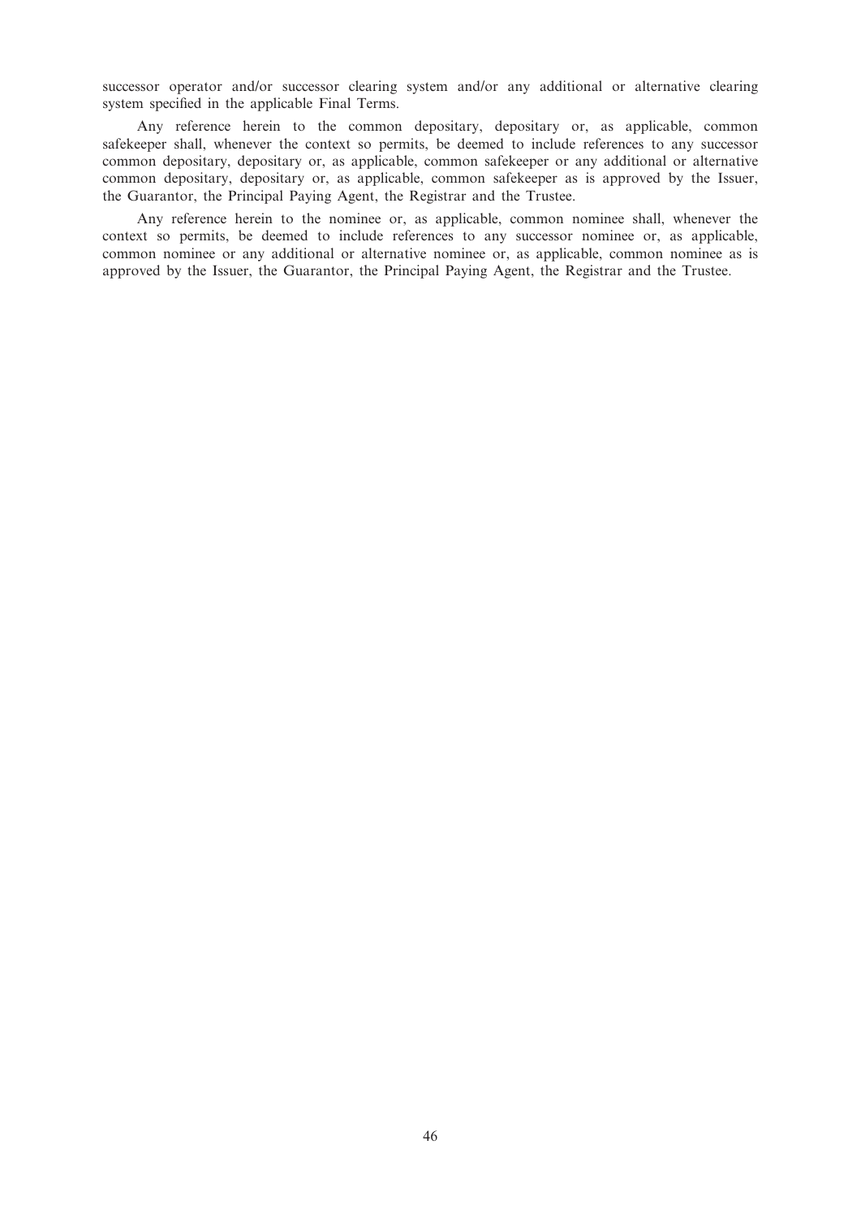successor operator and/or successor clearing system and/or any additional or alternative clearing system specified in the applicable Final Terms.

Any reference herein to the common depositary, depositary or, as applicable, common safekeeper shall, whenever the context so permits, be deemed to include references to any successor common depositary, depositary or, as applicable, common safekeeper or any additional or alternative common depositary, depositary or, as applicable, common safekeeper as is approved by the Issuer, the Guarantor, the Principal Paying Agent, the Registrar and the Trustee.

Any reference herein to the nominee or, as applicable, common nominee shall, whenever the context so permits, be deemed to include references to any successor nominee or, as applicable, common nominee or any additional or alternative nominee or, as applicable, common nominee as is approved by the Issuer, the Guarantor, the Principal Paying Agent, the Registrar and the Trustee.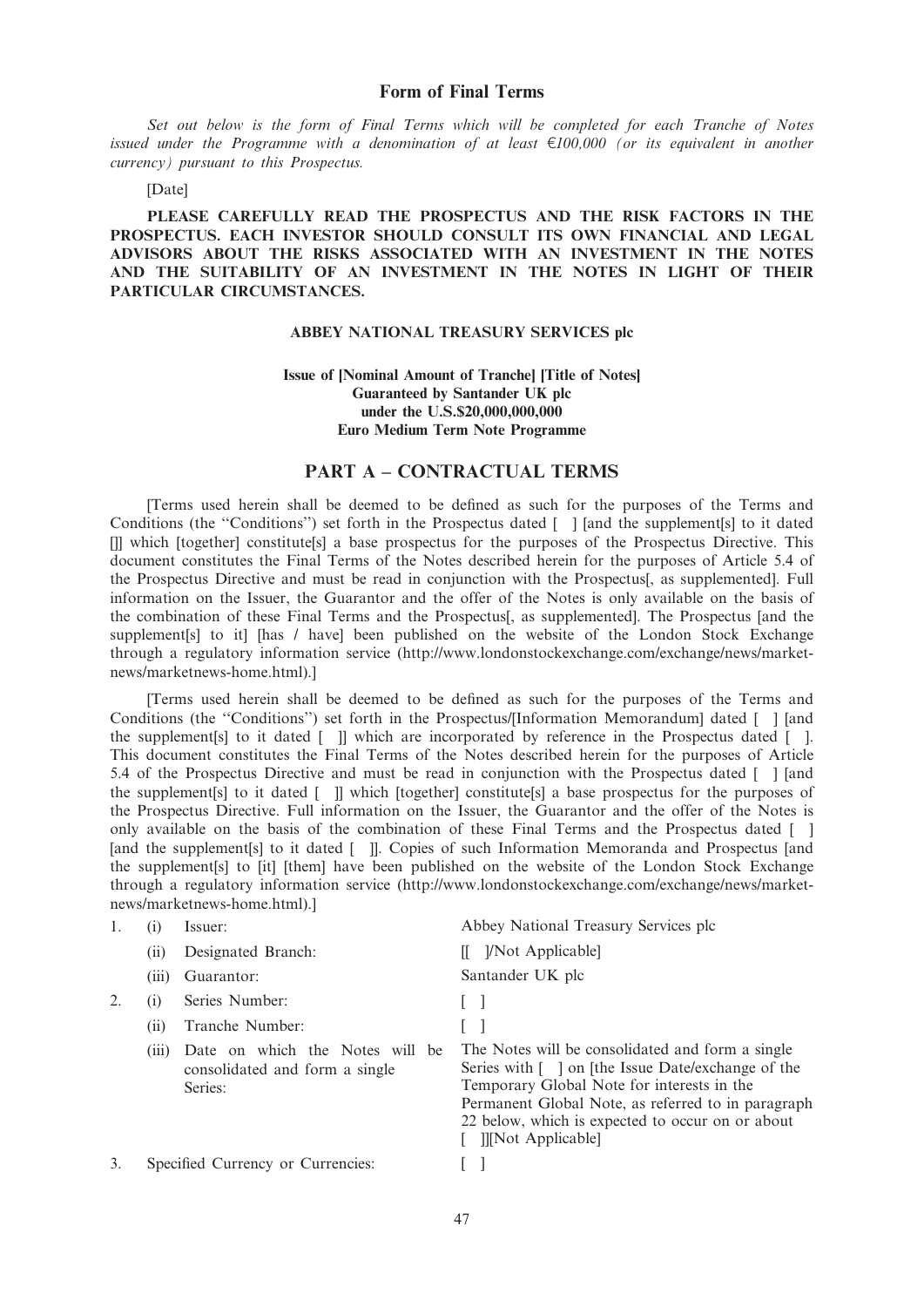## Form of Final Terms

*Set out below is the form of Final Terms which will be completed for each Tranche of Notes issued under the Programme with a denomination of at least €100,000 (or its equivalent in another currency) pursuant to this Prospectus.*

[Date]

**PLEASE CAREFULLY READ THE PROSPECTUS AND THE RISK FACTORS IN THE PROSPECTUS. EACH INVESTOR SHOULD CONSULT ITS OWN FINANCIAL AND LEGAL ADVISORS ABOUT THE RISKS ASSOCIATED WITH AN INVESTMENT IN THE NOTES AND THE SUITABILITY OF AN INVESTMENT IN THE NOTES IN LIGHT OF THEIR PARTICULAR CIRCUMSTANCES.**

**ABBEY NATIONAL TREASURY SERVICES plc**

**Issue of [Nominal Amount of Tranche] [Title of Notes]**
**Guaranteed by Santander UK plc**
**under the U.S.$20,000,000,000**
**Euro Medium Term Note Programme**

## PART A – CONTRACTUAL TERMS

[Terms used herein shall be deemed to be defined as such for the purposes of the Terms and Conditions (the "Conditions") set forth in the Prospectus dated [ ] [and the supplement[s] to it dated []] which [together] constitute[s] a base prospectus for the purposes of the Prospectus Directive. This document constitutes the Final Terms of the Notes described herein for the purposes of Article 5.4 of the Prospectus Directive and must be read in conjunction with the Prospectus[, as supplemented]. Full information on the Issuer, the Guarantor and the offer of the Notes is only available on the basis of the combination of these Final Terms and the Prospectus[, as supplemented]. The Prospectus [and the supplement[s] to it] [has / have] been published on the website of the London Stock Exchange through a regulatory information service (http://www.londonstockexchange.com/exchange/news/market-news/marketnews-home.html).]

[Terms used herein shall be deemed to be defined as such for the purposes of the Terms and Conditions (the "Conditions") set forth in the Prospectus/[Information Memorandum] dated [ ] [and the supplement[s] to it dated [ ]] which are incorporated by reference in the Prospectus dated [ ]. This document constitutes the Final Terms of the Notes described herein for the purposes of Article 5.4 of the Prospectus Directive and must be read in conjunction with the Prospectus dated [ ] [and the supplement[s] to it dated [ ]] which [together] constitute[s] a base prospectus for the purposes of the Prospectus Directive. Full information on the Issuer, the Guarantor and the offer of the Notes is only available on the basis of the combination of these Final Terms and the Prospectus dated [ ] [and the supplement[s] to it dated [ ]]. Copies of such Information Memoranda and Prospectus [and the supplement[s] to [it] [them] have been published on the website of the London Stock Exchange through a regulatory information service (http://www.londonstockexchange.com/exchange/news/market-news/marketnews-home.html).]

| | | | |
|---|---|---|---|
| 1. | (i) | Issuer: | Abbey National Treasury Services plc |
| | (ii) | Designated Branch: | [[ ]/Not Applicable] |
| | (iii) | Guarantor: | Santander UK plc |
| 2. | (i) | Series Number: | [ ] |
| | (ii) | Tranche Number: | [ ] |
| | (iii) | Date on which the Notes will be consolidated and form a single Series: | The Notes will be consolidated and form a single Series with [ ] on [the Issue Date/exchange of the Temporary Global Note for interests in the Permanent Global Note, as referred to in paragraph 22 below, which is expected to occur on or about [ ]][Not Applicable] |
| 3. | | Specified Currency or Currencies: | [ ] |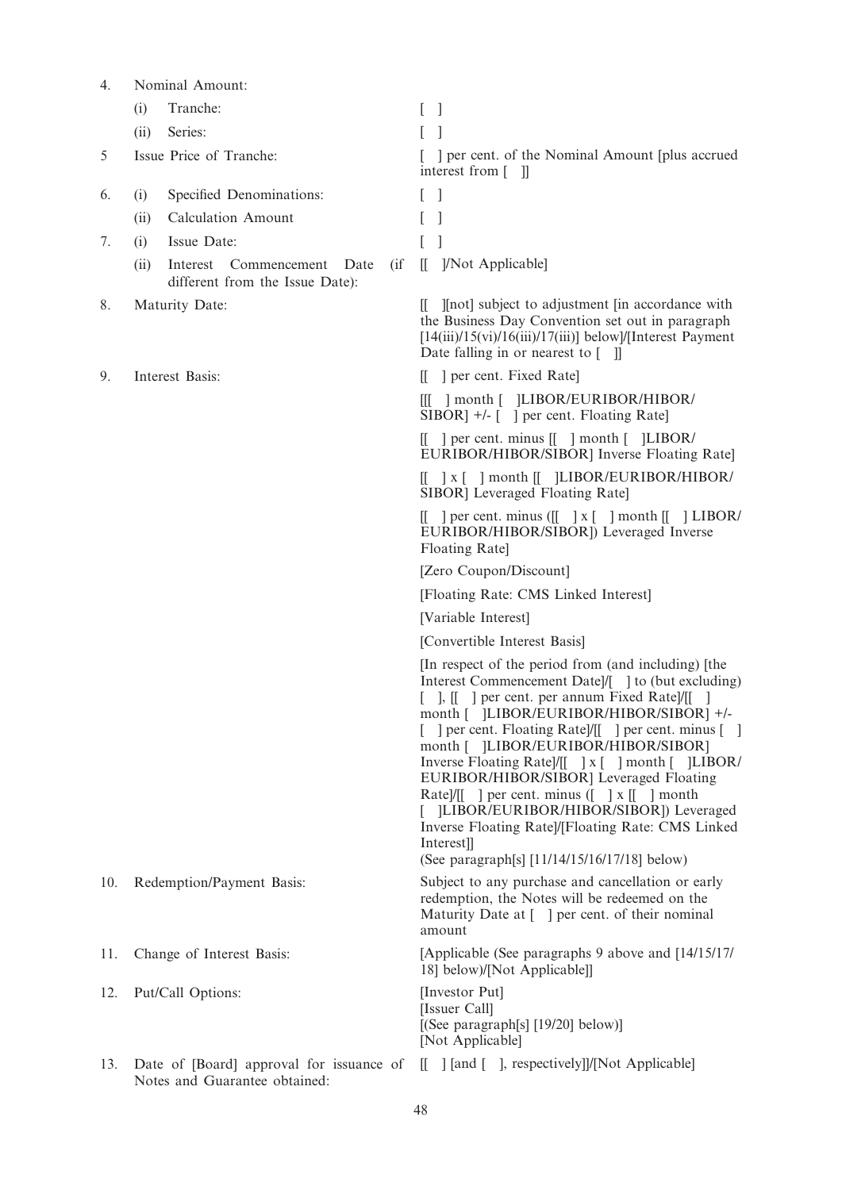| | | |
|---|---|---|
| 4. | Nominal Amount: | |
| | (i) Tranche: | [ ] |
| | (ii) Series: | [ ] |
| 5 | Issue Price of Tranche: | [ ] per cent. of the Nominal Amount [plus accrued interest from [ ]] |
| 6. | (i) Specified Denominations: | [ ] |
| | (ii) Calculation Amount | [ ] |
| 7. | (i) Issue Date: | [ ] |
| | (ii) Interest Commencement Date (if different from the Issue Date): | [[ ]/Not Applicable] |
| 8. | Maturity Date: | [[ ][not] subject to adjustment [in accordance with the Business Day Convention set out in paragraph [14(iii)/15(vi)/16(iii)/17(iii)] below]/[Interest Payment Date falling in or nearest to [ ]] |
| 9. | Interest Basis: | [[ ] per cent. Fixed Rate]<br><br>[[[ ] month [ ]LIBOR/EURIBOR/HIBOR/SIBOR] +/- [ ] per cent. Floating Rate]<br><br>[[ ] per cent. minus [[ ] month [ ]LIBOR/EURIBOR/HIBOR/SIBOR] Inverse Floating Rate]<br><br>[[ ] x [ ] month [[ ]LIBOR/EURIBOR/HIBOR/SIBOR] Leveraged Floating Rate]<br><br>[[ ] per cent. minus ([[ ] x [ ] month [[ ] LIBOR/EURIBOR/HIBOR/SIBOR]) Leveraged Inverse Floating Rate]<br><br>[Zero Coupon/Discount]<br><br>[Floating Rate: CMS Linked Interest]<br><br>[Variable Interest]<br><br>[Convertible Interest Basis]<br><br>[In respect of the period from (and including) [the Interest Commencement Date]/[ ] to (but excluding) [ ], [[ ] per cent. per annum Fixed Rate]/[[ ] month [ ]LIBOR/EURIBOR/HIBOR/SIBOR] +/- [ ] per cent. Floating Rate]/[[ ] per cent. minus [ ] month [ ]LIBOR/EURIBOR/HIBOR/SIBOR] Inverse Floating Rate]/[[ ] x [ ] month [ ]LIBOR/EURIBOR/HIBOR/SIBOR] Leveraged Floating Rate]/[[ ] per cent. minus ([ ] x [[ ] month [ ]LIBOR/EURIBOR/HIBOR/SIBOR]) Leveraged Inverse Floating Rate]/[Floating Rate: CMS Linked Interest]]<br>(See paragraph[s] [11/14/15/16/17/18] below) |
| 10. | Redemption/Payment Basis: | Subject to any purchase and cancellation or early redemption, the Notes will be redeemed on the Maturity Date at [ ] per cent. of their nominal amount |
| 11. | Change of Interest Basis: | [Applicable (See paragraphs 9 above and [14/15/17/18] below)/[Not Applicable]] |
| 12. | Put/Call Options: | [Investor Put]<br>[Issuer Call]<br>[(See paragraph[s] [19/20] below)]<br>[Not Applicable] |
| 13. | Date of [Board] approval for issuance of Notes and Guarantee obtained: | [[ ] [and [ ], respectively]]/[Not Applicable] |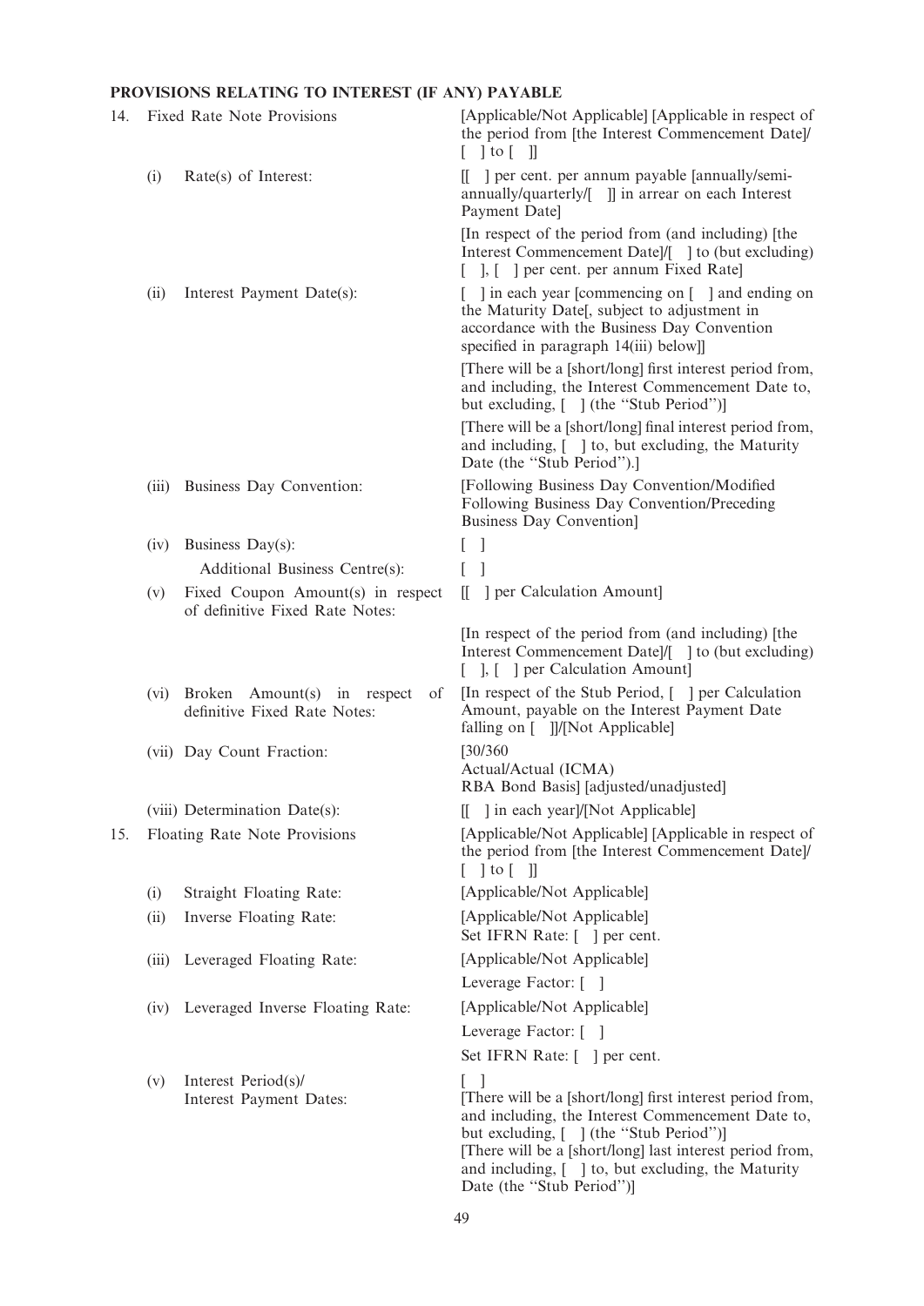**PROVISIONS RELATING TO INTEREST (IF ANY) PAYABLE**

| | | |
|---|---|---|
| 14. | Fixed Rate Note Provisions | [Applicable/Not Applicable] [Applicable in respect of the period from [the Interest Commencement Date]/[ ] to [ ]] |
| | (i) Rate(s) of Interest: | [[ ] per cent. per annum payable [annually/semi-annually/quarterly/[ ]] in arrear on each Interest Payment Date] |
| | | [In respect of the period from (and including) [the Interest Commencement Date]/[ ] to (but excluding) [ ], [ ] per cent. per annum Fixed Rate] |
| | (ii) Interest Payment Date(s): | [ ] in each year [commencing on [ ] and ending on the Maturity Date[, subject to adjustment in accordance with the Business Day Convention specified in paragraph 14(iii) below]] |
| | | [There will be a [short/long] first interest period from, and including, the Interest Commencement Date to, but excluding, [ ] (the "Stub Period")] |
| | | [There will be a [short/long] final interest period from, and including, [ ] to, but excluding, the Maturity Date (the "Stub Period").] |
| | (iii) Business Day Convention: | [Following Business Day Convention/Modified Following Business Day Convention/Preceding Business Day Convention] |
| | (iv) Business Day(s): | [ ] |
| | Additional Business Centre(s): | [ ] |
| | (v) Fixed Coupon Amount(s) in respect of definitive Fixed Rate Notes: | [[ ] per Calculation Amount] |
| | | [In respect of the period from (and including) [the Interest Commencement Date]/[ ] to (but excluding) [ ], [ ] per Calculation Amount] |
| | (vi) Broken Amount(s) in respect of definitive Fixed Rate Notes: | [In respect of the Stub Period, [ ] per Calculation Amount, payable on the Interest Payment Date falling on [ ]]/[Not Applicable] |
| | (vii) Day Count Fraction: | [30/360<br>Actual/Actual (ICMA)<br>RBA Bond Basis] [adjusted/unadjusted] |
| | (viii) Determination Date(s): | [[ ] in each year]/[Not Applicable] |
| 15. | Floating Rate Note Provisions | [Applicable/Not Applicable] [Applicable in respect of the period from [the Interest Commencement Date]/[ ] to [ ]] |
| | (i) Straight Floating Rate: | [Applicable/Not Applicable] |
| | (ii) Inverse Floating Rate: | [Applicable/Not Applicable]<br>Set IFRN Rate: [ ] per cent. |
| | (iii) Leveraged Floating Rate: | [Applicable/Not Applicable]<br>Leverage Factor: [ ] |
| | (iv) Leveraged Inverse Floating Rate: | [Applicable/Not Applicable]<br>Leverage Factor: [ ]<br>Set IFRN Rate: [ ] per cent. |
| | (v) Interest Period(s)/ Interest Payment Dates: | [ ]<br>[There will be a [short/long] first interest period from, and including, the Interest Commencement Date to, but excluding, [ ] (the "Stub Period")]<br>[There will be a [short/long] last interest period from, and including, [ ] to, but excluding, the Maturity Date (the "Stub Period")] |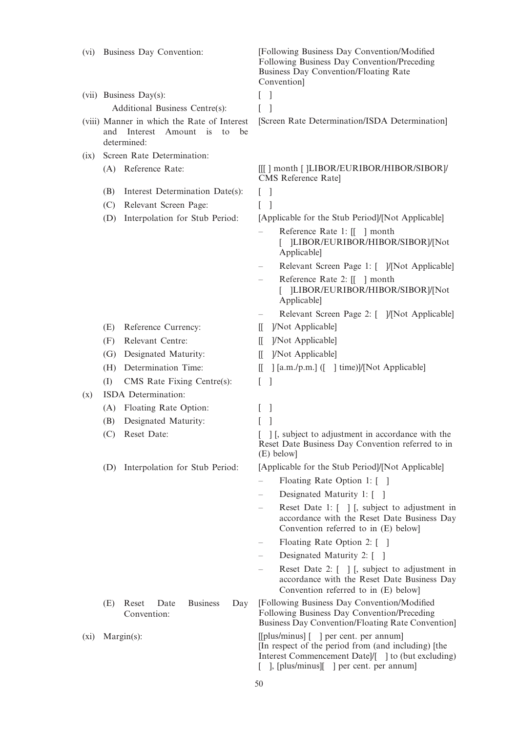| | |
|---|---|
| (vi) Business Day Convention: | [Following Business Day Convention/Modified Following Business Day Convention/Preceding Business Day Convention/Floating Rate Convention] |
| (vii) Business Day(s): | [ ] |
| Additional Business Centre(s): | [ ] |
| (viii) Manner in which the Rate of Interest and Interest Amount is to be determined: | [Screen Rate Determination/ISDA Determination] |
| (ix) Screen Rate Determination: | |
| (A) Reference Rate: | [[[ ] month [ ]LIBOR/EURIBOR/HIBOR/SIBOR]/ CMS Reference Rate] |
| (B) Interest Determination Date(s): | [ ] |
| (C) Relevant Screen Page: | [ ] |
| (D) Interpolation for Stub Period: | [Applicable for the Stub Period]/[Not Applicable]<br>– Reference Rate 1: [[ ] month [ ]LIBOR/EURIBOR/HIBOR/SIBOR]/[Not Applicable]<br>– Relevant Screen Page 1: [ ]/[Not Applicable]<br>– Reference Rate 2: [[ ] month [ ]LIBOR/EURIBOR/HIBOR/SIBOR]/[Not Applicable]<br>– Relevant Screen Page 2: [ ]/[Not Applicable] |
| (E) Reference Currency: | [[ ]/Not Applicable] |
| (F) Relevant Centre: | [[ ]/Not Applicable] |
| (G) Designated Maturity: | [[ ]/Not Applicable] |
| (H) Determination Time: | [[ ] [a.m./p.m.] ([ ] time)]/[Not Applicable] |
| (I) CMS Rate Fixing Centre(s): | [ ] |
| (x) ISDA Determination: | |
| (A) Floating Rate Option: | [ ] |
| (B) Designated Maturity: | [ ] |
| (C) Reset Date: | [ ] [, subject to adjustment in accordance with the Reset Date Business Day Convention referred to in (E) below] |
| (D) Interpolation for Stub Period: | [Applicable for the Stub Period]/[Not Applicable]<br>– Floating Rate Option 1: [ ]<br>– Designated Maturity 1: [ ]<br>– Reset Date 1: [ ] [, subject to adjustment in accordance with the Reset Date Business Day Convention referred to in (E) below]<br>– Floating Rate Option 2: [ ]<br>– Designated Maturity 2: [ ]<br>– Reset Date 2: [ ] [, subject to adjustment in accordance with the Reset Date Business Day Convention referred to in (E) below] |
| (E) Reset Date Business Day Convention: | [Following Business Day Convention/Modified Following Business Day Convention/Preceding Business Day Convention/Floating Rate Convention] |
| (xi) Margin(s): | [[plus/minus] [ ] per cent. per annum]<br>[In respect of the period from (and including) [the Interest Commencement Date]/[ ] to (but excluding) [ ], [plus/minus][ ] per cent. per annum] |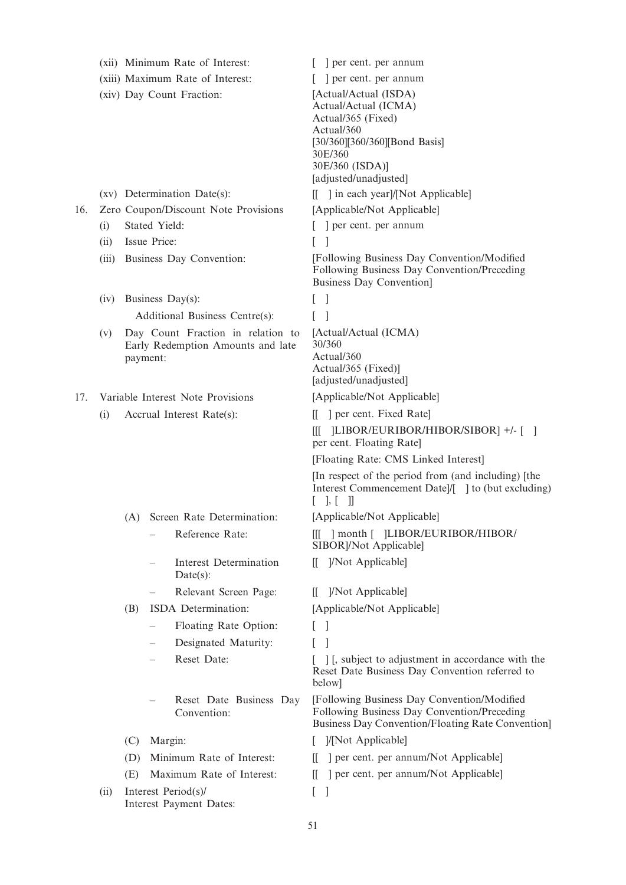| | |
|---|---|
| (xii) Minimum Rate of Interest: | [ ] per cent. per annum |
| (xiii) Maximum Rate of Interest: | [ ] per cent. per annum |
| (xiv) Day Count Fraction: | [Actual/Actual (ISDA)<br>Actual/Actual (ICMA)<br>Actual/365 (Fixed)<br>Actual/360<br>[30/360][360/360][Bond Basis]<br>30E/360<br>30E/360 (ISDA)]<br>[adjusted/unadjusted] |
| (xv) Determination Date(s): | [[ ] in each year]/[Not Applicable] |
| 16. Zero Coupon/Discount Note Provisions | [Applicable/Not Applicable] |
| (i) Stated Yield: | [ ] per cent. per annum |
| (ii) Issue Price: | [ ] |
| (iii) Business Day Convention: | [Following Business Day Convention/Modified Following Business Day Convention/Preceding Business Day Convention] |
| (iv) Business Day(s): | [ ] |
| Additional Business Centre(s): | [ ] |
| (v) Day Count Fraction in relation to Early Redemption Amounts and late payment: | [Actual/Actual (ICMA)<br>30/360<br>Actual/360<br>Actual/365 (Fixed)]<br>[adjusted/unadjusted] |
| 17. Variable Interest Note Provisions | [Applicable/Not Applicable] |
| (i) Accrual Interest Rate(s): | [[ ] per cent. Fixed Rate]<br>[[[ ]LIBOR/EURIBOR/HIBOR/SIBOR] +/- [ ] per cent. Floating Rate]<br>[Floating Rate: CMS Linked Interest]<br>[In respect of the period from (and including) [the Interest Commencement Date]/[ ] to (but excluding) [ ], [ ]] |
| (A) Screen Rate Determination: | [Applicable/Not Applicable] |
| – Reference Rate: | [[[ ] month [ ]LIBOR/EURIBOR/HIBOR/SIBOR]/Not Applicable] |
| – Interest Determination Date(s): | [[ ]/Not Applicable] |
| – Relevant Screen Page: | [[ ]/Not Applicable] |
| (B) ISDA Determination: | [Applicable/Not Applicable] |
| – Floating Rate Option: | [ ] |
| – Designated Maturity: | [ ] |
| – Reset Date: | [ ] [, subject to adjustment in accordance with the Reset Date Business Day Convention referred to below] |
| – Reset Date Business Day Convention: | [Following Business Day Convention/Modified Following Business Day Convention/Preceding Business Day Convention/Floating Rate Convention] |
| (C) Margin: | [ ]/[Not Applicable] |
| (D) Minimum Rate of Interest: | [[ ] per cent. per annum/Not Applicable] |
| (E) Maximum Rate of Interest: | [[ ] per cent. per annum/Not Applicable] |
| (ii) Interest Period(s)/ Interest Payment Dates: | [ ] |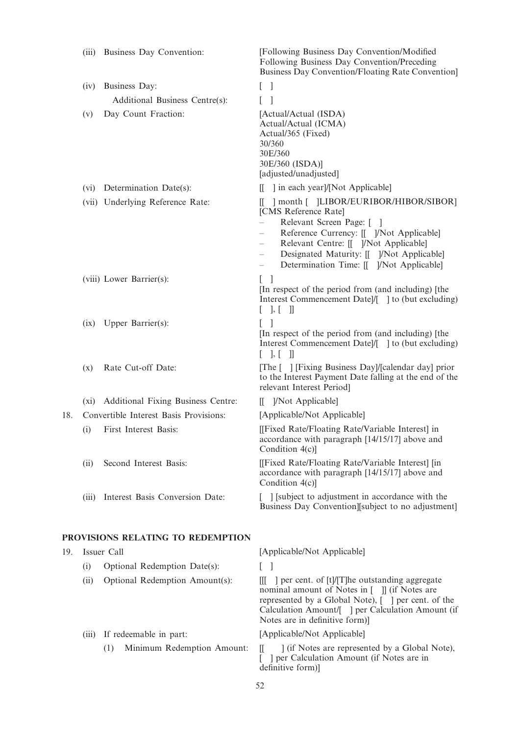| | | |
|---|---|---|
| | (iii) Business Day Convention: | [Following Business Day Convention/Modified Following Business Day Convention/Preceding Business Day Convention/Floating Rate Convention] |
| | (iv) Business Day: | [ ] |
| | Additional Business Centre(s): | [ ] |
| | (v) Day Count Fraction: | [Actual/Actual (ISDA)<br>Actual/Actual (ICMA)<br>Actual/365 (Fixed)<br>30/360<br>30E/360<br>30E/360 (ISDA)]<br>[adjusted/unadjusted] |
| | (vi) Determination Date(s): | [[ ] in each year]/[Not Applicable] |
| | (vii) Underlying Reference Rate: | [[ ] month [ ]LIBOR/EURIBOR/HIBOR/SIBOR]<br>[CMS Reference Rate]<br>– Relevant Screen Page: [ ]<br>– Reference Currency: [[ ]/Not Applicable]<br>– Relevant Centre: [[ ]/Not Applicable]<br>– Designated Maturity: [[ ]/Not Applicable]<br>– Determination Time: [[ ]/Not Applicable] |
| | (viii) Lower Barrier(s): | [ ]<br>[In respect of the period from (and including) [the Interest Commencement Date]/[ ] to (but excluding) [ ], [ ]] |
| | (ix) Upper Barrier(s): | [ ]<br>[In respect of the period from (and including) [the Interest Commencement Date]/[ ] to (but excluding) [ ], [ ]] |
| | (x) Rate Cut-off Date: | [The [ ] [Fixing Business Day]/[calendar day] prior to the Interest Payment Date falling at the end of the relevant Interest Period] |
| | (xi) Additional Fixing Business Centre: | [[ ]/Not Applicable] |
| 18. | Convertible Interest Basis Provisions: | [Applicable/Not Applicable] |
| | (i) First Interest Basis: | [[Fixed Rate/Floating Rate/Variable Interest] in accordance with paragraph [14/15/17] above and Condition 4(c)] |
| | (ii) Second Interest Basis: | [[Fixed Rate/Floating Rate/Variable Interest] [in accordance with paragraph [14/15/17] above and Condition 4(c)] |
| | (iii) Interest Basis Conversion Date: | [ ] [subject to adjustment in accordance with the Business Day Convention][subject to no adjustment] |

## PROVISIONS RELATING TO REDEMPTION

| | | |
|---|---|---|
| 19. | Issuer Call | [Applicable/Not Applicable] |
| | (i) Optional Redemption Date(s): | [ ] |
| | (ii) Optional Redemption Amount(s): | [[[ ] per cent. of [t]/[T]he outstanding aggregate nominal amount of Notes in [ ]] (if Notes are represented by a Global Note), [ ] per cent. of the Calculation Amount/[ ] per Calculation Amount (if Notes are in definitive form)] |
| | (iii) If redeemable in part: | [Applicable/Not Applicable] |
| | (1) Minimum Redemption Amount: | [[ ] (if Notes are represented by a Global Note), [ ] per Calculation Amount (if Notes are in definitive form)] |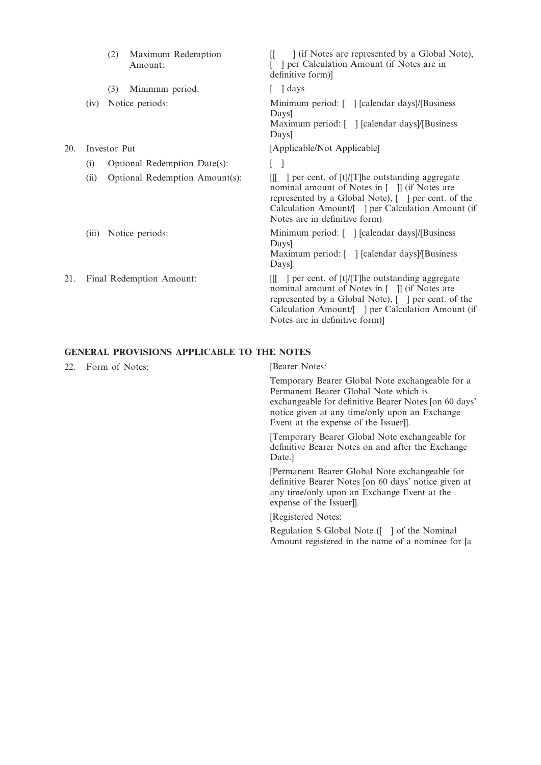| | | |
|---|---|---|
| | (2) Maximum Redemption Amount: | [[ ] (if Notes are represented by a Global Note), [ ] per Calculation Amount (if Notes are in definitive form)] |
| | (3) Minimum period: | [ ] days |
| | (iv) Notice periods: | Minimum period: [ ] [calendar days]/[Business Days]<br>Maximum period: [ ] [calendar days]/[Business Days] |
| 20. | Investor Put | [Applicable/Not Applicable] |
| | (i) Optional Redemption Date(s): | [ ] |
| | (ii) Optional Redemption Amount(s): | [[[ ] per cent. of [t]/[T]he outstanding aggregate nominal amount of Notes in [ ]] (if Notes are represented by a Global Note), [ ] per cent. of the Calculation Amount/[ ] per Calculation Amount (if Notes are in definitive form) |
| | (iii) Notice periods: | Minimum period: [ ] [calendar days]/[Business Days]<br>Maximum period: [ ] [calendar days]/[Business Days] |
| 21. | Final Redemption Amount: | [[[ ] per cent. of [t]/[T]he outstanding aggregate nominal amount of Notes in [ ]] (if Notes are represented by a Global Note), [ ] per cent. of the Calculation Amount/[ ] per Calculation Amount (if Notes are in definitive form)] |

**GENERAL PROVISIONS APPLICABLE TO THE NOTES**

| | | |
|---|---|---|
| 22. | Form of Notes: | [Bearer Notes:<br><br>Temporary Bearer Global Note exchangeable for a Permanent Bearer Global Note which is exchangeable for definitive Bearer Notes [on 60 days' notice given at any time/only upon an Exchange Event at the expense of the Issuer]].<br><br>[Temporary Bearer Global Note exchangeable for definitive Bearer Notes on and after the Exchange Date.]<br><br>[Permanent Bearer Global Note exchangeable for definitive Bearer Notes [on 60 days' notice given at any time/only upon an Exchange Event at the expense of the Issuer]].<br><br>[Registered Notes:<br><br>Regulation S Global Note ([ ] of the Nominal Amount registered in the name of a nominee for [a |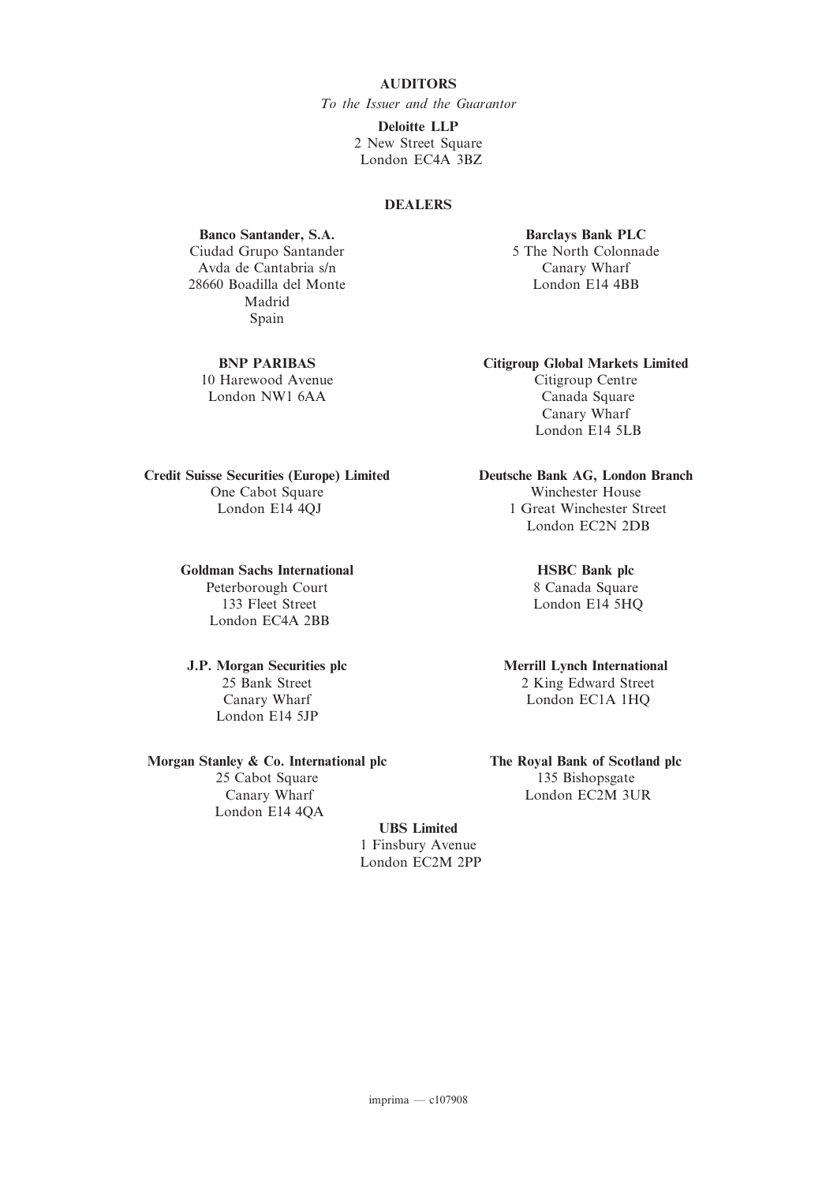## AUDITORS

*To the Issuer and the Guarantor*

**Deloitte LLP**
2 New Street Square
London EC4A 3BZ

## DEALERS

**Banco Santander, S.A.**
Ciudad Grupo Santander
Avda de Cantabria s/n
28660 Boadilla del Monte
Madrid
Spain

**Barclays Bank PLC**
5 The North Colonnade
Canary Wharf
London E14 4BB

**BNP PARIBAS**
10 Harewood Avenue
London NW1 6AA

**Citigroup Global Markets Limited**
Citigroup Centre
Canada Square
Canary Wharf
London E14 5LB

**Credit Suisse Securities (Europe) Limited**
One Cabot Square
London E14 4QJ

**Deutsche Bank AG, London Branch**
Winchester House
1 Great Winchester Street
London EC2N 2DB

**Goldman Sachs International**
Peterborough Court
133 Fleet Street
London EC4A 2BB

**HSBC Bank plc**
8 Canada Square
London E14 5HQ

**J.P. Morgan Securities plc**
25 Bank Street
Canary Wharf
London E14 5JP

**Merrill Lynch International**
2 King Edward Street
London EC1A 1HQ

**Morgan Stanley & Co. International plc**
25 Cabot Square
Canary Wharf
London E14 4QA

**The Royal Bank of Scotland plc**
135 Bishopsgate
London EC2M 3UR

**UBS Limited**
1 Finsbury Avenue
London EC2M 2PP

imprima — c107908